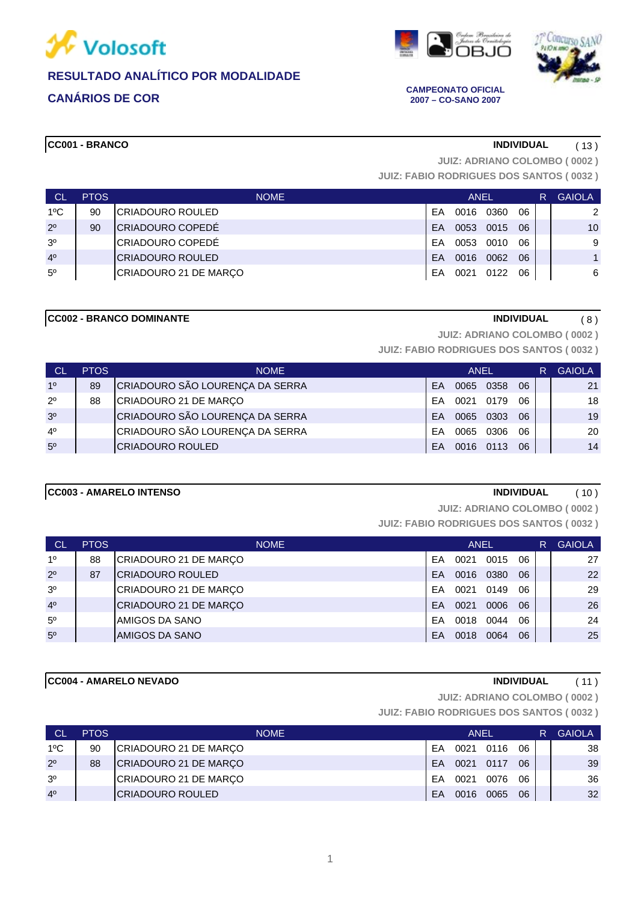Volosoft

**RESULTADO ANALÍTICO POR MODALIDADE**

**CANÁRIOS DE COR**

Ordem Brasileira de Juízes de Ornitologia OBJO

27º Concurso SANO

**CAMPEONATO OFICIAL**
**2007 – CO-SANO 2007**

**CC001 - BRANCO** — **INDIVIDUAL** ( 13 )

JUIZ: ADRIANO COLOMBO ( 0002 )
JUIZ: FABIO RODRIGUES DOS SANTOS ( 0032 )

| CL | PTOS | NOME | ANEL | | | | R | GAIOLA |
|---|---|---|---|---|---|---|---|---|
| 1ºC | 90 | CRIADOURO ROULED | EA | 0016 | 0360 | 06 | | 2 |
| 2º | 90 | CRIADOURO COPEDÉ | EA | 0053 | 0015 | 06 | | 10 |
| 3º | | CRIADOURO COPEDÉ | EA | 0053 | 0010 | 06 | | 9 |
| 4º | | CRIADOURO ROULED | EA | 0016 | 0062 | 06 | | 1 |
| 5º | | CRIADOURO 21 DE MARÇO | EA | 0021 | 0122 | 06 | | 6 |

**CC002 - BRANCO DOMINANTE** — **INDIVIDUAL** ( 8 )

JUIZ: ADRIANO COLOMBO ( 0002 )
JUIZ: FABIO RODRIGUES DOS SANTOS ( 0032 )

| CL | PTOS | NOME | ANEL | | | | R | GAIOLA |
|---|---|---|---|---|---|---|---|---|
| 1º | 89 | CRIADOURO SÃO LOURENÇA DA SERRA | EA | 0065 | 0358 | 06 | | 21 |
| 2º | 88 | CRIADOURO 21 DE MARÇO | EA | 0021 | 0179 | 06 | | 18 |
| 3º | | CRIADOURO SÃO LOURENÇA DA SERRA | EA | 0065 | 0303 | 06 | | 19 |
| 4º | | CRIADOURO SÃO LOURENÇA DA SERRA | EA | 0065 | 0306 | 06 | | 20 |
| 5º | | CRIADOURO ROULED | EA | 0016 | 0113 | 06 | | 14 |

**CC003 - AMARELO INTENSO** — **INDIVIDUAL** ( 10 )

JUIZ: ADRIANO COLOMBO ( 0002 )
JUIZ: FABIO RODRIGUES DOS SANTOS ( 0032 )

| CL | PTOS | NOME | ANEL | | | | R | GAIOLA |
|---|---|---|---|---|---|---|---|---|
| 1º | 88 | CRIADOURO 21 DE MARÇO | EA | 0021 | 0015 | 06 | | 27 |
| 2º | 87 | CRIADOURO ROULED | EA | 0016 | 0380 | 06 | | 22 |
| 3º | | CRIADOURO 21 DE MARÇO | EA | 0021 | 0149 | 06 | | 29 |
| 4º | | CRIADOURO 21 DE MARÇO | EA | 0021 | 0006 | 06 | | 26 |
| 5º | | AMIGOS DA SANO | EA | 0018 | 0044 | 06 | | 24 |
| 5º | | AMIGOS DA SANO | EA | 0018 | 0064 | 06 | | 25 |

**CC004 - AMARELO NEVADO** — **INDIVIDUAL** ( 11 )

JUIZ: ADRIANO COLOMBO ( 0002 )
JUIZ: FABIO RODRIGUES DOS SANTOS ( 0032 )

| CL | PTOS | NOME | ANEL | | | | R | GAIOLA |
|---|---|---|---|---|---|---|---|---|
| 1ºC | 90 | CRIADOURO 21 DE MARÇO | EA | 0021 | 0116 | 06 | | 38 |
| 2º | 88 | CRIADOURO 21 DE MARÇO | EA | 0021 | 0117 | 06 | | 39 |
| 3º | | CRIADOURO 21 DE MARÇO | EA | 0021 | 0076 | 06 | | 36 |
| 4º | | CRIADOURO ROULED | EA | 0016 | 0065 | 06 | | 32 |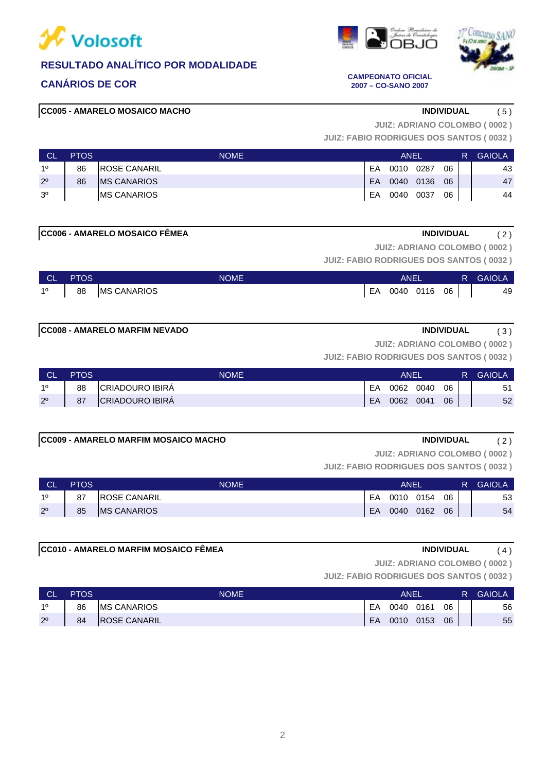## RESULTADO ANALÍTICO POR MODALIDADE

## CANÁRIOS DE COR

**CAMPEONATO OFICIAL 2007 – CO-SANO 2007**

### CC005 - AMARELO MOSAICO MACHO

**INDIVIDUAL** ( 5 )

**JUIZ: ADRIANO COLOMBO ( 0002 )**
**JUIZ: FABIO RODRIGUES DOS SANTOS ( 0032 )**

| CL | PTOS | NOME | ANEL | | | | R | GAIOLA |
|---|---|---|---|---|---|---|---|---|
| 1º | 86 | ROSE CANARIL | EA | 0010 | 0287 | 06 | | 43 |
| 2º | 86 | MS CANARIOS | EA | 0040 | 0136 | 06 | | 47 |
| 3º | | MS CANARIOS | EA | 0040 | 0037 | 06 | | 44 |

### CC006 - AMARELO MOSAICO FÊMEA

**INDIVIDUAL** ( 2 )

**JUIZ: ADRIANO COLOMBO ( 0002 )**
**JUIZ: FABIO RODRIGUES DOS SANTOS ( 0032 )**

| CL | PTOS | NOME | ANEL | | | | R | GAIOLA |
|---|---|---|---|---|---|---|---|---|
| 1º | 88 | MS CANARIOS | EA | 0040 | 0116 | 06 | | 49 |

### CC008 - AMARELO MARFIM NEVADO

**INDIVIDUAL** ( 3 )

**JUIZ: ADRIANO COLOMBO ( 0002 )**
**JUIZ: FABIO RODRIGUES DOS SANTOS ( 0032 )**

| CL | PTOS | NOME | ANEL | | | | R | GAIOLA |
|---|---|---|---|---|---|---|---|---|
| 1º | 88 | CRIADOURO IBIRÁ | EA | 0062 | 0040 | 06 | | 51 |
| 2º | 87 | CRIADOURO IBIRÁ | EA | 0062 | 0041 | 06 | | 52 |

### CC009 - AMARELO MARFIM MOSAICO MACHO

**INDIVIDUAL** ( 2 )

**JUIZ: ADRIANO COLOMBO ( 0002 )**
**JUIZ: FABIO RODRIGUES DOS SANTOS ( 0032 )**

| CL | PTOS | NOME | ANEL | | | | R | GAIOLA |
|---|---|---|---|---|---|---|---|---|
| 1º | 87 | ROSE CANARIL | EA | 0010 | 0154 | 06 | | 53 |
| 2º | 85 | MS CANARIOS | EA | 0040 | 0162 | 06 | | 54 |

### CC010 - AMARELO MARFIM MOSAICO FÊMEA

**INDIVIDUAL** ( 4 )

**JUIZ: ADRIANO COLOMBO ( 0002 )**
**JUIZ: FABIO RODRIGUES DOS SANTOS ( 0032 )**

| CL | PTOS | NOME | ANEL | | | | R | GAIOLA |
|---|---|---|---|---|---|---|---|---|
| 1º | 86 | MS CANARIOS | EA | 0040 | 0161 | 06 | | 56 |
| 2º | 84 | ROSE CANARIL | EA | 0010 | 0153 | 06 | | 55 |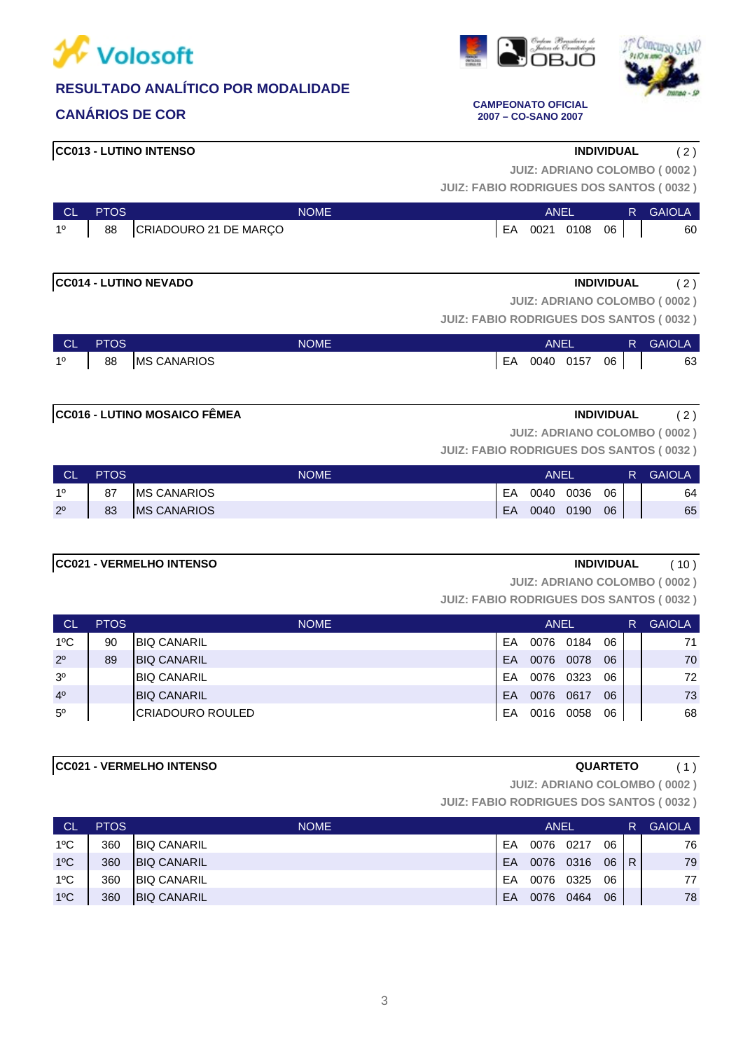## RESULTADO ANALÍTICO POR MODALIDADE

## CANÁRIOS DE COR

**CAMPEONATO OFICIAL 2007 – CO-SANO 2007**

### CC013 - LUTINO INTENSO

**INDIVIDUAL** ( 2 )

JUIZ: ADRIANO COLOMBO ( 0002 )
JUIZ: FABIO RODRIGUES DOS SANTOS ( 0032 )

| CL | PTOS | NOME | ANEL | | | | R | GAIOLA |
|---|---|---|---|---|---|---|---|---|
| 1º | 88 | CRIADOURO 21 DE MARÇO | EA | 0021 | 0108 | 06 | | 60 |

### CC014 - LUTINO NEVADO

**INDIVIDUAL** ( 2 )

JUIZ: ADRIANO COLOMBO ( 0002 )
JUIZ: FABIO RODRIGUES DOS SANTOS ( 0032 )

| CL | PTOS | NOME | ANEL | | | | R | GAIOLA |
|---|---|---|---|---|---|---|---|---|
| 1º | 88 | MS CANARIOS | EA | 0040 | 0157 | 06 | | 63 |

### CC016 - LUTINO MOSAICO FÊMEA

**INDIVIDUAL** ( 2 )

JUIZ: ADRIANO COLOMBO ( 0002 )
JUIZ: FABIO RODRIGUES DOS SANTOS ( 0032 )

| CL | PTOS | NOME | ANEL | | | | R | GAIOLA |
|---|---|---|---|---|---|---|---|---|
| 1º | 87 | MS CANARIOS | EA | 0040 | 0036 | 06 | | 64 |
| 2º | 83 | MS CANARIOS | EA | 0040 | 0190 | 06 | | 65 |

### CC021 - VERMELHO INTENSO

**INDIVIDUAL** ( 10 )

JUIZ: ADRIANO COLOMBO ( 0002 )
JUIZ: FABIO RODRIGUES DOS SANTOS ( 0032 )

| CL | PTOS | NOME | ANEL | | | | R | GAIOLA |
|---|---|---|---|---|---|---|---|---|
| 1ºC | 90 | BIQ CANARIL | EA | 0076 | 0184 | 06 | | 71 |
| 2º | 89 | BIQ CANARIL | EA | 0076 | 0078 | 06 | | 70 |
| 3º | | BIQ CANARIL | EA | 0076 | 0323 | 06 | | 72 |
| 4º | | BIQ CANARIL | EA | 0076 | 0617 | 06 | | 73 |
| 5º | | CRIADOURO ROULED | EA | 0016 | 0058 | 06 | | 68 |

### CC021 - VERMELHO INTENSO

**QUARTETO** ( 1 )

JUIZ: ADRIANO COLOMBO ( 0002 )
JUIZ: FABIO RODRIGUES DOS SANTOS ( 0032 )

| CL | PTOS | NOME | ANEL | | | | R | GAIOLA |
|---|---|---|---|---|---|---|---|---|
| 1ºC | 360 | BIQ CANARIL | EA | 0076 | 0217 | 06 | | 76 |
| 1ºC | 360 | BIQ CANARIL | EA | 0076 | 0316 | 06 | R | 79 |
| 1ºC | 360 | BIQ CANARIL | EA | 0076 | 0325 | 06 | | 77 |
| 1ºC | 360 | BIQ CANARIL | EA | 0076 | 0464 | 06 | | 78 |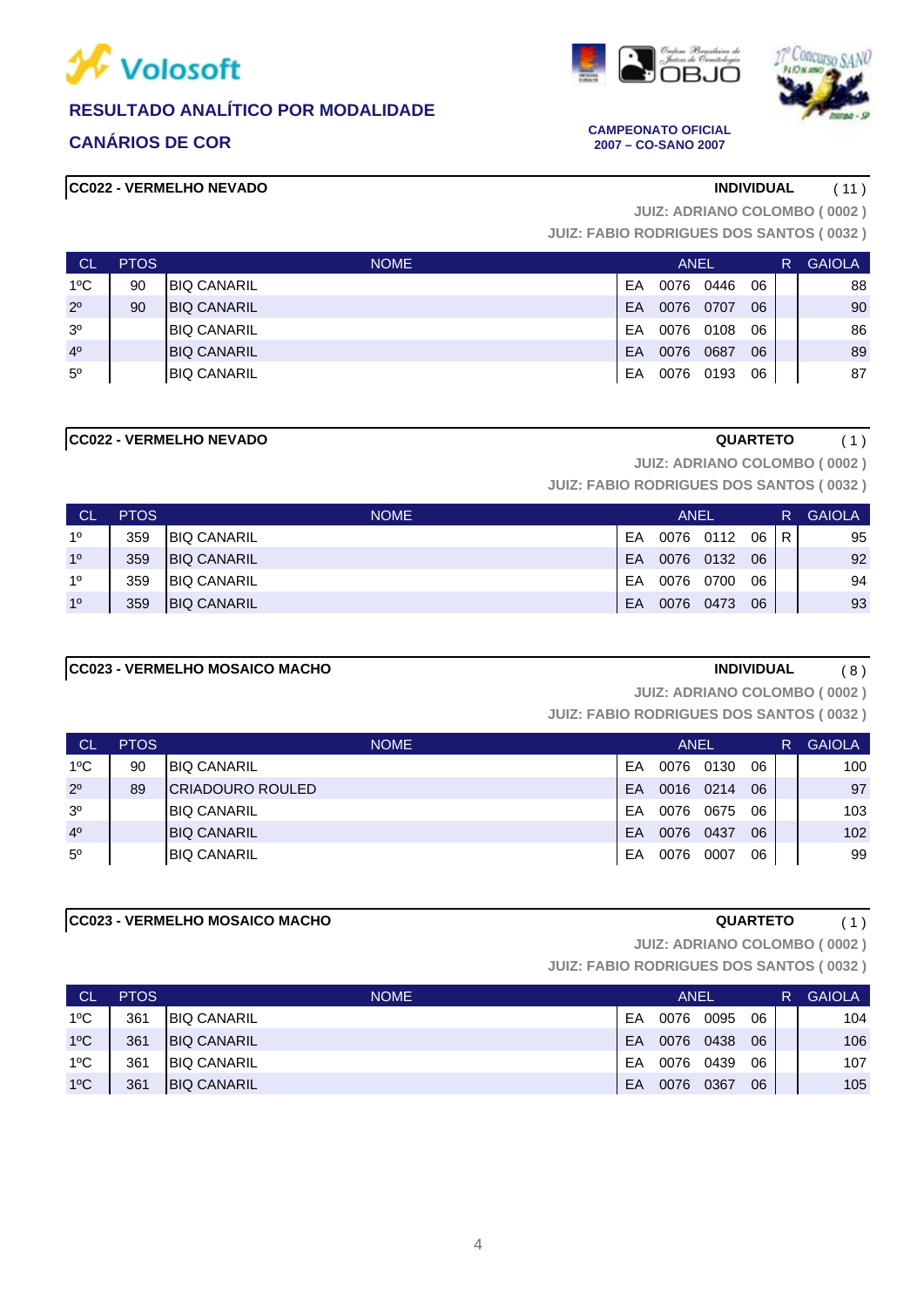# RESULTADO ANALÍTICO POR MODALIDADE

## CANÁRIOS DE COR

**CAMPEONATO OFICIAL**
**2007 – CO-SANO 2007**

### CC022 - VERMELHO NEVADO — INDIVIDUAL ( 11 )

**JUIZ: ADRIANO COLOMBO ( 0002 )**
**JUIZ: FABIO RODRIGUES DOS SANTOS ( 0032 )**

| CL | PTOS | NOME | ANEL | | | | R | GAIOLA |
|---|---|---|---|---|---|---|---|---|
| 1ºC | 90 | BIQ CANARIL | EA | 0076 | 0446 | 06 | | 88 |
| 2º | 90 | BIQ CANARIL | EA | 0076 | 0707 | 06 | | 90 |
| 3º | | BIQ CANARIL | EA | 0076 | 0108 | 06 | | 86 |
| 4º | | BIQ CANARIL | EA | 0076 | 0687 | 06 | | 89 |
| 5º | | BIQ CANARIL | EA | 0076 | 0193 | 06 | | 87 |

### CC022 - VERMELHO NEVADO — QUARTETO ( 1 )

**JUIZ: ADRIANO COLOMBO ( 0002 )**
**JUIZ: FABIO RODRIGUES DOS SANTOS ( 0032 )**

| CL | PTOS | NOME | ANEL | | | | R | GAIOLA |
|---|---|---|---|---|---|---|---|---|
| 1º | 359 | BIQ CANARIL | EA | 0076 | 0112 | 06 | R | 95 |
| 1º | 359 | BIQ CANARIL | EA | 0076 | 0132 | 06 | | 92 |
| 1º | 359 | BIQ CANARIL | EA | 0076 | 0700 | 06 | | 94 |
| 1º | 359 | BIQ CANARIL | EA | 0076 | 0473 | 06 | | 93 |

### CC023 - VERMELHO MOSAICO MACHO — INDIVIDUAL ( 8 )

**JUIZ: ADRIANO COLOMBO ( 0002 )**
**JUIZ: FABIO RODRIGUES DOS SANTOS ( 0032 )**

| CL | PTOS | NOME | ANEL | | | | R | GAIOLA |
|---|---|---|---|---|---|---|---|---|
| 1ºC | 90 | BIQ CANARIL | EA | 0076 | 0130 | 06 | | 100 |
| 2º | 89 | CRIADOURO ROULED | EA | 0016 | 0214 | 06 | | 97 |
| 3º | | BIQ CANARIL | EA | 0076 | 0675 | 06 | | 103 |
| 4º | | BIQ CANARIL | EA | 0076 | 0437 | 06 | | 102 |
| 5º | | BIQ CANARIL | EA | 0076 | 0007 | 06 | | 99 |

### CC023 - VERMELHO MOSAICO MACHO — QUARTETO ( 1 )

**JUIZ: ADRIANO COLOMBO ( 0002 )**
**JUIZ: FABIO RODRIGUES DOS SANTOS ( 0032 )**

| CL | PTOS | NOME | ANEL | | | | R | GAIOLA |
|---|---|---|---|---|---|---|---|---|
| 1ºC | 361 | BIQ CANARIL | EA | 0076 | 0095 | 06 | | 104 |
| 1ºC | 361 | BIQ CANARIL | EA | 0076 | 0438 | 06 | | 106 |
| 1ºC | 361 | BIQ CANARIL | EA | 0076 | 0439 | 06 | | 107 |
| 1ºC | 361 | BIQ CANARIL | EA | 0076 | 0367 | 06 | | 105 |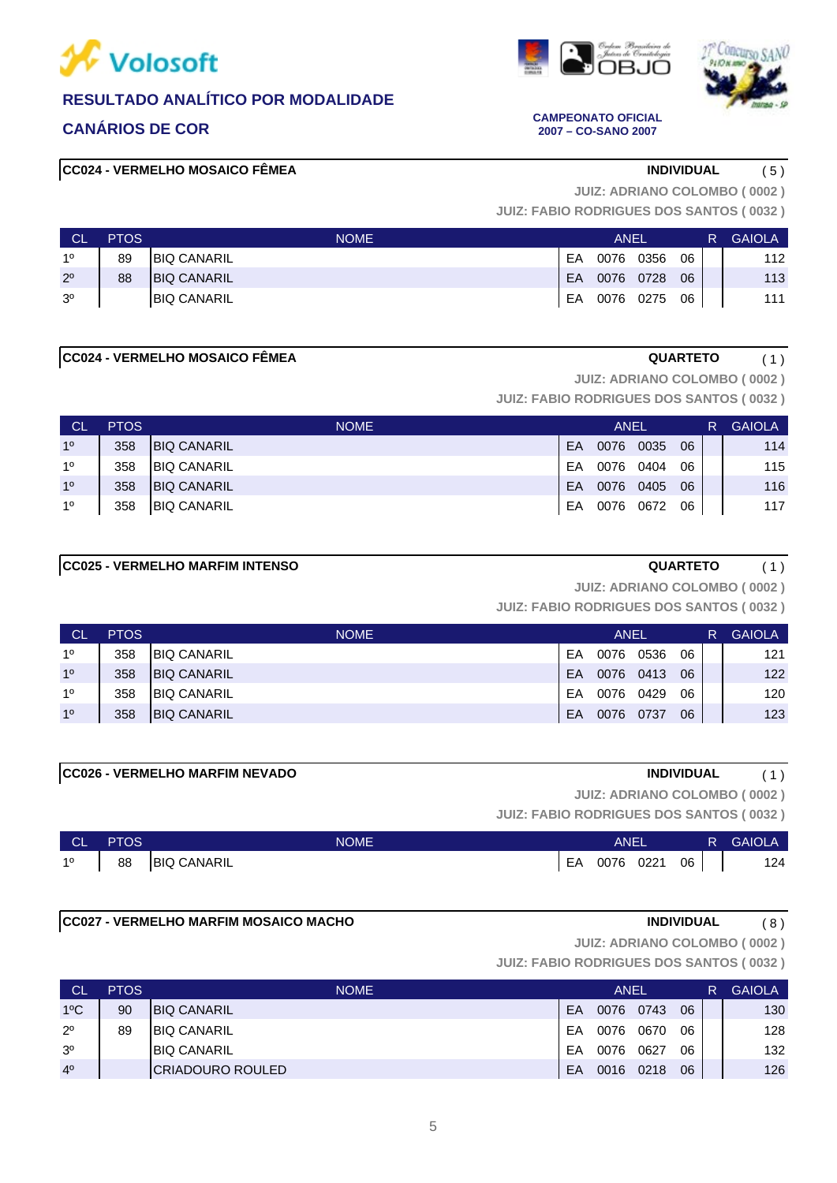Volosoft

**RESULTADO ANALÍTICO POR MODALIDADE**

**CANÁRIOS DE COR**

**CAMPEONATO OFICIAL 2007 – CO-SANO 2007**

### CC024 - VERMELHO MOSAICO FÊMEA — INDIVIDUAL ( 5 )

**JUIZ: ADRIANO COLOMBO ( 0002 )**
**JUIZ: FABIO RODRIGUES DOS SANTOS ( 0032 )**

| CL | PTOS | NOME | ANEL | | | | R | GAIOLA |
|---|---|---|---|---|---|---|---|---|
| 1º | 89 | BIQ CANARIL | EA | 0076 | 0356 | 06 | | 112 |
| 2º | 88 | BIQ CANARIL | EA | 0076 | 0728 | 06 | | 113 |
| 3º | | BIQ CANARIL | EA | 0076 | 0275 | 06 | | 111 |

### CC024 - VERMELHO MOSAICO FÊMEA — QUARTETO ( 1 )

**JUIZ: ADRIANO COLOMBO ( 0002 )**
**JUIZ: FABIO RODRIGUES DOS SANTOS ( 0032 )**

| CL | PTOS | NOME | ANEL | | | | R | GAIOLA |
|---|---|---|---|---|---|---|---|---|
| 1º | 358 | BIQ CANARIL | EA | 0076 | 0035 | 06 | | 114 |
| 1º | 358 | BIQ CANARIL | EA | 0076 | 0404 | 06 | | 115 |
| 1º | 358 | BIQ CANARIL | EA | 0076 | 0405 | 06 | | 116 |
| 1º | 358 | BIQ CANARIL | EA | 0076 | 0672 | 06 | | 117 |

### CC025 - VERMELHO MARFIM INTENSO — QUARTETO ( 1 )

**JUIZ: ADRIANO COLOMBO ( 0002 )**
**JUIZ: FABIO RODRIGUES DOS SANTOS ( 0032 )**

| CL | PTOS | NOME | ANEL | | | | R | GAIOLA |
|---|---|---|---|---|---|---|---|---|
| 1º | 358 | BIQ CANARIL | EA | 0076 | 0536 | 06 | | 121 |
| 1º | 358 | BIQ CANARIL | EA | 0076 | 0413 | 06 | | 122 |
| 1º | 358 | BIQ CANARIL | EA | 0076 | 0429 | 06 | | 120 |
| 1º | 358 | BIQ CANARIL | EA | 0076 | 0737 | 06 | | 123 |

### CC026 - VERMELHO MARFIM NEVADO — INDIVIDUAL ( 1 )

**JUIZ: ADRIANO COLOMBO ( 0002 )**
**JUIZ: FABIO RODRIGUES DOS SANTOS ( 0032 )**

| CL | PTOS | NOME | ANEL | | | | R | GAIOLA |
|---|---|---|---|---|---|---|---|---|
| 1º | 88 | BIQ CANARIL | EA | 0076 | 0221 | 06 | | 124 |

### CC027 - VERMELHO MARFIM MOSAICO MACHO — INDIVIDUAL ( 8 )

**JUIZ: ADRIANO COLOMBO ( 0002 )**
**JUIZ: FABIO RODRIGUES DOS SANTOS ( 0032 )**

| CL | PTOS | NOME | ANEL | | | | R | GAIOLA |
|---|---|---|---|---|---|---|---|---|
| 1ºC | 90 | BIQ CANARIL | EA | 0076 | 0743 | 06 | | 130 |
| 2º | 89 | BIQ CANARIL | EA | 0076 | 0670 | 06 | | 128 |
| 3º | | BIQ CANARIL | EA | 0076 | 0627 | 06 | | 132 |
| 4º | | CRIADOURO ROULED | EA | 0016 | 0218 | 06 | | 126 |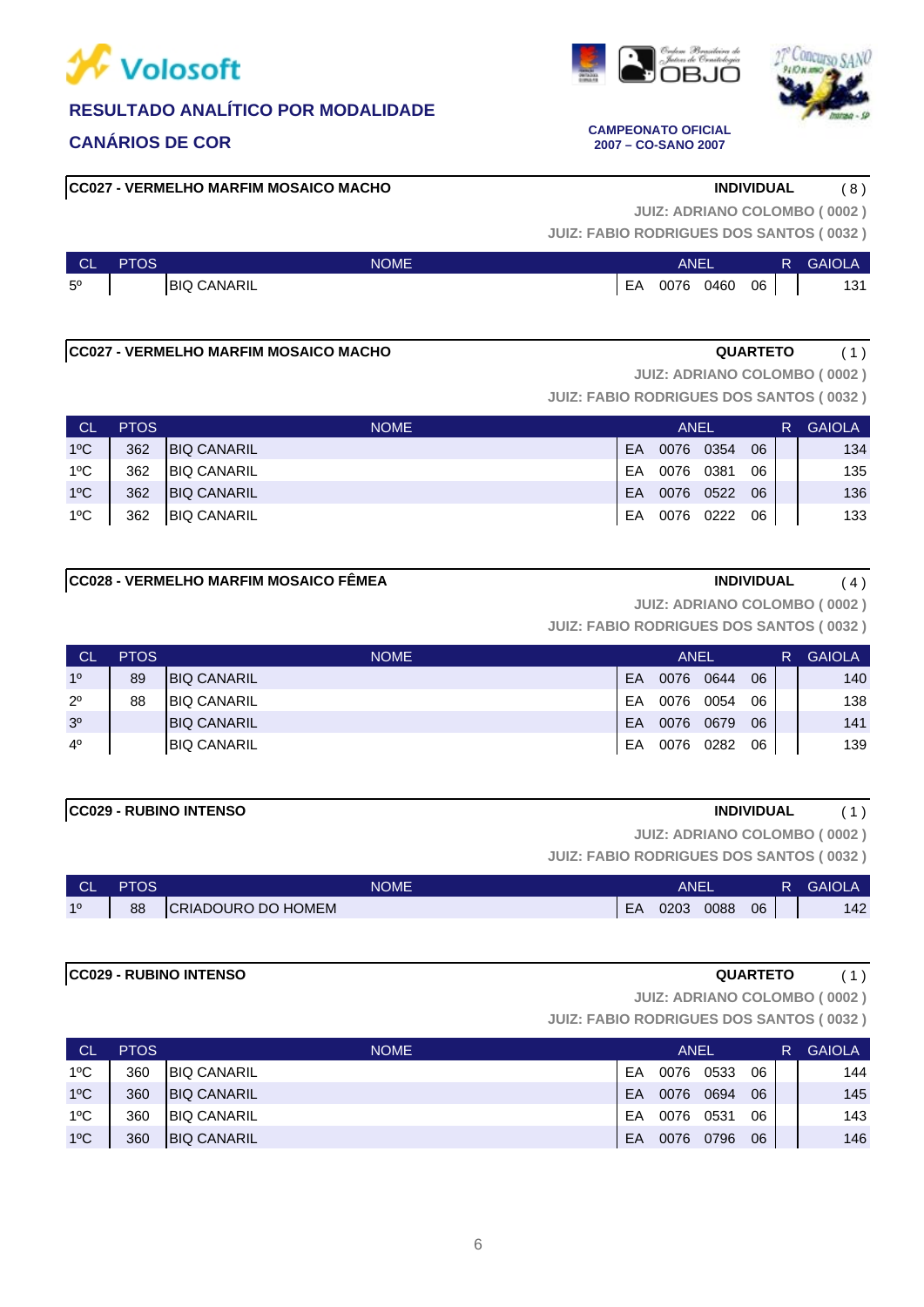# RESULTADO ANALÍTICO POR MODALIDADE

## CANÁRIOS DE COR

**CAMPEONATO OFICIAL 2007 – CO-SANO 2007**

### CC027 - VERMELHO MARFIM MOSAICO MACHO — INDIVIDUAL ( 8 )

**JUIZ: ADRIANO COLOMBO ( 0002 )**
**JUIZ: FABIO RODRIGUES DOS SANTOS ( 0032 )**

| CL | PTOS | NOME | ANEL | | | | R | GAIOLA |
|---|---|---|---|---|---|---|---|---|
| 5º | | BIQ CANARIL | EA | 0076 | 0460 | 06 | | 131 |

### CC027 - VERMELHO MARFIM MOSAICO MACHO — QUARTETO ( 1 )

**JUIZ: ADRIANO COLOMBO ( 0002 )**
**JUIZ: FABIO RODRIGUES DOS SANTOS ( 0032 )**

| CL | PTOS | NOME | ANEL | | | | R | GAIOLA |
|---|---|---|---|---|---|---|---|---|
| 1ºC | 362 | BIQ CANARIL | EA | 0076 | 0354 | 06 | | 134 |
| 1ºC | 362 | BIQ CANARIL | EA | 0076 | 0381 | 06 | | 135 |
| 1ºC | 362 | BIQ CANARIL | EA | 0076 | 0522 | 06 | | 136 |
| 1ºC | 362 | BIQ CANARIL | EA | 0076 | 0222 | 06 | | 133 |

### CC028 - VERMELHO MARFIM MOSAICO FÊMEA — INDIVIDUAL ( 4 )

**JUIZ: ADRIANO COLOMBO ( 0002 )**
**JUIZ: FABIO RODRIGUES DOS SANTOS ( 0032 )**

| CL | PTOS | NOME | ANEL | | | | R | GAIOLA |
|---|---|---|---|---|---|---|---|---|
| 1º | 89 | BIQ CANARIL | EA | 0076 | 0644 | 06 | | 140 |
| 2º | 88 | BIQ CANARIL | EA | 0076 | 0054 | 06 | | 138 |
| 3º | | BIQ CANARIL | EA | 0076 | 0679 | 06 | | 141 |
| 4º | | BIQ CANARIL | EA | 0076 | 0282 | 06 | | 139 |

### CC029 - RUBINO INTENSO — INDIVIDUAL ( 1 )

**JUIZ: ADRIANO COLOMBO ( 0002 )**
**JUIZ: FABIO RODRIGUES DOS SANTOS ( 0032 )**

| CL | PTOS | NOME | ANEL | | | | R | GAIOLA |
|---|---|---|---|---|---|---|---|---|
| 1º | 88 | CRIADOURO DO HOMEM | EA | 0203 | 0088 | 06 | | 142 |

### CC029 - RUBINO INTENSO — QUARTETO ( 1 )

**JUIZ: ADRIANO COLOMBO ( 0002 )**
**JUIZ: FABIO RODRIGUES DOS SANTOS ( 0032 )**

| CL | PTOS | NOME | ANEL | | | | R | GAIOLA |
|---|---|---|---|---|---|---|---|---|
| 1ºC | 360 | BIQ CANARIL | EA | 0076 | 0533 | 06 | | 144 |
| 1ºC | 360 | BIQ CANARIL | EA | 0076 | 0694 | 06 | | 145 |
| 1ºC | 360 | BIQ CANARIL | EA | 0076 | 0531 | 06 | | 143 |
| 1ºC | 360 | BIQ CANARIL | EA | 0076 | 0796 | 06 | | 146 |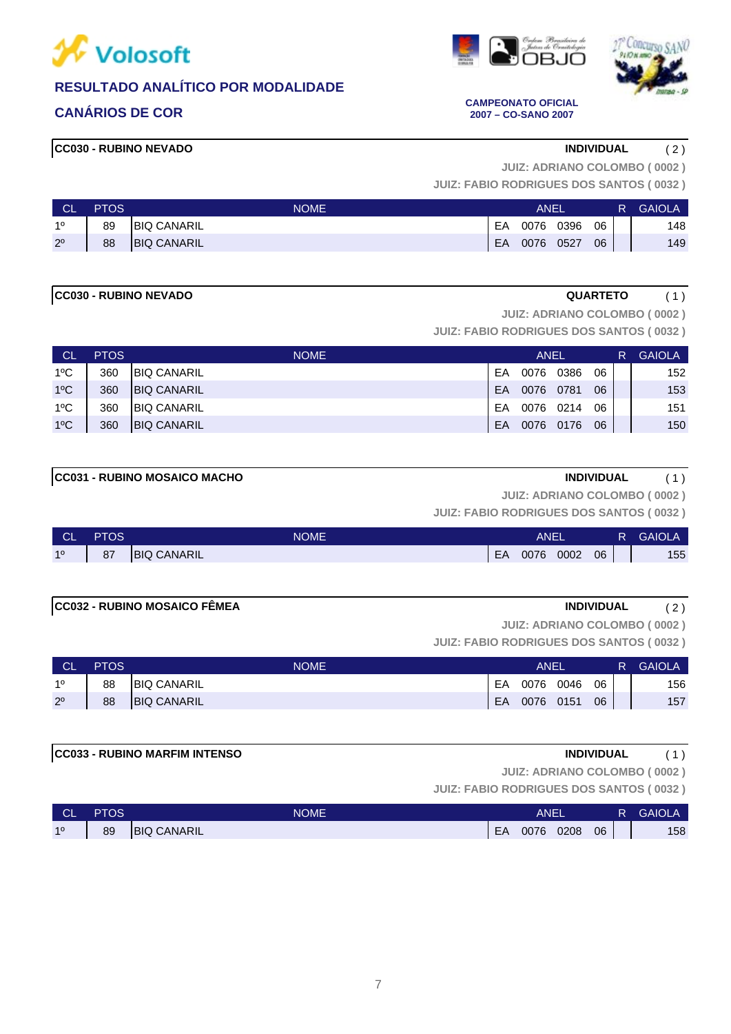**RESULTADO ANALÍTICO POR MODALIDADE**

**CANÁRIOS DE COR**

**CAMPEONATO OFICIAL 2007 – CO-SANO 2007**

**CC030 - RUBINO NEVADO** — **INDIVIDUAL** ( 2 )

JUIZ: ADRIANO COLOMBO ( 0002 )
JUIZ: FABIO RODRIGUES DOS SANTOS ( 0032 )

| CL | PTOS | NOME | ANEL | | | | R | GAIOLA |
|---|---|---|---|---|---|---|---|---|
| 1º | 89 | BIQ CANARIL | EA | 0076 | 0396 | 06 | | 148 |
| 2º | 88 | BIQ CANARIL | EA | 0076 | 0527 | 06 | | 149 |

**CC030 - RUBINO NEVADO** — **QUARTETO** ( 1 )

JUIZ: ADRIANO COLOMBO ( 0002 )
JUIZ: FABIO RODRIGUES DOS SANTOS ( 0032 )

| CL | PTOS | NOME | ANEL | | | | R | GAIOLA |
|---|---|---|---|---|---|---|---|---|
| 1ºC | 360 | BIQ CANARIL | EA | 0076 | 0386 | 06 | | 152 |
| 1ºC | 360 | BIQ CANARIL | EA | 0076 | 0781 | 06 | | 153 |
| 1ºC | 360 | BIQ CANARIL | EA | 0076 | 0214 | 06 | | 151 |
| 1ºC | 360 | BIQ CANARIL | EA | 0076 | 0176 | 06 | | 150 |

**CC031 - RUBINO MOSAICO MACHO** — **INDIVIDUAL** ( 1 )

JUIZ: ADRIANO COLOMBO ( 0002 )
JUIZ: FABIO RODRIGUES DOS SANTOS ( 0032 )

| CL | PTOS | NOME | ANEL | | | | R | GAIOLA |
|---|---|---|---|---|---|---|---|---|
| 1º | 87 | BIQ CANARIL | EA | 0076 | 0002 | 06 | | 155 |

**CC032 - RUBINO MOSAICO FÊMEA** — **INDIVIDUAL** ( 2 )

JUIZ: ADRIANO COLOMBO ( 0002 )
JUIZ: FABIO RODRIGUES DOS SANTOS ( 0032 )

| CL | PTOS | NOME | ANEL | | | | R | GAIOLA |
|---|---|---|---|---|---|---|---|---|
| 1º | 88 | BIQ CANARIL | EA | 0076 | 0046 | 06 | | 156 |
| 2º | 88 | BIQ CANARIL | EA | 0076 | 0151 | 06 | | 157 |

**CC033 - RUBINO MARFIM INTENSO** — **INDIVIDUAL** ( 1 )

JUIZ: ADRIANO COLOMBO ( 0002 )
JUIZ: FABIO RODRIGUES DOS SANTOS ( 0032 )

| CL | PTOS | NOME | ANEL | | | | R | GAIOLA |
|---|---|---|---|---|---|---|---|---|
| 1º | 89 | BIQ CANARIL | EA | 0076 | 0208 | 06 | | 158 |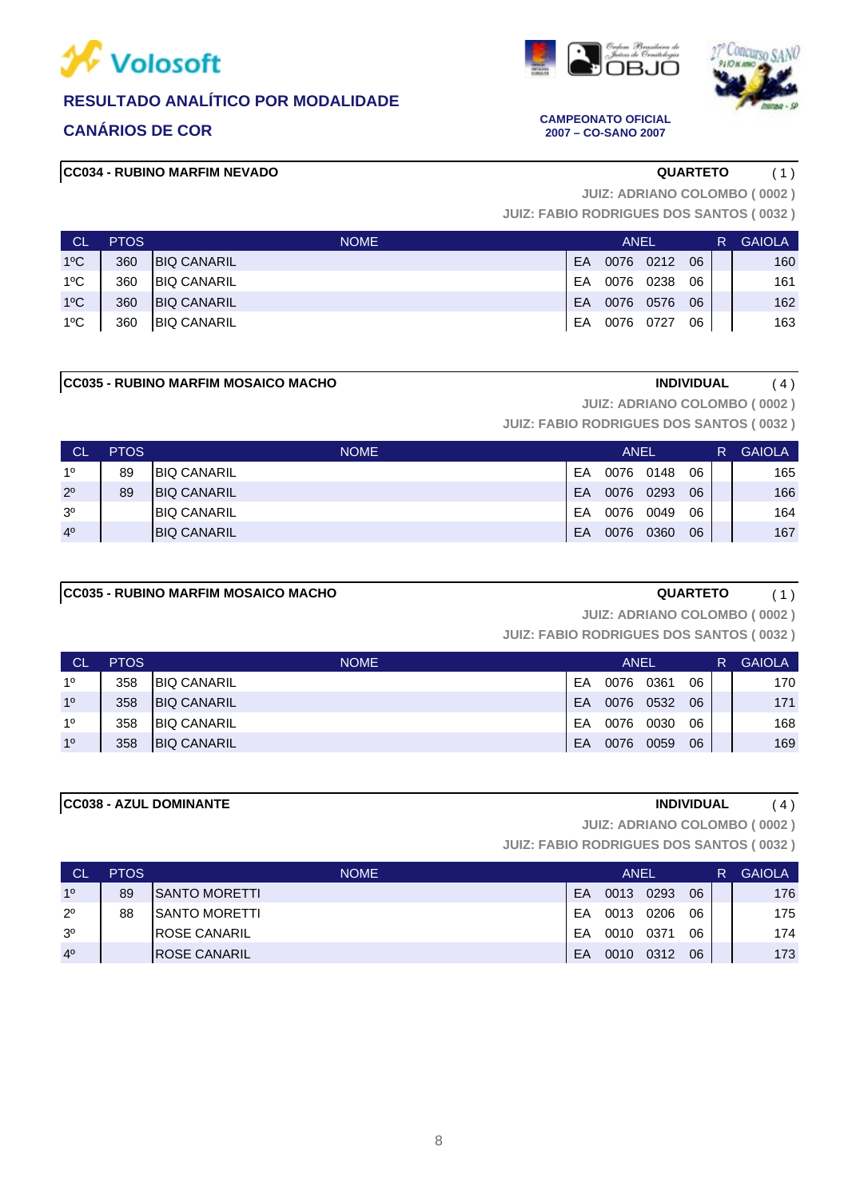Volosoft

**RESULTADO ANALÍTICO POR MODALIDADE**

**CANÁRIOS DE COR**

**CAMPEONATO OFICIAL**
**2007 – CO-SANO 2007**

**CC034 - RUBINO MARFIM NEVADO** — **QUARTETO** ( 1 )

**JUIZ: ADRIANO COLOMBO ( 0002 )**
**JUIZ: FABIO RODRIGUES DOS SANTOS ( 0032 )**

| CL | PTOS | NOME | ANEL | | | | R | GAIOLA |
|---|---|---|---|---|---|---|---|---|
| 1ºC | 360 | BIQ CANARIL | EA | 0076 | 0212 | 06 | | 160 |
| 1ºC | 360 | BIQ CANARIL | EA | 0076 | 0238 | 06 | | 161 |
| 1ºC | 360 | BIQ CANARIL | EA | 0076 | 0576 | 06 | | 162 |
| 1ºC | 360 | BIQ CANARIL | EA | 0076 | 0727 | 06 | | 163 |

**CC035 - RUBINO MARFIM MOSAICO MACHO** — **INDIVIDUAL** ( 4 )

**JUIZ: ADRIANO COLOMBO ( 0002 )**
**JUIZ: FABIO RODRIGUES DOS SANTOS ( 0032 )**

| CL | PTOS | NOME | ANEL | | | | R | GAIOLA |
|---|---|---|---|---|---|---|---|---|
| 1º | 89 | BIQ CANARIL | EA | 0076 | 0148 | 06 | | 165 |
| 2º | 89 | BIQ CANARIL | EA | 0076 | 0293 | 06 | | 166 |
| 3º | | BIQ CANARIL | EA | 0076 | 0049 | 06 | | 164 |
| 4º | | BIQ CANARIL | EA | 0076 | 0360 | 06 | | 167 |

**CC035 - RUBINO MARFIM MOSAICO MACHO** — **QUARTETO** ( 1 )

**JUIZ: ADRIANO COLOMBO ( 0002 )**
**JUIZ: FABIO RODRIGUES DOS SANTOS ( 0032 )**

| CL | PTOS | NOME | ANEL | | | | R | GAIOLA |
|---|---|---|---|---|---|---|---|---|
| 1º | 358 | BIQ CANARIL | EA | 0076 | 0361 | 06 | | 170 |
| 1º | 358 | BIQ CANARIL | EA | 0076 | 0532 | 06 | | 171 |
| 1º | 358 | BIQ CANARIL | EA | 0076 | 0030 | 06 | | 168 |
| 1º | 358 | BIQ CANARIL | EA | 0076 | 0059 | 06 | | 169 |

**CC038 - AZUL DOMINANTE** — **INDIVIDUAL** ( 4 )

**JUIZ: ADRIANO COLOMBO ( 0002 )**
**JUIZ: FABIO RODRIGUES DOS SANTOS ( 0032 )**

| CL | PTOS | NOME | ANEL | | | | R | GAIOLA |
|---|---|---|---|---|---|---|---|---|
| 1º | 89 | SANTO MORETTI | EA | 0013 | 0293 | 06 | | 176 |
| 2º | 88 | SANTO MORETTI | EA | 0013 | 0206 | 06 | | 175 |
| 3º | | ROSE CANARIL | EA | 0010 | 0371 | 06 | | 174 |
| 4º | | ROSE CANARIL | EA | 0010 | 0312 | 06 | | 173 |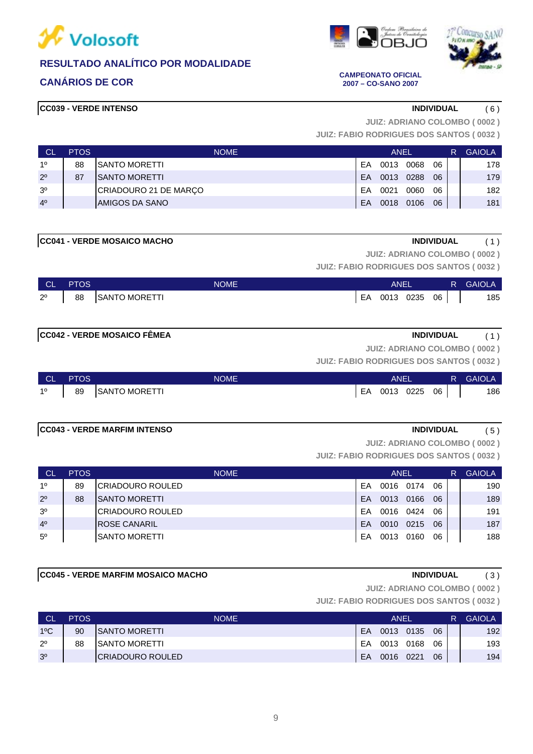**Volosoft**

## RESULTADO ANALÍTICO POR MODALIDADE

## CANÁRIOS DE COR

**CAMPEONATO OFICIAL 2007 – CO-SANO 2007**

### CC039 - VERDE INTENSO

**INDIVIDUAL** ( 6 )

JUIZ: ADRIANO COLOMBO ( 0002 )
JUIZ: FABIO RODRIGUES DOS SANTOS ( 0032 )

| CL | PTOS | NOME | ANEL | | | | R | GAIOLA |
|---|---|---|---|---|---|---|---|---|
| 1º | 88 | SANTO MORETTI | EA | 0013 | 0068 | 06 | | 178 |
| 2º | 87 | SANTO MORETTI | EA | 0013 | 0288 | 06 | | 179 |
| 3º | | CRIADOURO 21 DE MARÇO | EA | 0021 | 0060 | 06 | | 182 |
| 4º | | AMIGOS DA SANO | EA | 0018 | 0106 | 06 | | 181 |

### CC041 - VERDE MOSAICO MACHO

**INDIVIDUAL** ( 1 )

JUIZ: ADRIANO COLOMBO ( 0002 )
JUIZ: FABIO RODRIGUES DOS SANTOS ( 0032 )

| CL | PTOS | NOME | ANEL | | | | R | GAIOLA |
|---|---|---|---|---|---|---|---|---|
| 2º | 88 | SANTO MORETTI | EA | 0013 | 0235 | 06 | | 185 |

### CC042 - VERDE MOSAICO FÊMEA

**INDIVIDUAL** ( 1 )

JUIZ: ADRIANO COLOMBO ( 0002 )
JUIZ: FABIO RODRIGUES DOS SANTOS ( 0032 )

| CL | PTOS | NOME | ANEL | | | | R | GAIOLA |
|---|---|---|---|---|---|---|---|---|
| 1º | 89 | SANTO MORETTI | EA | 0013 | 0225 | 06 | | 186 |

### CC043 - VERDE MARFIM INTENSO

**INDIVIDUAL** ( 5 )

JUIZ: ADRIANO COLOMBO ( 0002 )
JUIZ: FABIO RODRIGUES DOS SANTOS ( 0032 )

| CL | PTOS | NOME | ANEL | | | | R | GAIOLA |
|---|---|---|---|---|---|---|---|---|
| 1º | 89 | CRIADOURO ROULED | EA | 0016 | 0174 | 06 | | 190 |
| 2º | 88 | SANTO MORETTI | EA | 0013 | 0166 | 06 | | 189 |
| 3º | | CRIADOURO ROULED | EA | 0016 | 0424 | 06 | | 191 |
| 4º | | ROSE CANARIL | EA | 0010 | 0215 | 06 | | 187 |
| 5º | | SANTO MORETTI | EA | 0013 | 0160 | 06 | | 188 |

### CC045 - VERDE MARFIM MOSAICO MACHO

**INDIVIDUAL** ( 3 )

JUIZ: ADRIANO COLOMBO ( 0002 )
JUIZ: FABIO RODRIGUES DOS SANTOS ( 0032 )

| CL | PTOS | NOME | ANEL | | | | R | GAIOLA |
|---|---|---|---|---|---|---|---|---|
| 1ºC | 90 | SANTO MORETTI | EA | 0013 | 0135 | 06 | | 192 |
| 2º | 88 | SANTO MORETTI | EA | 0013 | 0168 | 06 | | 193 |
| 3º | | CRIADOURO ROULED | EA | 0016 | 0221 | 06 | | 194 |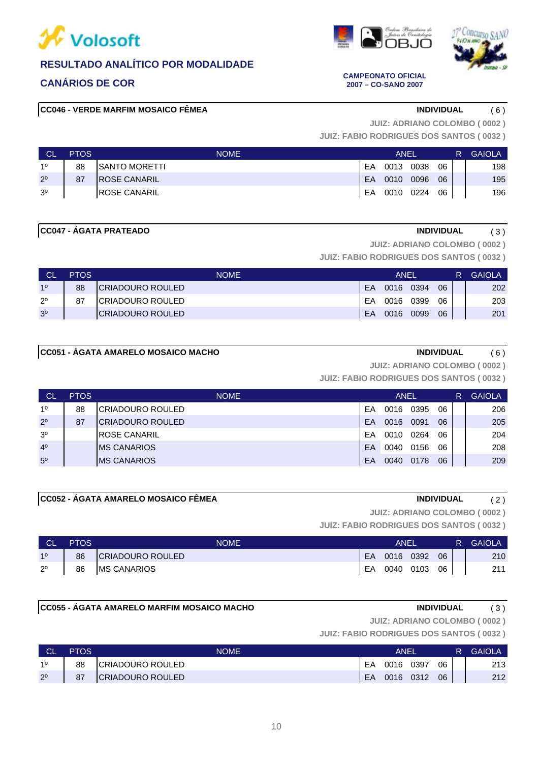Volosoft

## RESULTADO ANALÍTICO POR MODALIDADE

## CANÁRIOS DE COR

CAMPEONATO OFICIAL
2007 – CO-SANO 2007

### CC046 - VERDE MARFIM MOSAICO FÊMEA

**INDIVIDUAL** ( 6 )

JUIZ: ADRIANO COLOMBO ( 0002 )
JUIZ: FABIO RODRIGUES DOS SANTOS ( 0032 )

| CL | PTOS | NOME | ANEL | | | | R | GAIOLA |
|---|---|---|---|---|---|---|---|---|
| 1º | 88 | SANTO MORETTI | EA | 0013 | 0038 | 06 | | 198 |
| 2º | 87 | ROSE CANARIL | EA | 0010 | 0096 | 06 | | 195 |
| 3º | | ROSE CANARIL | EA | 0010 | 0224 | 06 | | 196 |

### CC047 - ÁGATA PRATEADO

**INDIVIDUAL** ( 3 )

JUIZ: ADRIANO COLOMBO ( 0002 )
JUIZ: FABIO RODRIGUES DOS SANTOS ( 0032 )

| CL | PTOS | NOME | ANEL | | | | R | GAIOLA |
|---|---|---|---|---|---|---|---|---|
| 1º | 88 | CRIADOURO ROULED | EA | 0016 | 0394 | 06 | | 202 |
| 2º | 87 | CRIADOURO ROULED | EA | 0016 | 0399 | 06 | | 203 |
| 3º | | CRIADOURO ROULED | EA | 0016 | 0099 | 06 | | 201 |

### CC051 - ÁGATA AMARELO MOSAICO MACHO

**INDIVIDUAL** ( 6 )

JUIZ: ADRIANO COLOMBO ( 0002 )
JUIZ: FABIO RODRIGUES DOS SANTOS ( 0032 )

| CL | PTOS | NOME | ANEL | | | | R | GAIOLA |
|---|---|---|---|---|---|---|---|---|
| 1º | 88 | CRIADOURO ROULED | EA | 0016 | 0395 | 06 | | 206 |
| 2º | 87 | CRIADOURO ROULED | EA | 0016 | 0091 | 06 | | 205 |
| 3º | | ROSE CANARIL | EA | 0010 | 0264 | 06 | | 204 |
| 4º | | MS CANARIOS | EA | 0040 | 0156 | 06 | | 208 |
| 5º | | MS CANARIOS | EA | 0040 | 0178 | 06 | | 209 |

### CC052 - ÁGATA AMARELO MOSAICO FÊMEA

**INDIVIDUAL** ( 2 )

JUIZ: ADRIANO COLOMBO ( 0002 )
JUIZ: FABIO RODRIGUES DOS SANTOS ( 0032 )

| CL | PTOS | NOME | ANEL | | | | R | GAIOLA |
|---|---|---|---|---|---|---|---|---|
| 1º | 86 | CRIADOURO ROULED | EA | 0016 | 0392 | 06 | | 210 |
| 2º | 86 | MS CANARIOS | EA | 0040 | 0103 | 06 | | 211 |

### CC055 - ÁGATA AMARELO MARFIM MOSAICO MACHO

**INDIVIDUAL** ( 3 )

JUIZ: ADRIANO COLOMBO ( 0002 )
JUIZ: FABIO RODRIGUES DOS SANTOS ( 0032 )

| CL | PTOS | NOME | ANEL | | | | R | GAIOLA |
|---|---|---|---|---|---|---|---|---|
| 1º | 88 | CRIADOURO ROULED | EA | 0016 | 0397 | 06 | | 213 |
| 2º | 87 | CRIADOURO ROULED | EA | 0016 | 0312 | 06 | | 212 |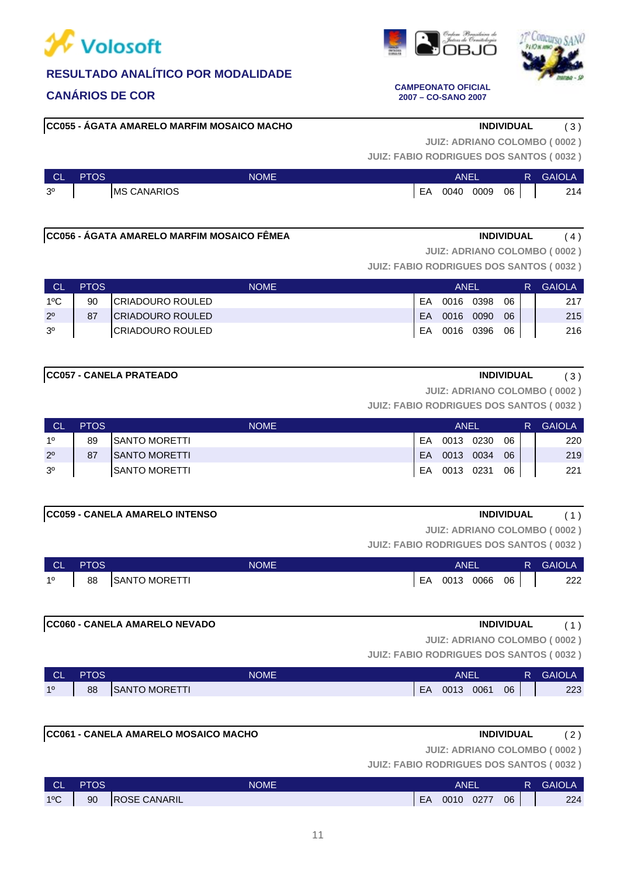# RESULTADO ANALÍTICO POR MODALIDADE

## CANÁRIOS DE COR

**CAMPEONATO OFICIAL**
**2007 – CO-SANO 2007**

### CC055 - ÁGATA AMARELO MARFIM MOSAICO MACHO

**INDIVIDUAL** ( 3 )

JUIZ: ADRIANO COLOMBO ( 0002 )
JUIZ: FABIO RODRIGUES DOS SANTOS ( 0032 )

| CL | PTOS | NOME | ANEL | | | | R | GAIOLA |
|---|---|---|---|---|---|---|---|---|
| 3º | | MS CANARIOS | EA | 0040 | 0009 | 06 | | 214 |

### CC056 - ÁGATA AMARELO MARFIM MOSAICO FÊMEA

**INDIVIDUAL** ( 4 )

JUIZ: ADRIANO COLOMBO ( 0002 )
JUIZ: FABIO RODRIGUES DOS SANTOS ( 0032 )

| CL | PTOS | NOME | ANEL | | | | R | GAIOLA |
|---|---|---|---|---|---|---|---|---|
| 1ºC | 90 | CRIADOURO ROULED | EA | 0016 | 0398 | 06 | | 217 |
| 2º | 87 | CRIADOURO ROULED | EA | 0016 | 0090 | 06 | | 215 |
| 3º | | CRIADOURO ROULED | EA | 0016 | 0396 | 06 | | 216 |

### CC057 - CANELA PRATEADO

**INDIVIDUAL** ( 3 )

JUIZ: ADRIANO COLOMBO ( 0002 )
JUIZ: FABIO RODRIGUES DOS SANTOS ( 0032 )

| CL | PTOS | NOME | ANEL | | | | R | GAIOLA |
|---|---|---|---|---|---|---|---|---|
| 1º | 89 | SANTO MORETTI | EA | 0013 | 0230 | 06 | | 220 |
| 2º | 87 | SANTO MORETTI | EA | 0013 | 0034 | 06 | | 219 |
| 3º | | SANTO MORETTI | EA | 0013 | 0231 | 06 | | 221 |

### CC059 - CANELA AMARELO INTENSO

**INDIVIDUAL** ( 1 )

JUIZ: ADRIANO COLOMBO ( 0002 )
JUIZ: FABIO RODRIGUES DOS SANTOS ( 0032 )

| CL | PTOS | NOME | ANEL | | | | R | GAIOLA |
|---|---|---|---|---|---|---|---|---|
| 1º | 88 | SANTO MORETTI | EA | 0013 | 0066 | 06 | | 222 |

### CC060 - CANELA AMARELO NEVADO

**INDIVIDUAL** ( 1 )

JUIZ: ADRIANO COLOMBO ( 0002 )
JUIZ: FABIO RODRIGUES DOS SANTOS ( 0032 )

| CL | PTOS | NOME | ANEL | | | | R | GAIOLA |
|---|---|---|---|---|---|---|---|---|
| 1º | 88 | SANTO MORETTI | EA | 0013 | 0061 | 06 | | 223 |

### CC061 - CANELA AMARELO MOSAICO MACHO

**INDIVIDUAL** ( 2 )

JUIZ: ADRIANO COLOMBO ( 0002 )
JUIZ: FABIO RODRIGUES DOS SANTOS ( 0032 )

| CL | PTOS | NOME | ANEL | | | | R | GAIOLA |
|---|---|---|---|---|---|---|---|---|
| 1ºC | 90 | ROSE CANARIL | EA | 0010 | 0277 | 06 | | 224 |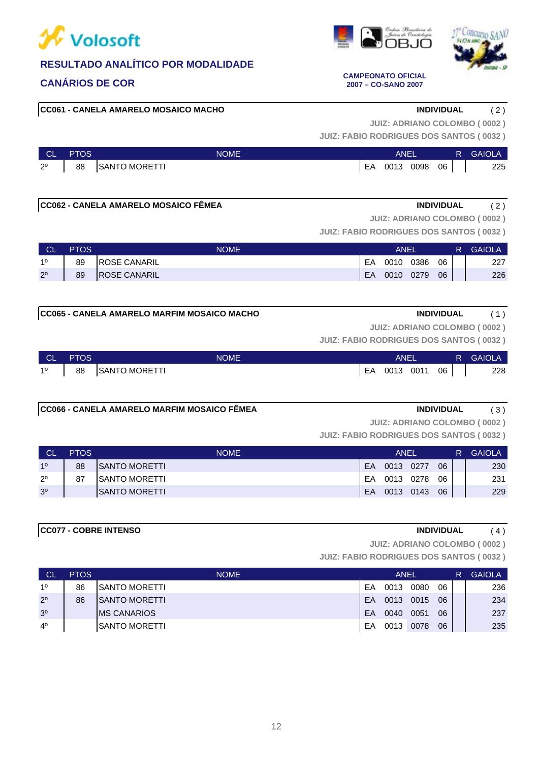# RESULTADO ANALÍTICO POR MODALIDADE

## CANÁRIOS DE COR

**CAMPEONATO OFICIAL**
**2007 – CO-SANO 2007**

### CC061 - CANELA AMARELO MOSAICO MACHO

**INDIVIDUAL** ( 2 )

JUIZ: ADRIANO COLOMBO ( 0002 )
JUIZ: FABIO RODRIGUES DOS SANTOS ( 0032 )

| CL | PTOS | NOME | ANEL | | | | R | GAIOLA |
|---|---|---|---|---|---|---|---|---|
| 2º | 88 | SANTO MORETTI | EA | 0013 | 0098 | 06 | | 225 |

### CC062 - CANELA AMARELO MOSAICO FÊMEA

**INDIVIDUAL** ( 2 )

JUIZ: ADRIANO COLOMBO ( 0002 )
JUIZ: FABIO RODRIGUES DOS SANTOS ( 0032 )

| CL | PTOS | NOME | ANEL | | | | R | GAIOLA |
|---|---|---|---|---|---|---|---|---|
| 1º | 89 | ROSE CANARIL | EA | 0010 | 0386 | 06 | | 227 |
| 2º | 89 | ROSE CANARIL | EA | 0010 | 0279 | 06 | | 226 |

### CC065 - CANELA AMARELO MARFIM MOSAICO MACHO

**INDIVIDUAL** ( 1 )

JUIZ: ADRIANO COLOMBO ( 0002 )
JUIZ: FABIO RODRIGUES DOS SANTOS ( 0032 )

| CL | PTOS | NOME | ANEL | | | | R | GAIOLA |
|---|---|---|---|---|---|---|---|---|
| 1º | 88 | SANTO MORETTI | EA | 0013 | 0011 | 06 | | 228 |

### CC066 - CANELA AMARELO MARFIM MOSAICO FÊMEA

**INDIVIDUAL** ( 3 )

JUIZ: ADRIANO COLOMBO ( 0002 )
JUIZ: FABIO RODRIGUES DOS SANTOS ( 0032 )

| CL | PTOS | NOME | ANEL | | | | R | GAIOLA |
|---|---|---|---|---|---|---|---|---|
| 1º | 88 | SANTO MORETTI | EA | 0013 | 0277 | 06 | | 230 |
| 2º | 87 | SANTO MORETTI | EA | 0013 | 0278 | 06 | | 231 |
| 3º | | SANTO MORETTI | EA | 0013 | 0143 | 06 | | 229 |

### CC077 - COBRE INTENSO

**INDIVIDUAL** ( 4 )

JUIZ: ADRIANO COLOMBO ( 0002 )
JUIZ: FABIO RODRIGUES DOS SANTOS ( 0032 )

| CL | PTOS | NOME | ANEL | | | | R | GAIOLA |
|---|---|---|---|---|---|---|---|---|
| 1º | 86 | SANTO MORETTI | EA | 0013 | 0080 | 06 | | 236 |
| 2º | 86 | SANTO MORETTI | EA | 0013 | 0015 | 06 | | 234 |
| 3º | | MS CANARIOS | EA | 0040 | 0051 | 06 | | 237 |
| 4º | | SANTO MORETTI | EA | 0013 | 0078 | 06 | | 235 |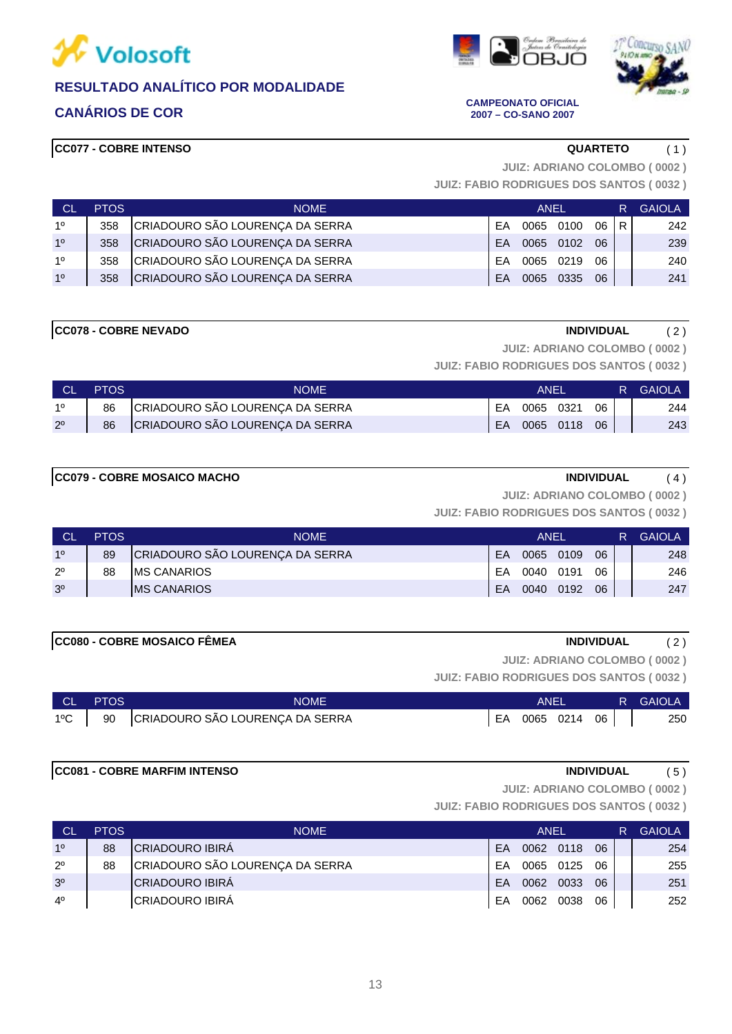# RESULTADO ANALÍTICO POR MODALIDADE

## CANÁRIOS DE COR

**CAMPEONATO OFICIAL 2007 – CO-SANO 2007**

### CC077 - COBRE INTENSO

**QUARTETO** ( 1 )

**JUIZ: ADRIANO COLOMBO ( 0002 )**
**JUIZ: FABIO RODRIGUES DOS SANTOS ( 0032 )**

| CL | PTOS | NOME | ANEL | | | | R | GAIOLA |
|---|---|---|---|---|---|---|---|---|
| 1º | 358 | CRIADOURO SÃO LOURENÇA DA SERRA | EA | 0065 | 0100 | 06 | R | 242 |
| 1º | 358 | CRIADOURO SÃO LOURENÇA DA SERRA | EA | 0065 | 0102 | 06 | | 239 |
| 1º | 358 | CRIADOURO SÃO LOURENÇA DA SERRA | EA | 0065 | 0219 | 06 | | 240 |
| 1º | 358 | CRIADOURO SÃO LOURENÇA DA SERRA | EA | 0065 | 0335 | 06 | | 241 |

### CC078 - COBRE NEVADO

**INDIVIDUAL** ( 2 )

**JUIZ: ADRIANO COLOMBO ( 0002 )**
**JUIZ: FABIO RODRIGUES DOS SANTOS ( 0032 )**

| CL | PTOS | NOME | ANEL | | | | R | GAIOLA |
|---|---|---|---|---|---|---|---|---|
| 1º | 86 | CRIADOURO SÃO LOURENÇA DA SERRA | EA | 0065 | 0321 | 06 | | 244 |
| 2º | 86 | CRIADOURO SÃO LOURENÇA DA SERRA | EA | 0065 | 0118 | 06 | | 243 |

### CC079 - COBRE MOSAICO MACHO

**INDIVIDUAL** ( 4 )

**JUIZ: ADRIANO COLOMBO ( 0002 )**
**JUIZ: FABIO RODRIGUES DOS SANTOS ( 0032 )**

| CL | PTOS | NOME | ANEL | | | | R | GAIOLA |
|---|---|---|---|---|---|---|---|---|
| 1º | 89 | CRIADOURO SÃO LOURENÇA DA SERRA | EA | 0065 | 0109 | 06 | | 248 |
| 2º | 88 | MS CANARIOS | EA | 0040 | 0191 | 06 | | 246 |
| 3º | | MS CANARIOS | EA | 0040 | 0192 | 06 | | 247 |

### CC080 - COBRE MOSAICO FÊMEA

**INDIVIDUAL** ( 2 )

**JUIZ: ADRIANO COLOMBO ( 0002 )**
**JUIZ: FABIO RODRIGUES DOS SANTOS ( 0032 )**

| CL | PTOS | NOME | ANEL | | | | R | GAIOLA |
|---|---|---|---|---|---|---|---|---|
| 1ºC | 90 | CRIADOURO SÃO LOURENÇA DA SERRA | EA | 0065 | 0214 | 06 | | 250 |

### CC081 - COBRE MARFIM INTENSO

**INDIVIDUAL** ( 5 )

**JUIZ: ADRIANO COLOMBO ( 0002 )**
**JUIZ: FABIO RODRIGUES DOS SANTOS ( 0032 )**

| CL | PTOS | NOME | ANEL | | | | R | GAIOLA |
|---|---|---|---|---|---|---|---|---|
| 1º | 88 | CRIADOURO IBIRÁ | EA | 0062 | 0118 | 06 | | 254 |
| 2º | 88 | CRIADOURO SÃO LOURENÇA DA SERRA | EA | 0065 | 0125 | 06 | | 255 |
| 3º | | CRIADOURO IBIRÁ | EA | 0062 | 0033 | 06 | | 251 |
| 4º | | CRIADOURO IBIRÁ | EA | 0062 | 0038 | 06 | | 252 |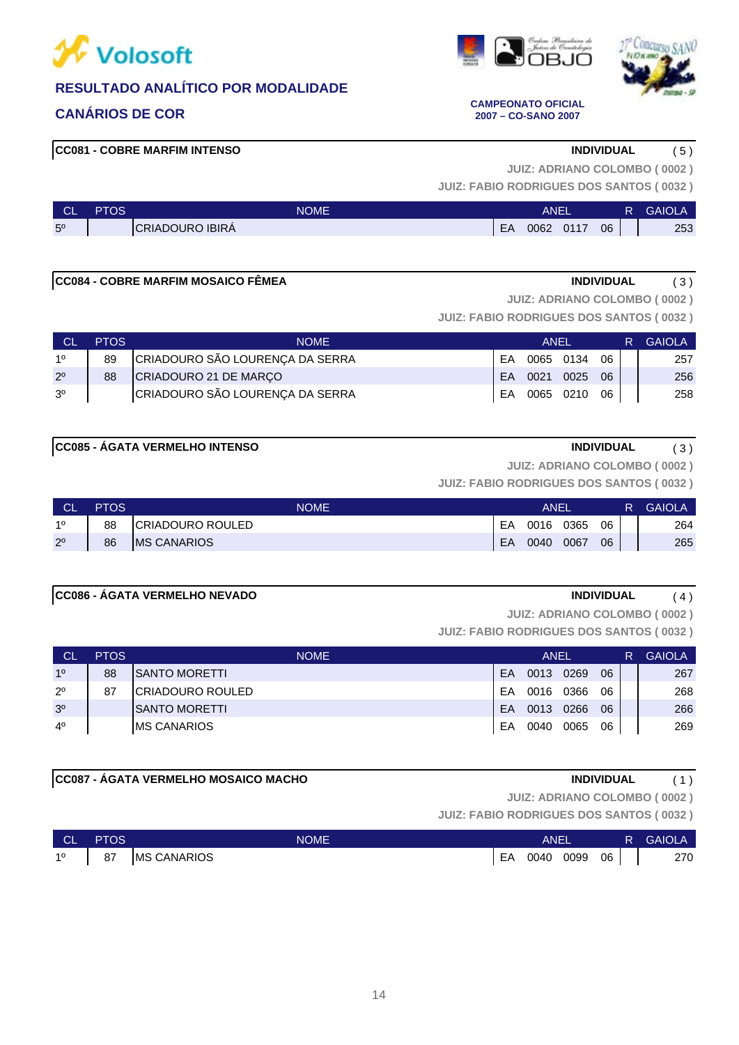## RESULTADO ANALÍTICO POR MODALIDADE

## CANÁRIOS DE COR

**CAMPEONATO OFICIAL**
**2007 – CO-SANO 2007**

### CC081 - COBRE MARFIM INTENSO

**INDIVIDUAL** ( 5 )

**JUIZ: ADRIANO COLOMBO ( 0002 )**
**JUIZ: FABIO RODRIGUES DOS SANTOS ( 0032 )**

| CL | PTOS | NOME | ANEL | | | | R | GAIOLA |
|---|---|---|---|---|---|---|---|---|
| 5º | | CRIADOURO IBIRÁ | EA | 0062 | 0117 | 06 | | 253 |

### CC084 - COBRE MARFIM MOSAICO FÊMEA

**INDIVIDUAL** ( 3 )

**JUIZ: ADRIANO COLOMBO ( 0002 )**
**JUIZ: FABIO RODRIGUES DOS SANTOS ( 0032 )**

| CL | PTOS | NOME | ANEL | | | | R | GAIOLA |
|---|---|---|---|---|---|---|---|---|
| 1º | 89 | CRIADOURO SÃO LOURENÇA DA SERRA | EA | 0065 | 0134 | 06 | | 257 |
| 2º | 88 | CRIADOURO 21 DE MARÇO | EA | 0021 | 0025 | 06 | | 256 |
| 3º | | CRIADOURO SÃO LOURENÇA DA SERRA | EA | 0065 | 0210 | 06 | | 258 |

### CC085 - ÁGATA VERMELHO INTENSO

**INDIVIDUAL** ( 3 )

**JUIZ: ADRIANO COLOMBO ( 0002 )**
**JUIZ: FABIO RODRIGUES DOS SANTOS ( 0032 )**

| CL | PTOS | NOME | ANEL | | | | R | GAIOLA |
|---|---|---|---|---|---|---|---|---|
| 1º | 88 | CRIADOURO ROULED | EA | 0016 | 0365 | 06 | | 264 |
| 2º | 86 | MS CANARIOS | EA | 0040 | 0067 | 06 | | 265 |

### CC086 - ÁGATA VERMELHO NEVADO

**INDIVIDUAL** ( 4 )

**JUIZ: ADRIANO COLOMBO ( 0002 )**
**JUIZ: FABIO RODRIGUES DOS SANTOS ( 0032 )**

| CL | PTOS | NOME | ANEL | | | | R | GAIOLA |
|---|---|---|---|---|---|---|---|---|
| 1º | 88 | SANTO MORETTI | EA | 0013 | 0269 | 06 | | 267 |
| 2º | 87 | CRIADOURO ROULED | EA | 0016 | 0366 | 06 | | 268 |
| 3º | | SANTO MORETTI | EA | 0013 | 0266 | 06 | | 266 |
| 4º | | MS CANARIOS | EA | 0040 | 0065 | 06 | | 269 |

### CC087 - ÁGATA VERMELHO MOSAICO MACHO

**INDIVIDUAL** ( 1 )

**JUIZ: ADRIANO COLOMBO ( 0002 )**
**JUIZ: FABIO RODRIGUES DOS SANTOS ( 0032 )**

| CL | PTOS | NOME | ANEL | | | | R | GAIOLA |
|---|---|---|---|---|---|---|---|---|
| 1º | 87 | MS CANARIOS | EA | 0040 | 0099 | 06 | | 270 |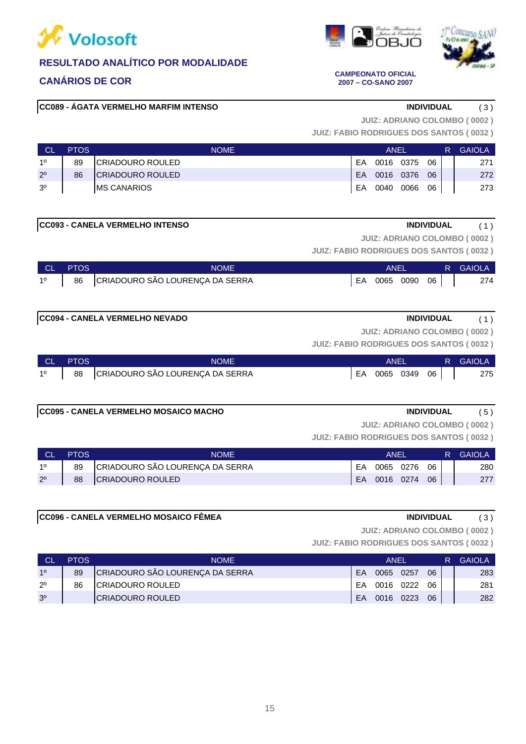## RESULTADO ANALÍTICO POR MODALIDADE

## CANÁRIOS DE COR

**CAMPEONATO OFICIAL 2007 – CO-SANO 2007**

### CC089 - ÁGATA VERMELHO MARFIM INTENSO

**INDIVIDUAL** ( 3 )

JUIZ: ADRIANO COLOMBO ( 0002 )
JUIZ: FABIO RODRIGUES DOS SANTOS ( 0032 )

| CL | PTOS | NOME | ANEL | | | | R | GAIOLA |
|---|---|---|---|---|---|---|---|---|
| 1º | 89 | CRIADOURO ROULED | EA | 0016 | 0375 | 06 | | 271 |
| 2º | 86 | CRIADOURO ROULED | EA | 0016 | 0376 | 06 | | 272 |
| 3º | | MS CANARIOS | EA | 0040 | 0066 | 06 | | 273 |

### CC093 - CANELA VERMELHO INTENSO

**INDIVIDUAL** ( 1 )

JUIZ: ADRIANO COLOMBO ( 0002 )
JUIZ: FABIO RODRIGUES DOS SANTOS ( 0032 )

| CL | PTOS | NOME | ANEL | | | | R | GAIOLA |
|---|---|---|---|---|---|---|---|---|
| 1º | 86 | CRIADOURO SÃO LOURENÇA DA SERRA | EA | 0065 | 0090 | 06 | | 274 |

### CC094 - CANELA VERMELHO NEVADO

**INDIVIDUAL** ( 1 )

JUIZ: ADRIANO COLOMBO ( 0002 )
JUIZ: FABIO RODRIGUES DOS SANTOS ( 0032 )

| CL | PTOS | NOME | ANEL | | | | R | GAIOLA |
|---|---|---|---|---|---|---|---|---|
| 1º | 88 | CRIADOURO SÃO LOURENÇA DA SERRA | EA | 0065 | 0349 | 06 | | 275 |

### CC095 - CANELA VERMELHO MOSAICO MACHO

**INDIVIDUAL** ( 5 )

JUIZ: ADRIANO COLOMBO ( 0002 )
JUIZ: FABIO RODRIGUES DOS SANTOS ( 0032 )

| CL | PTOS | NOME | ANEL | | | | R | GAIOLA |
|---|---|---|---|---|---|---|---|---|
| 1º | 89 | CRIADOURO SÃO LOURENÇA DA SERRA | EA | 0065 | 0276 | 06 | | 280 |
| 2º | 88 | CRIADOURO ROULED | EA | 0016 | 0274 | 06 | | 277 |

### CC096 - CANELA VERMELHO MOSAICO FÊMEA

**INDIVIDUAL** ( 3 )

JUIZ: ADRIANO COLOMBO ( 0002 )
JUIZ: FABIO RODRIGUES DOS SANTOS ( 0032 )

| CL | PTOS | NOME | ANEL | | | | R | GAIOLA |
|---|---|---|---|---|---|---|---|---|
| 1º | 89 | CRIADOURO SÃO LOURENÇA DA SERRA | EA | 0065 | 0257 | 06 | | 283 |
| 2º | 86 | CRIADOURO ROULED | EA | 0016 | 0222 | 06 | | 281 |
| 3º | | CRIADOURO ROULED | EA | 0016 | 0223 | 06 | | 282 |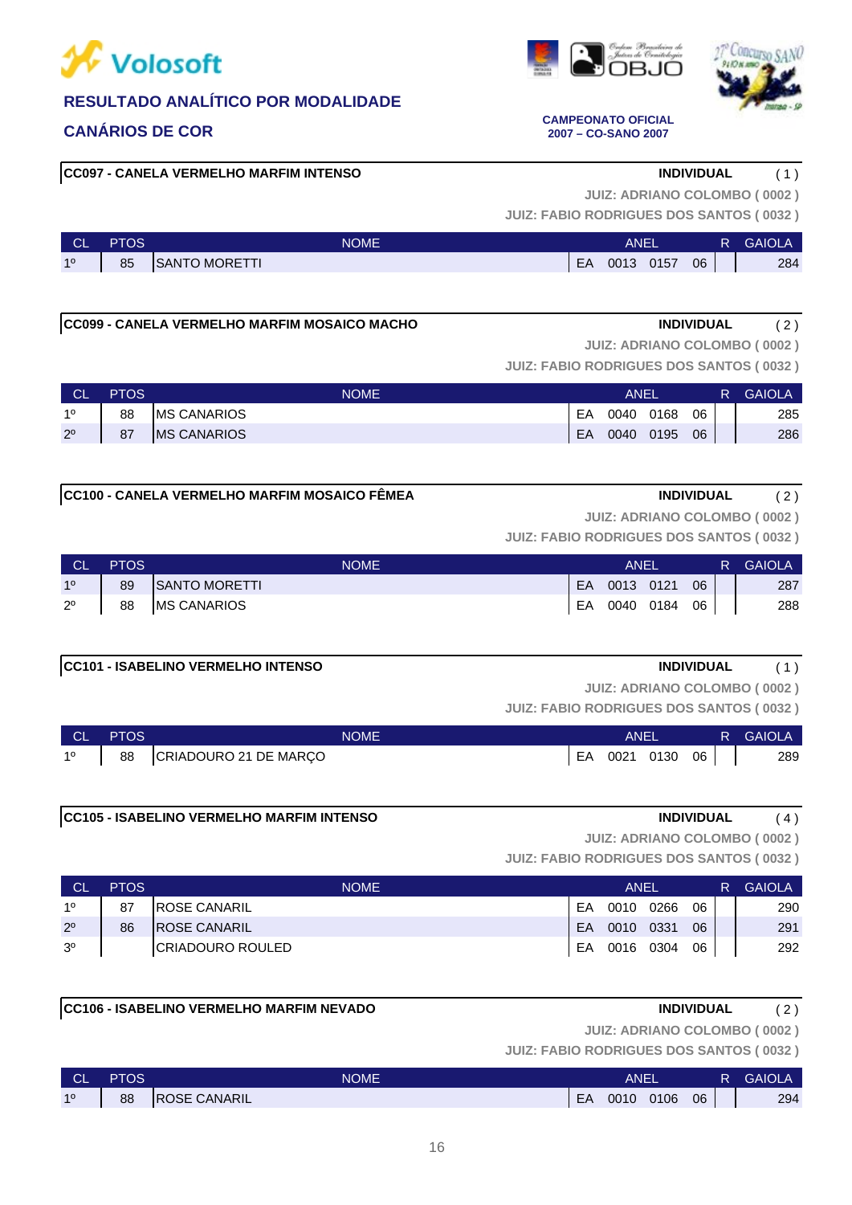Volosoft

## RESULTADO ANALÍTICO POR MODALIDADE

## CANÁRIOS DE COR

CAMPEONATO OFICIAL
2007 – CO-SANO 2007

### CC097 - CANELA VERMELHO MARFIM INTENSO

**INDIVIDUAL** ( 1 )

JUIZ: ADRIANO COLOMBO ( 0002 )
JUIZ: FABIO RODRIGUES DOS SANTOS ( 0032 )

| CL | PTOS | NOME | ANEL | | | | R | GAIOLA |
|---|---|---|---|---|---|---|---|---|
| 1º | 85 | SANTO MORETTI | EA | 0013 | 0157 | 06 | | 284 |

### CC099 - CANELA VERMELHO MARFIM MOSAICO MACHO

**INDIVIDUAL** ( 2 )

JUIZ: ADRIANO COLOMBO ( 0002 )
JUIZ: FABIO RODRIGUES DOS SANTOS ( 0032 )

| CL | PTOS | NOME | ANEL | | | | R | GAIOLA |
|---|---|---|---|---|---|---|---|---|
| 1º | 88 | MS CANARIOS | EA | 0040 | 0168 | 06 | | 285 |
| 2º | 87 | MS CANARIOS | EA | 0040 | 0195 | 06 | | 286 |

### CC100 - CANELA VERMELHO MARFIM MOSAICO FÊMEA

**INDIVIDUAL** ( 2 )

JUIZ: ADRIANO COLOMBO ( 0002 )
JUIZ: FABIO RODRIGUES DOS SANTOS ( 0032 )

| CL | PTOS | NOME | ANEL | | | | R | GAIOLA |
|---|---|---|---|---|---|---|---|---|
| 1º | 89 | SANTO MORETTI | EA | 0013 | 0121 | 06 | | 287 |
| 2º | 88 | MS CANARIOS | EA | 0040 | 0184 | 06 | | 288 |

### CC101 - ISABELINO VERMELHO INTENSO

**INDIVIDUAL** ( 1 )

JUIZ: ADRIANO COLOMBO ( 0002 )
JUIZ: FABIO RODRIGUES DOS SANTOS ( 0032 )

| CL | PTOS | NOME | ANEL | | | | R | GAIOLA |
|---|---|---|---|---|---|---|---|---|
| 1º | 88 | CRIADOURO 21 DE MARÇO | EA | 0021 | 0130 | 06 | | 289 |

### CC105 - ISABELINO VERMELHO MARFIM INTENSO

**INDIVIDUAL** ( 4 )

JUIZ: ADRIANO COLOMBO ( 0002 )
JUIZ: FABIO RODRIGUES DOS SANTOS ( 0032 )

| CL | PTOS | NOME | ANEL | | | | R | GAIOLA |
|---|---|---|---|---|---|---|---|---|
| 1º | 87 | ROSE CANARIL | EA | 0010 | 0266 | 06 | | 290 |
| 2º | 86 | ROSE CANARIL | EA | 0010 | 0331 | 06 | | 291 |
| 3º | | CRIADOURO ROULED | EA | 0016 | 0304 | 06 | | 292 |

### CC106 - ISABELINO VERMELHO MARFIM NEVADO

**INDIVIDUAL** ( 2 )

JUIZ: ADRIANO COLOMBO ( 0002 )
JUIZ: FABIO RODRIGUES DOS SANTOS ( 0032 )

| CL | PTOS | NOME | ANEL | | | | R | GAIOLA |
|---|---|---|---|---|---|---|---|---|
| 1º | 88 | ROSE CANARIL | EA | 0010 | 0106 | 06 | | 294 |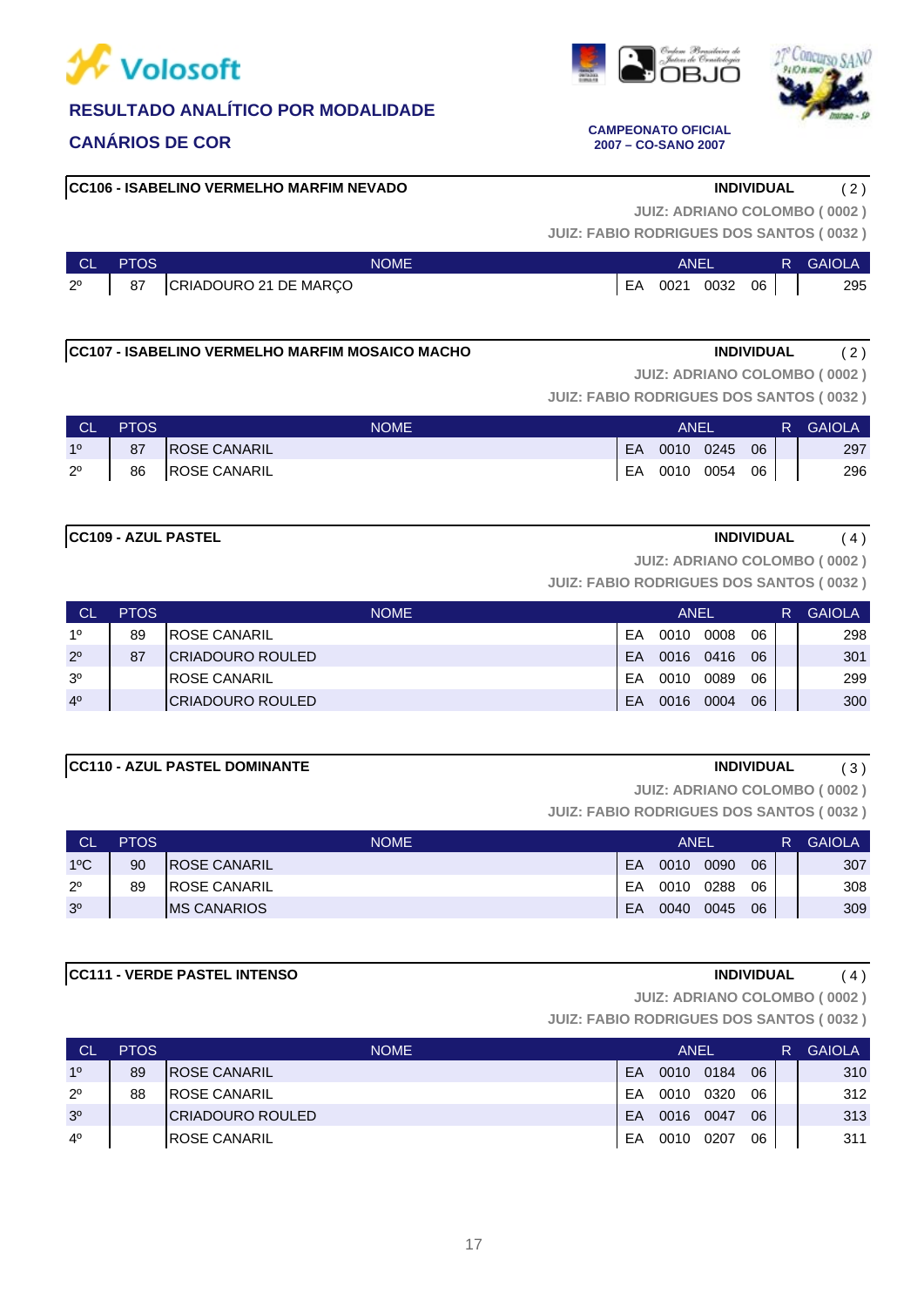# RESULTADO ANALÍTICO POR MODALIDADE

## CANÁRIOS DE COR

**CAMPEONATO OFICIAL 2007 – CO-SANO 2007**

### CC106 - ISABELINO VERMELHO MARFIM NEVADO

**INDIVIDUAL** ( 2 )

JUIZ: ADRIANO COLOMBO ( 0002 )
JUIZ: FABIO RODRIGUES DOS SANTOS ( 0032 )

| CL | PTOS | NOME | ANEL | | | | R | GAIOLA |
|---|---|---|---|---|---|---|---|---|
| 2º | 87 | CRIADOURO 21 DE MARÇO | EA | 0021 | 0032 | 06 | | 295 |

### CC107 - ISABELINO VERMELHO MARFIM MOSAICO MACHO

**INDIVIDUAL** ( 2 )

JUIZ: ADRIANO COLOMBO ( 0002 )
JUIZ: FABIO RODRIGUES DOS SANTOS ( 0032 )

| CL | PTOS | NOME | ANEL | | | | R | GAIOLA |
|---|---|---|---|---|---|---|---|---|
| 1º | 87 | ROSE CANARIL | EA | 0010 | 0245 | 06 | | 297 |
| 2º | 86 | ROSE CANARIL | EA | 0010 | 0054 | 06 | | 296 |

### CC109 - AZUL PASTEL

**INDIVIDUAL** ( 4 )

JUIZ: ADRIANO COLOMBO ( 0002 )
JUIZ: FABIO RODRIGUES DOS SANTOS ( 0032 )

| CL | PTOS | NOME | ANEL | | | | R | GAIOLA |
|---|---|---|---|---|---|---|---|---|
| 1º | 89 | ROSE CANARIL | EA | 0010 | 0008 | 06 | | 298 |
| 2º | 87 | CRIADOURO ROULED | EA | 0016 | 0416 | 06 | | 301 |
| 3º | | ROSE CANARIL | EA | 0010 | 0089 | 06 | | 299 |
| 4º | | CRIADOURO ROULED | EA | 0016 | 0004 | 06 | | 300 |

### CC110 - AZUL PASTEL DOMINANTE

**INDIVIDUAL** ( 3 )

JUIZ: ADRIANO COLOMBO ( 0002 )
JUIZ: FABIO RODRIGUES DOS SANTOS ( 0032 )

| CL | PTOS | NOME | ANEL | | | | R | GAIOLA |
|---|---|---|---|---|---|---|---|---|
| 1ºC | 90 | ROSE CANARIL | EA | 0010 | 0090 | 06 | | 307 |
| 2º | 89 | ROSE CANARIL | EA | 0010 | 0288 | 06 | | 308 |
| 3º | | MS CANARIOS | EA | 0040 | 0045 | 06 | | 309 |

### CC111 - VERDE PASTEL INTENSO

**INDIVIDUAL** ( 4 )

JUIZ: ADRIANO COLOMBO ( 0002 )
JUIZ: FABIO RODRIGUES DOS SANTOS ( 0032 )

| CL | PTOS | NOME | ANEL | | | | R | GAIOLA |
|---|---|---|---|---|---|---|---|---|
| 1º | 89 | ROSE CANARIL | EA | 0010 | 0184 | 06 | | 310 |
| 2º | 88 | ROSE CANARIL | EA | 0010 | 0320 | 06 | | 312 |
| 3º | | CRIADOURO ROULED | EA | 0016 | 0047 | 06 | | 313 |
| 4º | | ROSE CANARIL | EA | 0010 | 0207 | 06 | | 311 |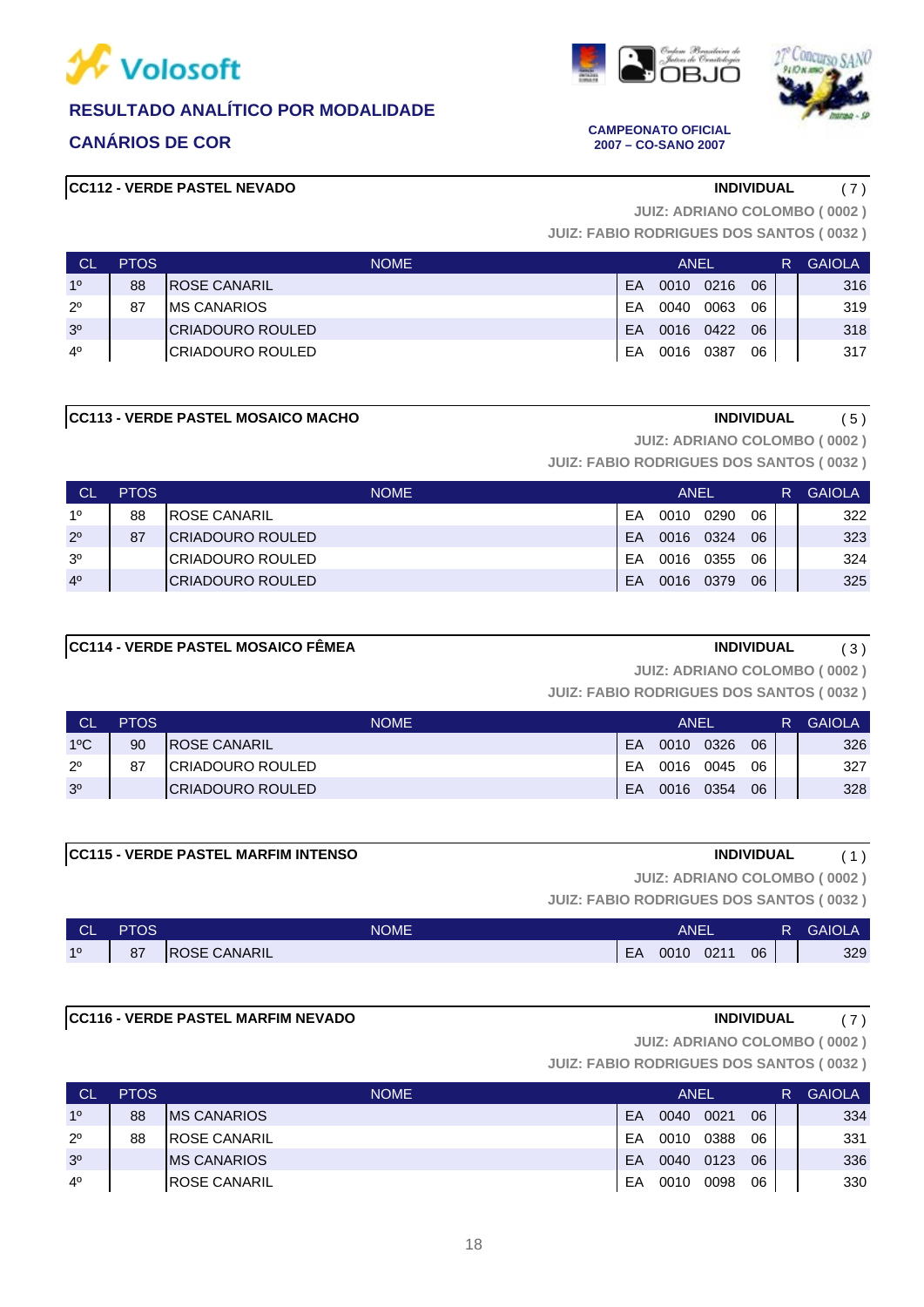## RESULTADO ANALÍTICO POR MODALIDADE

## CANÁRIOS DE COR

**CAMPEONATO OFICIAL 2007 – CO-SANO 2007**

### CC112 - VERDE PASTEL NEVADO

**INDIVIDUAL** ( 7 )

**JUIZ: ADRIANO COLOMBO ( 0002 )**
**JUIZ: FABIO RODRIGUES DOS SANTOS ( 0032 )**

| CL | PTOS | NOME | ANEL | | | | R | GAIOLA |
|---|---|---|---|---|---|---|---|---|
| 1º | 88 | ROSE CANARIL | EA | 0010 | 0216 | 06 | | 316 |
| 2º | 87 | MS CANARIOS | EA | 0040 | 0063 | 06 | | 319 |
| 3º | | CRIADOURO ROULED | EA | 0016 | 0422 | 06 | | 318 |
| 4º | | CRIADOURO ROULED | EA | 0016 | 0387 | 06 | | 317 |

### CC113 - VERDE PASTEL MOSAICO MACHO

**INDIVIDUAL** ( 5 )

**JUIZ: ADRIANO COLOMBO ( 0002 )**
**JUIZ: FABIO RODRIGUES DOS SANTOS ( 0032 )**

| CL | PTOS | NOME | ANEL | | | | R | GAIOLA |
|---|---|---|---|---|---|---|---|---|
| 1º | 88 | ROSE CANARIL | EA | 0010 | 0290 | 06 | | 322 |
| 2º | 87 | CRIADOURO ROULED | EA | 0016 | 0324 | 06 | | 323 |
| 3º | | CRIADOURO ROULED | EA | 0016 | 0355 | 06 | | 324 |
| 4º | | CRIADOURO ROULED | EA | 0016 | 0379 | 06 | | 325 |

### CC114 - VERDE PASTEL MOSAICO FÊMEA

**INDIVIDUAL** ( 3 )

**JUIZ: ADRIANO COLOMBO ( 0002 )**
**JUIZ: FABIO RODRIGUES DOS SANTOS ( 0032 )**

| CL | PTOS | NOME | ANEL | | | | R | GAIOLA |
|---|---|---|---|---|---|---|---|---|
| 1ºC | 90 | ROSE CANARIL | EA | 0010 | 0326 | 06 | | 326 |
| 2º | 87 | CRIADOURO ROULED | EA | 0016 | 0045 | 06 | | 327 |
| 3º | | CRIADOURO ROULED | EA | 0016 | 0354 | 06 | | 328 |

### CC115 - VERDE PASTEL MARFIM INTENSO

**INDIVIDUAL** ( 1 )

**JUIZ: ADRIANO COLOMBO ( 0002 )**
**JUIZ: FABIO RODRIGUES DOS SANTOS ( 0032 )**

| CL | PTOS | NOME | ANEL | | | | R | GAIOLA |
|---|---|---|---|---|---|---|---|---|
| 1º | 87 | ROSE CANARIL | EA | 0010 | 0211 | 06 | | 329 |

### CC116 - VERDE PASTEL MARFIM NEVADO

**INDIVIDUAL** ( 7 )

**JUIZ: ADRIANO COLOMBO ( 0002 )**
**JUIZ: FABIO RODRIGUES DOS SANTOS ( 0032 )**

| CL | PTOS | NOME | ANEL | | | | R | GAIOLA |
|---|---|---|---|---|---|---|---|---|
| 1º | 88 | MS CANARIOS | EA | 0040 | 0021 | 06 | | 334 |
| 2º | 88 | ROSE CANARIL | EA | 0010 | 0388 | 06 | | 331 |
| 3º | | MS CANARIOS | EA | 0040 | 0123 | 06 | | 336 |
| 4º | | ROSE CANARIL | EA | 0010 | 0098 | 06 | | 330 |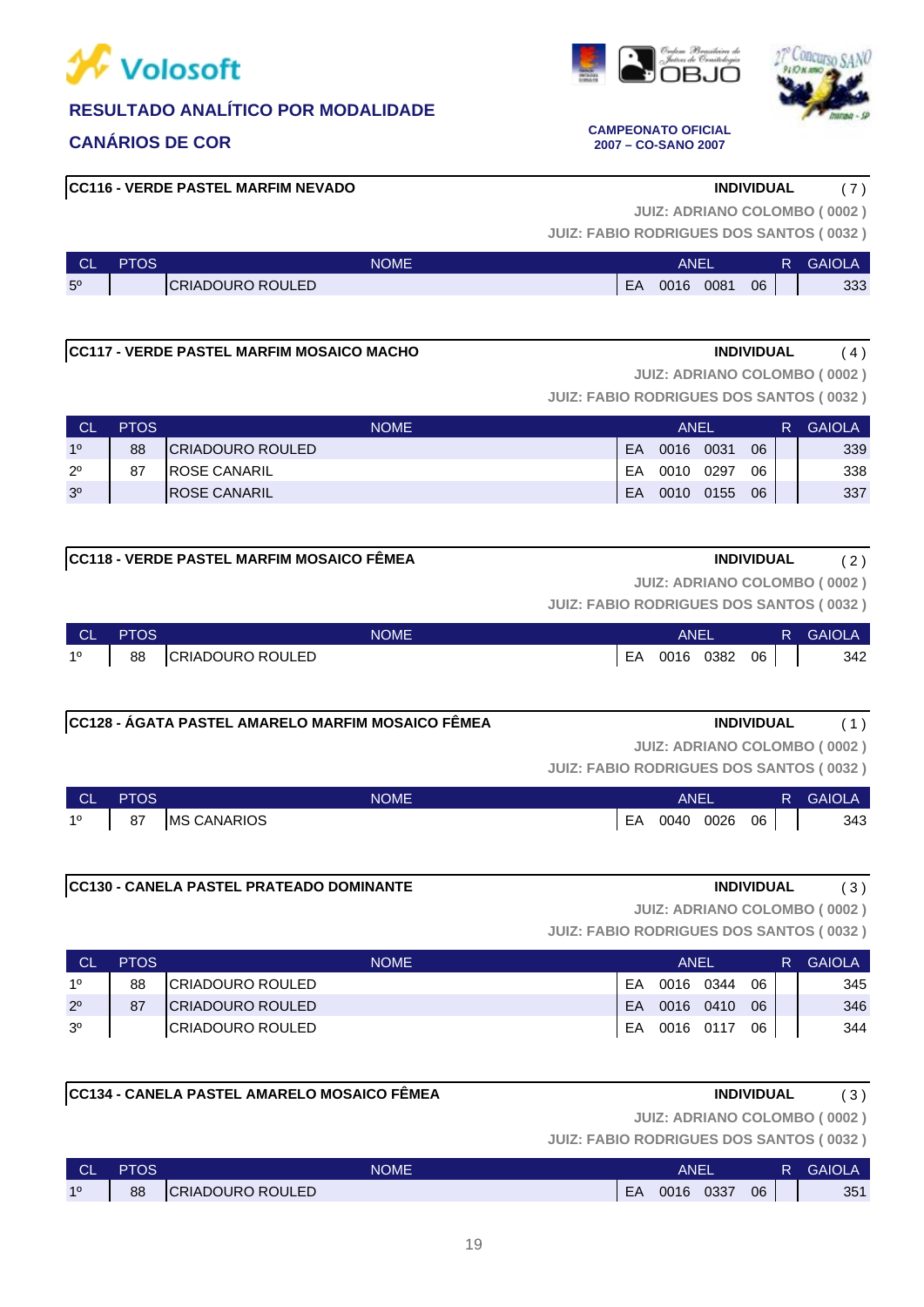Volosoft

## RESULTADO ANALÍTICO POR MODALIDADE

## CANÁRIOS DE COR

**CAMPEONATO OFICIAL 2007 – CO-SANO 2007**

### CC116 - VERDE PASTEL MARFIM NEVADO

**INDIVIDUAL** ( 7 )

**JUIZ: ADRIANO COLOMBO ( 0002 )**
**JUIZ: FABIO RODRIGUES DOS SANTOS ( 0032 )**

| CL | PTOS | NOME | ANEL | | | | R | GAIOLA |
|---|---|---|---|---|---|---|---|---|
| 5º | | CRIADOURO ROULED | EA | 0016 | 0081 | 06 | | 333 |

### CC117 - VERDE PASTEL MARFIM MOSAICO MACHO

**INDIVIDUAL** ( 4 )

**JUIZ: ADRIANO COLOMBO ( 0002 )**
**JUIZ: FABIO RODRIGUES DOS SANTOS ( 0032 )**

| CL | PTOS | NOME | ANEL | | | | R | GAIOLA |
|---|---|---|---|---|---|---|---|---|
| 1º | 88 | CRIADOURO ROULED | EA | 0016 | 0031 | 06 | | 339 |
| 2º | 87 | ROSE CANARIL | EA | 0010 | 0297 | 06 | | 338 |
| 3º | | ROSE CANARIL | EA | 0010 | 0155 | 06 | | 337 |

### CC118 - VERDE PASTEL MARFIM MOSAICO FÊMEA

**INDIVIDUAL** ( 2 )

**JUIZ: ADRIANO COLOMBO ( 0002 )**
**JUIZ: FABIO RODRIGUES DOS SANTOS ( 0032 )**

| CL | PTOS | NOME | ANEL | | | | R | GAIOLA |
|---|---|---|---|---|---|---|---|---|
| 1º | 88 | CRIADOURO ROULED | EA | 0016 | 0382 | 06 | | 342 |

### CC128 - ÁGATA PASTEL AMARELO MARFIM MOSAICO FÊMEA

**INDIVIDUAL** ( 1 )

**JUIZ: ADRIANO COLOMBO ( 0002 )**
**JUIZ: FABIO RODRIGUES DOS SANTOS ( 0032 )**

| CL | PTOS | NOME | ANEL | | | | R | GAIOLA |
|---|---|---|---|---|---|---|---|---|
| 1º | 87 | MS CANARIOS | EA | 0040 | 0026 | 06 | | 343 |

### CC130 - CANELA PASTEL PRATEADO DOMINANTE

**INDIVIDUAL** ( 3 )

**JUIZ: ADRIANO COLOMBO ( 0002 )**
**JUIZ: FABIO RODRIGUES DOS SANTOS ( 0032 )**

| CL | PTOS | NOME | ANEL | | | | R | GAIOLA |
|---|---|---|---|---|---|---|---|---|
| 1º | 88 | CRIADOURO ROULED | EA | 0016 | 0344 | 06 | | 345 |
| 2º | 87 | CRIADOURO ROULED | EA | 0016 | 0410 | 06 | | 346 |
| 3º | | CRIADOURO ROULED | EA | 0016 | 0117 | 06 | | 344 |

### CC134 - CANELA PASTEL AMARELO MOSAICO FÊMEA

**INDIVIDUAL** ( 3 )

**JUIZ: ADRIANO COLOMBO ( 0002 )**
**JUIZ: FABIO RODRIGUES DOS SANTOS ( 0032 )**

| CL | PTOS | NOME | ANEL | | | | R | GAIOLA |
|---|---|---|---|---|---|---|---|---|
| 1º | 88 | CRIADOURO ROULED | EA | 0016 | 0337 | 06 | | 351 |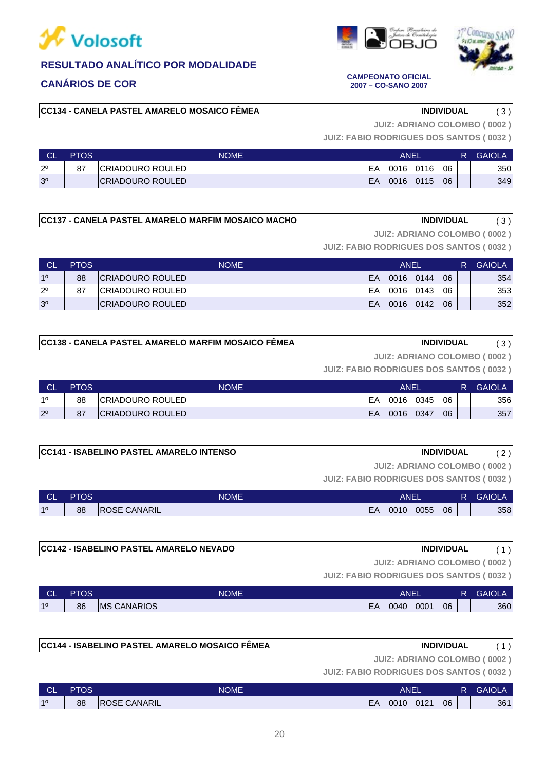# RESULTADO ANALÍTICO POR MODALIDADE

## CANÁRIOS DE COR

**CAMPEONATO OFICIAL**
**2007 – CO-SANO 2007**

### CC134 - CANELA PASTEL AMARELO MOSAICO FÊMEA — INDIVIDUAL ( 3 )

**JUIZ: ADRIANO COLOMBO ( 0002 )**
**JUIZ: FABIO RODRIGUES DOS SANTOS ( 0032 )**

| CL | PTOS | NOME | ANEL | | | | R | GAIOLA |
|---|---|---|---|---|---|---|---|---|
| 2º | 87 | CRIADOURO ROULED | EA | 0016 | 0116 | 06 | | 350 |
| 3º | | CRIADOURO ROULED | EA | 0016 | 0115 | 06 | | 349 |

### CC137 - CANELA PASTEL AMARELO MARFIM MOSAICO MACHO — INDIVIDUAL ( 3 )

**JUIZ: ADRIANO COLOMBO ( 0002 )**
**JUIZ: FABIO RODRIGUES DOS SANTOS ( 0032 )**

| CL | PTOS | NOME | ANEL | | | | R | GAIOLA |
|---|---|---|---|---|---|---|---|---|
| 1º | 88 | CRIADOURO ROULED | EA | 0016 | 0144 | 06 | | 354 |
| 2º | 87 | CRIADOURO ROULED | EA | 0016 | 0143 | 06 | | 353 |
| 3º | | CRIADOURO ROULED | EA | 0016 | 0142 | 06 | | 352 |

### CC138 - CANELA PASTEL AMARELO MARFIM MOSAICO FÊMEA — INDIVIDUAL ( 3 )

**JUIZ: ADRIANO COLOMBO ( 0002 )**
**JUIZ: FABIO RODRIGUES DOS SANTOS ( 0032 )**

| CL | PTOS | NOME | ANEL | | | | R | GAIOLA |
|---|---|---|---|---|---|---|---|---|
| 1º | 88 | CRIADOURO ROULED | EA | 0016 | 0345 | 06 | | 356 |
| 2º | 87 | CRIADOURO ROULED | EA | 0016 | 0347 | 06 | | 357 |

### CC141 - ISABELINO PASTEL AMARELO INTENSO — INDIVIDUAL ( 2 )

**JUIZ: ADRIANO COLOMBO ( 0002 )**
**JUIZ: FABIO RODRIGUES DOS SANTOS ( 0032 )**

| CL | PTOS | NOME | ANEL | | | | R | GAIOLA |
|---|---|---|---|---|---|---|---|---|
| 1º | 88 | ROSE CANARIL | EA | 0010 | 0055 | 06 | | 358 |

### CC142 - ISABELINO PASTEL AMARELO NEVADO — INDIVIDUAL ( 1 )

**JUIZ: ADRIANO COLOMBO ( 0002 )**
**JUIZ: FABIO RODRIGUES DOS SANTOS ( 0032 )**

| CL | PTOS | NOME | ANEL | | | | R | GAIOLA |
|---|---|---|---|---|---|---|---|---|
| 1º | 86 | MS CANARIOS | EA | 0040 | 0001 | 06 | | 360 |

### CC144 - ISABELINO PASTEL AMARELO MOSAICO FÊMEA — INDIVIDUAL ( 1 )

**JUIZ: ADRIANO COLOMBO ( 0002 )**
**JUIZ: FABIO RODRIGUES DOS SANTOS ( 0032 )**

| CL | PTOS | NOME | ANEL | | | | R | GAIOLA |
|---|---|---|---|---|---|---|---|---|
| 1º | 88 | ROSE CANARIL | EA | 0010 | 0121 | 06 | | 361 |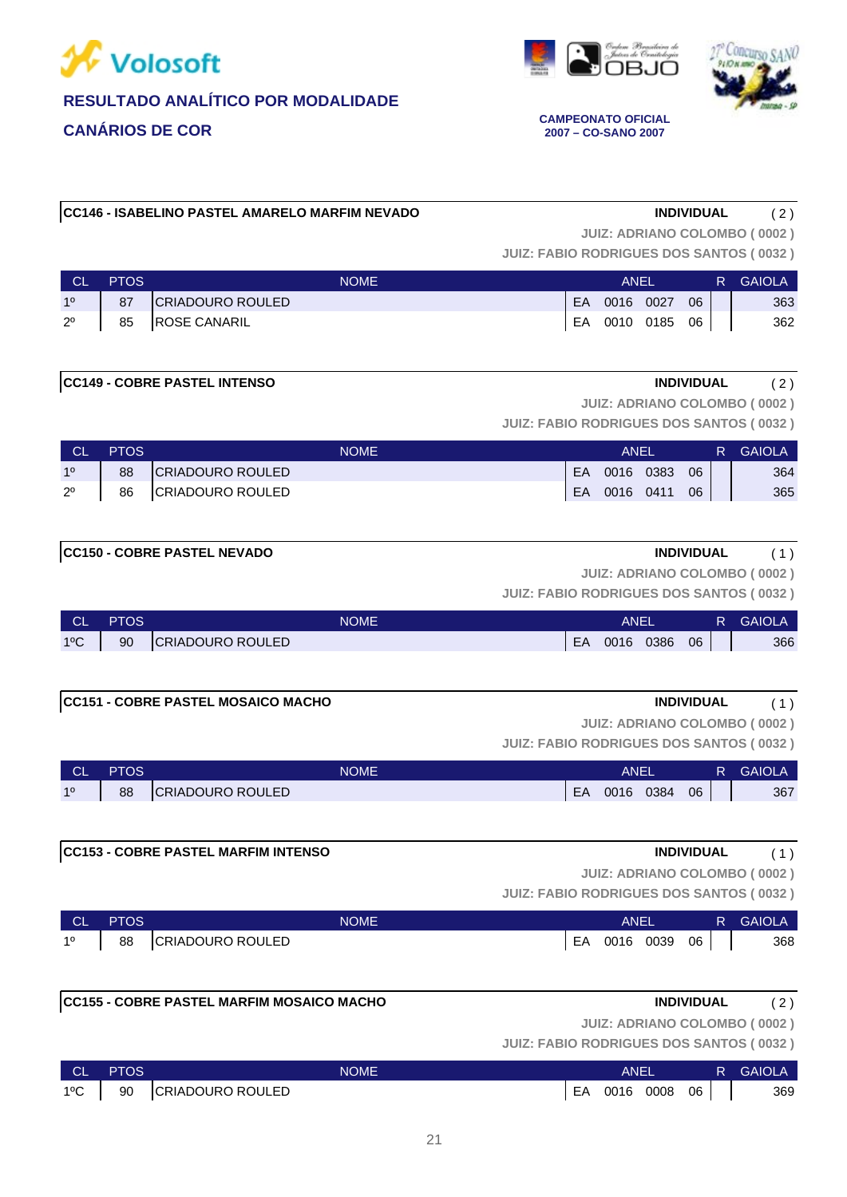# RESULTADO ANALÍTICO POR MODALIDADE

## CANÁRIOS DE COR

**CAMPEONATO OFICIAL 2007 – CO-SANO 2007**

### CC146 - ISABELINO PASTEL AMARELO MARFIM NEVADO

**INDIVIDUAL** ( 2 )

**JUIZ: ADRIANO COLOMBO ( 0002 )**
**JUIZ: FABIO RODRIGUES DOS SANTOS ( 0032 )**

| CL | PTOS | NOME | ANEL | | | | R | GAIOLA |
|---|---|---|---|---|---|---|---|---|
| 1º | 87 | CRIADOURO ROULED | EA | 0016 | 0027 | 06 | | 363 |
| 2º | 85 | ROSE CANARIL | EA | 0010 | 0185 | 06 | | 362 |

### CC149 - COBRE PASTEL INTENSO

**INDIVIDUAL** ( 2 )

**JUIZ: ADRIANO COLOMBO ( 0002 )**
**JUIZ: FABIO RODRIGUES DOS SANTOS ( 0032 )**

| CL | PTOS | NOME | ANEL | | | | R | GAIOLA |
|---|---|---|---|---|---|---|---|---|
| 1º | 88 | CRIADOURO ROULED | EA | 0016 | 0383 | 06 | | 364 |
| 2º | 86 | CRIADOURO ROULED | EA | 0016 | 0411 | 06 | | 365 |

### CC150 - COBRE PASTEL NEVADO

**INDIVIDUAL** ( 1 )

**JUIZ: ADRIANO COLOMBO ( 0002 )**
**JUIZ: FABIO RODRIGUES DOS SANTOS ( 0032 )**

| CL | PTOS | NOME | ANEL | | | | R | GAIOLA |
|---|---|---|---|---|---|---|---|---|
| 1ºC | 90 | CRIADOURO ROULED | EA | 0016 | 0386 | 06 | | 366 |

### CC151 - COBRE PASTEL MOSAICO MACHO

**INDIVIDUAL** ( 1 )

**JUIZ: ADRIANO COLOMBO ( 0002 )**
**JUIZ: FABIO RODRIGUES DOS SANTOS ( 0032 )**

| CL | PTOS | NOME | ANEL | | | | R | GAIOLA |
|---|---|---|---|---|---|---|---|---|
| 1º | 88 | CRIADOURO ROULED | EA | 0016 | 0384 | 06 | | 367 |

### CC153 - COBRE PASTEL MARFIM INTENSO

**INDIVIDUAL** ( 1 )

**JUIZ: ADRIANO COLOMBO ( 0002 )**
**JUIZ: FABIO RODRIGUES DOS SANTOS ( 0032 )**

| CL | PTOS | NOME | ANEL | | | | R | GAIOLA |
|---|---|---|---|---|---|---|---|---|
| 1º | 88 | CRIADOURO ROULED | EA | 0016 | 0039 | 06 | | 368 |

### CC155 - COBRE PASTEL MARFIM MOSAICO MACHO

**INDIVIDUAL** ( 2 )

**JUIZ: ADRIANO COLOMBO ( 0002 )**
**JUIZ: FABIO RODRIGUES DOS SANTOS ( 0032 )**

| CL | PTOS | NOME | ANEL | | | | R | GAIOLA |
|---|---|---|---|---|---|---|---|---|
| 1ºC | 90 | CRIADOURO ROULED | EA | 0016 | 0008 | 06 | | 369 |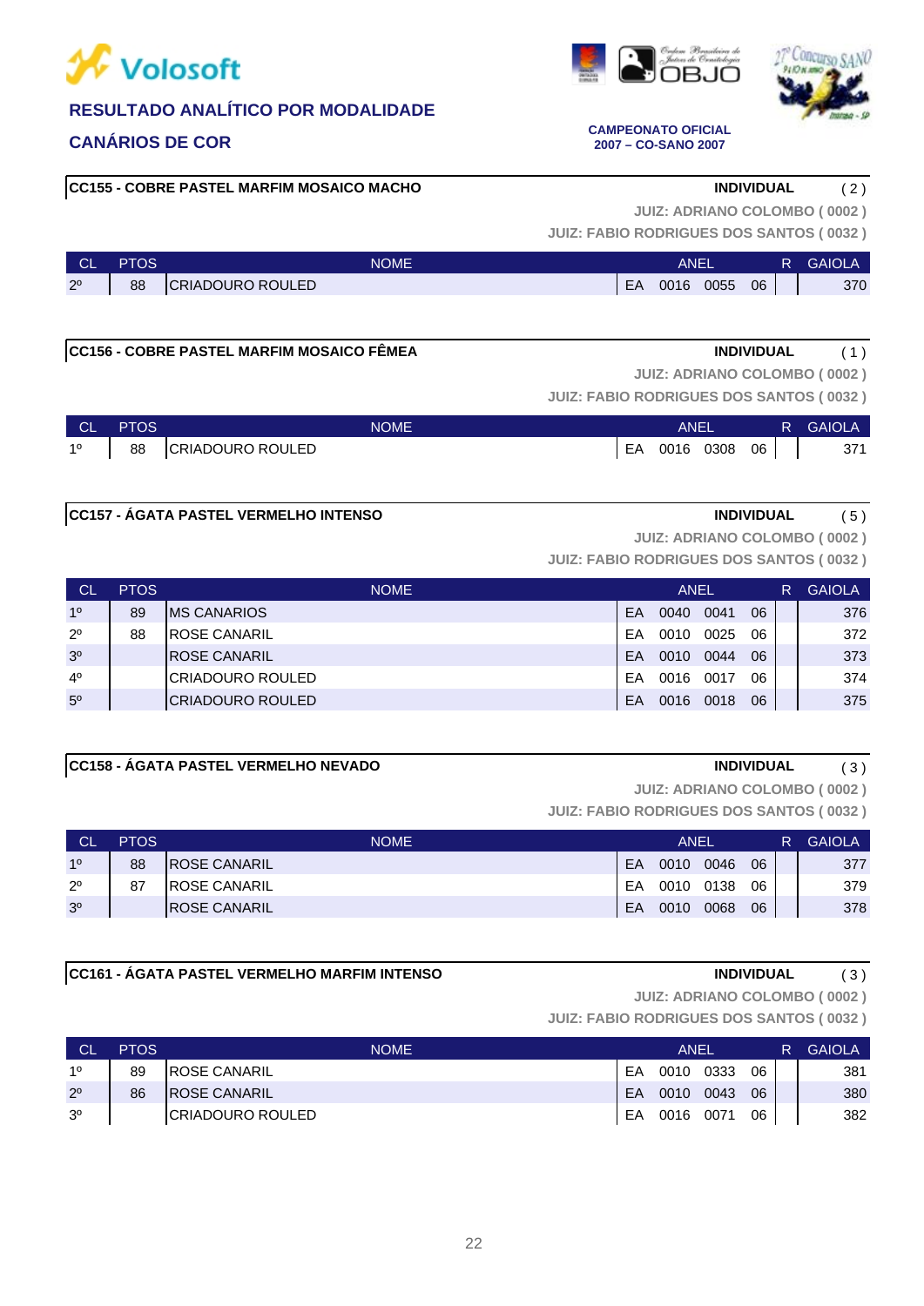## RESULTADO ANALÍTICO POR MODALIDADE

## CANÁRIOS DE COR

**CAMPEONATO OFICIAL 2007 – CO-SANO 2007**

**CC155 - COBRE PASTEL MARFIM MOSAICO MACHO** — **INDIVIDUAL** ( 2 )

**JUIZ: ADRIANO COLOMBO ( 0002 )**
**JUIZ: FABIO RODRIGUES DOS SANTOS ( 0032 )**

| CL | PTOS | NOME | ANEL | | | | R | GAIOLA |
|---|---|---|---|---|---|---|---|---|
| 2º | 88 | CRIADOURO ROULED | EA | 0016 | 0055 | 06 | | 370 |

**CC156 - COBRE PASTEL MARFIM MOSAICO FÊMEA** — **INDIVIDUAL** ( 1 )

**JUIZ: ADRIANO COLOMBO ( 0002 )**
**JUIZ: FABIO RODRIGUES DOS SANTOS ( 0032 )**

| CL | PTOS | NOME | ANEL | | | | R | GAIOLA |
|---|---|---|---|---|---|---|---|---|
| 1º | 88 | CRIADOURO ROULED | EA | 0016 | 0308 | 06 | | 371 |

**CC157 - ÁGATA PASTEL VERMELHO INTENSO** — **INDIVIDUAL** ( 5 )

**JUIZ: ADRIANO COLOMBO ( 0002 )**
**JUIZ: FABIO RODRIGUES DOS SANTOS ( 0032 )**

| CL | PTOS | NOME | ANEL | | | | R | GAIOLA |
|---|---|---|---|---|---|---|---|---|
| 1º | 89 | MS CANARIOS | EA | 0040 | 0041 | 06 | | 376 |
| 2º | 88 | ROSE CANARIL | EA | 0010 | 0025 | 06 | | 372 |
| 3º | | ROSE CANARIL | EA | 0010 | 0044 | 06 | | 373 |
| 4º | | CRIADOURO ROULED | EA | 0016 | 0017 | 06 | | 374 |
| 5º | | CRIADOURO ROULED | EA | 0016 | 0018 | 06 | | 375 |

**CC158 - ÁGATA PASTEL VERMELHO NEVADO** — **INDIVIDUAL** ( 3 )

**JUIZ: ADRIANO COLOMBO ( 0002 )**
**JUIZ: FABIO RODRIGUES DOS SANTOS ( 0032 )**

| CL | PTOS | NOME | ANEL | | | | R | GAIOLA |
|---|---|---|---|---|---|---|---|---|
| 1º | 88 | ROSE CANARIL | EA | 0010 | 0046 | 06 | | 377 |
| 2º | 87 | ROSE CANARIL | EA | 0010 | 0138 | 06 | | 379 |
| 3º | | ROSE CANARIL | EA | 0010 | 0068 | 06 | | 378 |

**CC161 - ÁGATA PASTEL VERMELHO MARFIM INTENSO** — **INDIVIDUAL** ( 3 )

**JUIZ: ADRIANO COLOMBO ( 0002 )**
**JUIZ: FABIO RODRIGUES DOS SANTOS ( 0032 )**

| CL | PTOS | NOME | ANEL | | | | R | GAIOLA |
|---|---|---|---|---|---|---|---|---|
| 1º | 89 | ROSE CANARIL | EA | 0010 | 0333 | 06 | | 381 |
| 2º | 86 | ROSE CANARIL | EA | 0010 | 0043 | 06 | | 380 |
| 3º | | CRIADOURO ROULED | EA | 0016 | 0071 | 06 | | 382 |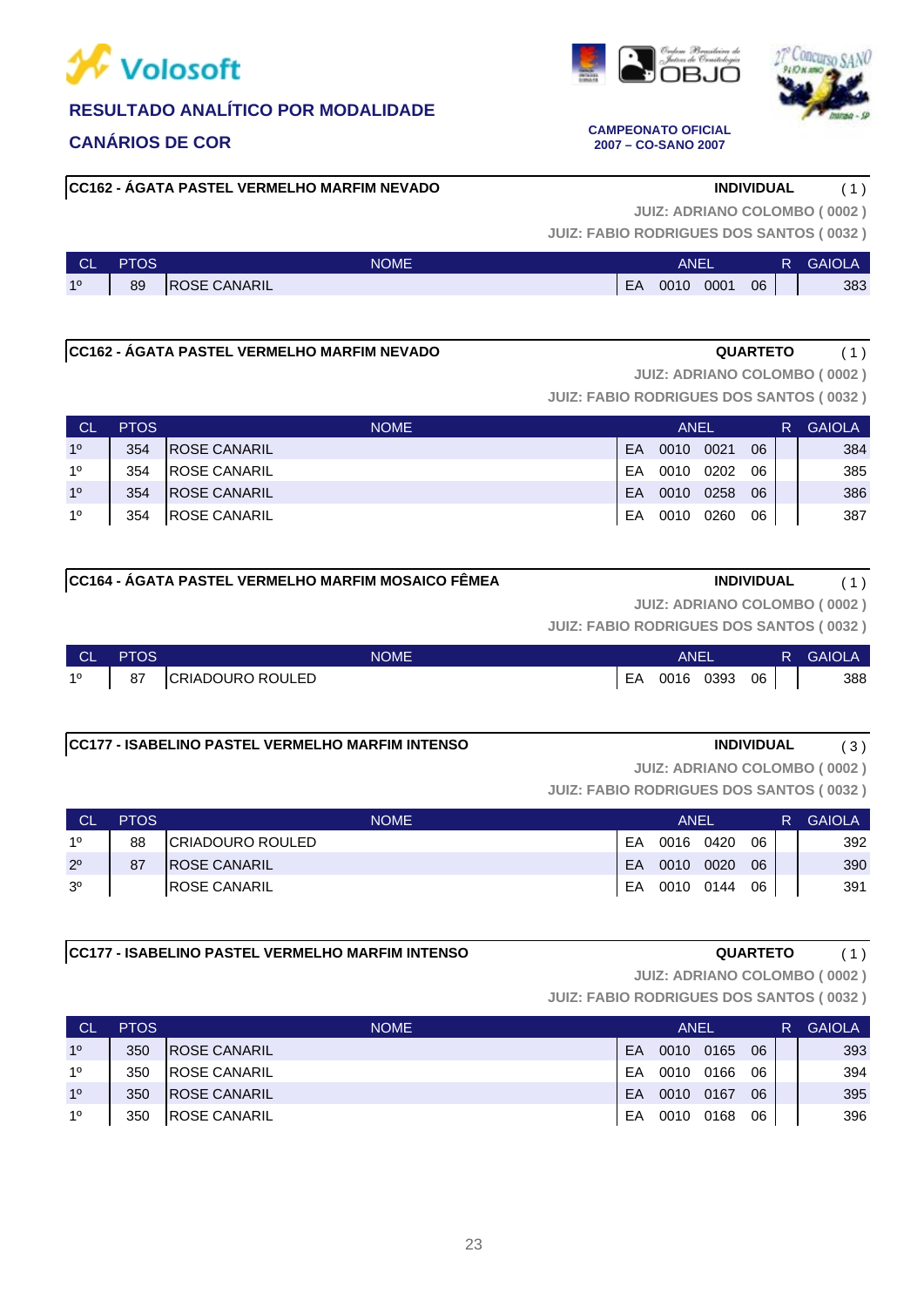# RESULTADO ANALÍTICO POR MODALIDADE

## CANÁRIOS DE COR

**CAMPEONATO OFICIAL 2007 – CO-SANO 2007**

### CC162 - ÁGATA PASTEL VERMELHO MARFIM NEVADO — INDIVIDUAL ( 1 )

JUIZ: ADRIANO COLOMBO ( 0002 )
JUIZ: FABIO RODRIGUES DOS SANTOS ( 0032 )

| CL | PTOS | NOME | ANEL | | | | R | GAIOLA |
|---|---|---|---|---|---|---|---|---|
| 1º | 89 | ROSE CANARIL | EA | 0010 | 0001 | 06 | | 383 |

### CC162 - ÁGATA PASTEL VERMELHO MARFIM NEVADO — QUARTETO ( 1 )

JUIZ: ADRIANO COLOMBO ( 0002 )
JUIZ: FABIO RODRIGUES DOS SANTOS ( 0032 )

| CL | PTOS | NOME | ANEL | | | | R | GAIOLA |
|---|---|---|---|---|---|---|---|---|
| 1º | 354 | ROSE CANARIL | EA | 0010 | 0021 | 06 | | 384 |
| 1º | 354 | ROSE CANARIL | EA | 0010 | 0202 | 06 | | 385 |
| 1º | 354 | ROSE CANARIL | EA | 0010 | 0258 | 06 | | 386 |
| 1º | 354 | ROSE CANARIL | EA | 0010 | 0260 | 06 | | 387 |

### CC164 - ÁGATA PASTEL VERMELHO MARFIM MOSAICO FÊMEA — INDIVIDUAL ( 1 )

JUIZ: ADRIANO COLOMBO ( 0002 )
JUIZ: FABIO RODRIGUES DOS SANTOS ( 0032 )

| CL | PTOS | NOME | ANEL | | | | R | GAIOLA |
|---|---|---|---|---|---|---|---|---|
| 1º | 87 | CRIADOURO ROULED | EA | 0016 | 0393 | 06 | | 388 |

### CC177 - ISABELINO PASTEL VERMELHO MARFIM INTENSO — INDIVIDUAL ( 3 )

JUIZ: ADRIANO COLOMBO ( 0002 )
JUIZ: FABIO RODRIGUES DOS SANTOS ( 0032 )

| CL | PTOS | NOME | ANEL | | | | R | GAIOLA |
|---|---|---|---|---|---|---|---|---|
| 1º | 88 | CRIADOURO ROULED | EA | 0016 | 0420 | 06 | | 392 |
| 2º | 87 | ROSE CANARIL | EA | 0010 | 0020 | 06 | | 390 |
| 3º | | ROSE CANARIL | EA | 0010 | 0144 | 06 | | 391 |

### CC177 - ISABELINO PASTEL VERMELHO MARFIM INTENSO — QUARTETO ( 1 )

JUIZ: ADRIANO COLOMBO ( 0002 )
JUIZ: FABIO RODRIGUES DOS SANTOS ( 0032 )

| CL | PTOS | NOME | ANEL | | | | R | GAIOLA |
|---|---|---|---|---|---|---|---|---|
| 1º | 350 | ROSE CANARIL | EA | 0010 | 0165 | 06 | | 393 |
| 1º | 350 | ROSE CANARIL | EA | 0010 | 0166 | 06 | | 394 |
| 1º | 350 | ROSE CANARIL | EA | 0010 | 0167 | 06 | | 395 |
| 1º | 350 | ROSE CANARIL | EA | 0010 | 0168 | 06 | | 396 |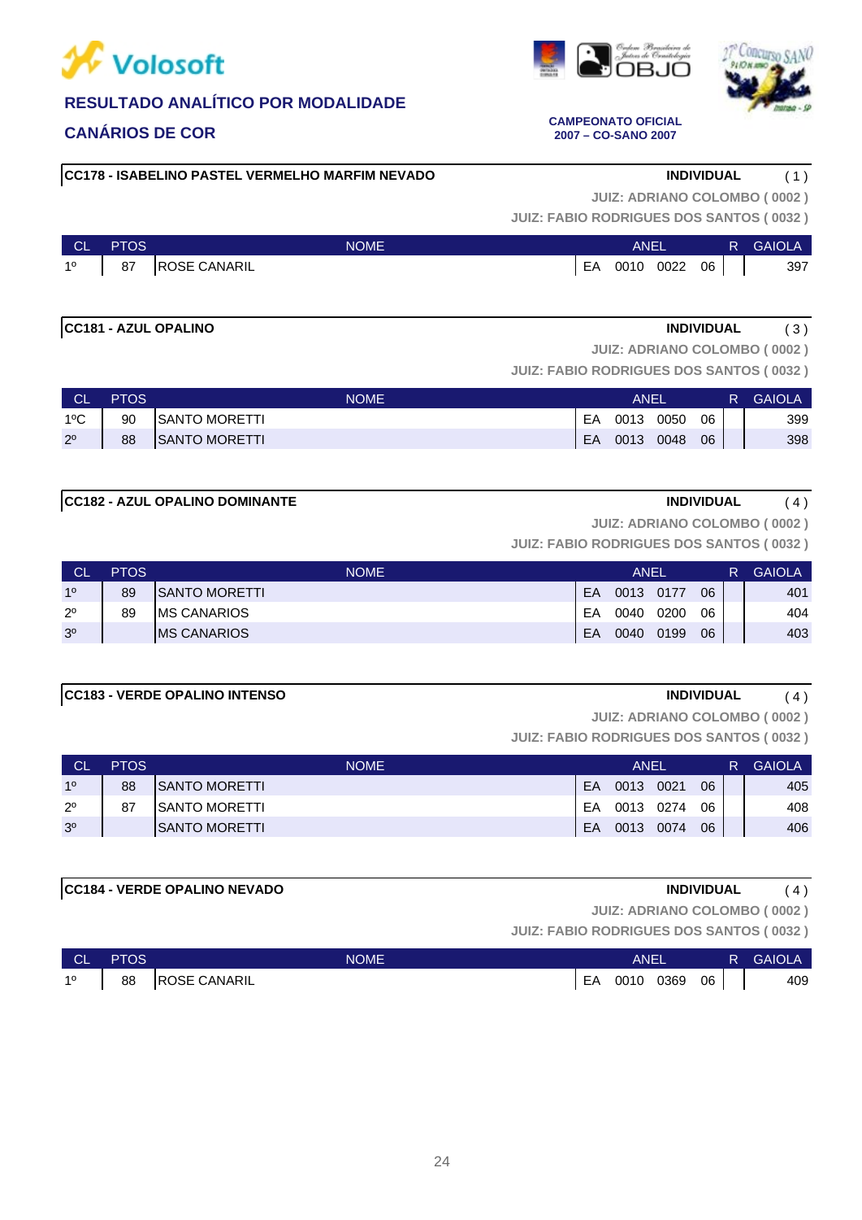**RESULTADO ANALÍTICO POR MODALIDADE**

**CANÁRIOS DE COR**

**CAMPEONATO OFICIAL 2007 – CO-SANO 2007**

### CC178 - ISABELINO PASTEL VERMELHO MARFIM NEVADO

**INDIVIDUAL** ( 1 )

**JUIZ: ADRIANO COLOMBO ( 0002 )**
**JUIZ: FABIO RODRIGUES DOS SANTOS ( 0032 )**

| CL | PTOS | NOME | ANEL | | | | R | GAIOLA |
|---|---|---|---|---|---|---|---|---|
| 1º | 87 | ROSE CANARIL | EA | 0010 | 0022 | 06 | | 397 |

### CC181 - AZUL OPALINO

**INDIVIDUAL** ( 3 )

**JUIZ: ADRIANO COLOMBO ( 0002 )**
**JUIZ: FABIO RODRIGUES DOS SANTOS ( 0032 )**

| CL | PTOS | NOME | ANEL | | | | R | GAIOLA |
|---|---|---|---|---|---|---|---|---|
| 1ºC | 90 | SANTO MORETTI | EA | 0013 | 0050 | 06 | | 399 |
| 2º | 88 | SANTO MORETTI | EA | 0013 | 0048 | 06 | | 398 |

### CC182 - AZUL OPALINO DOMINANTE

**INDIVIDUAL** ( 4 )

**JUIZ: ADRIANO COLOMBO ( 0002 )**
**JUIZ: FABIO RODRIGUES DOS SANTOS ( 0032 )**

| CL | PTOS | NOME | ANEL | | | | R | GAIOLA |
|---|---|---|---|---|---|---|---|---|
| 1º | 89 | SANTO MORETTI | EA | 0013 | 0177 | 06 | | 401 |
| 2º | 89 | MS CANARIOS | EA | 0040 | 0200 | 06 | | 404 |
| 3º | | MS CANARIOS | EA | 0040 | 0199 | 06 | | 403 |

### CC183 - VERDE OPALINO INTENSO

**INDIVIDUAL** ( 4 )

**JUIZ: ADRIANO COLOMBO ( 0002 )**
**JUIZ: FABIO RODRIGUES DOS SANTOS ( 0032 )**

| CL | PTOS | NOME | ANEL | | | | R | GAIOLA |
|---|---|---|---|---|---|---|---|---|
| 1º | 88 | SANTO MORETTI | EA | 0013 | 0021 | 06 | | 405 |
| 2º | 87 | SANTO MORETTI | EA | 0013 | 0274 | 06 | | 408 |
| 3º | | SANTO MORETTI | EA | 0013 | 0074 | 06 | | 406 |

### CC184 - VERDE OPALINO NEVADO

**INDIVIDUAL** ( 4 )

**JUIZ: ADRIANO COLOMBO ( 0002 )**
**JUIZ: FABIO RODRIGUES DOS SANTOS ( 0032 )**

| CL | PTOS | NOME | ANEL | | | | R | GAIOLA |
|---|---|---|---|---|---|---|---|---|
| 1º | 88 | ROSE CANARIL | EA | 0010 | 0369 | 06 | | 409 |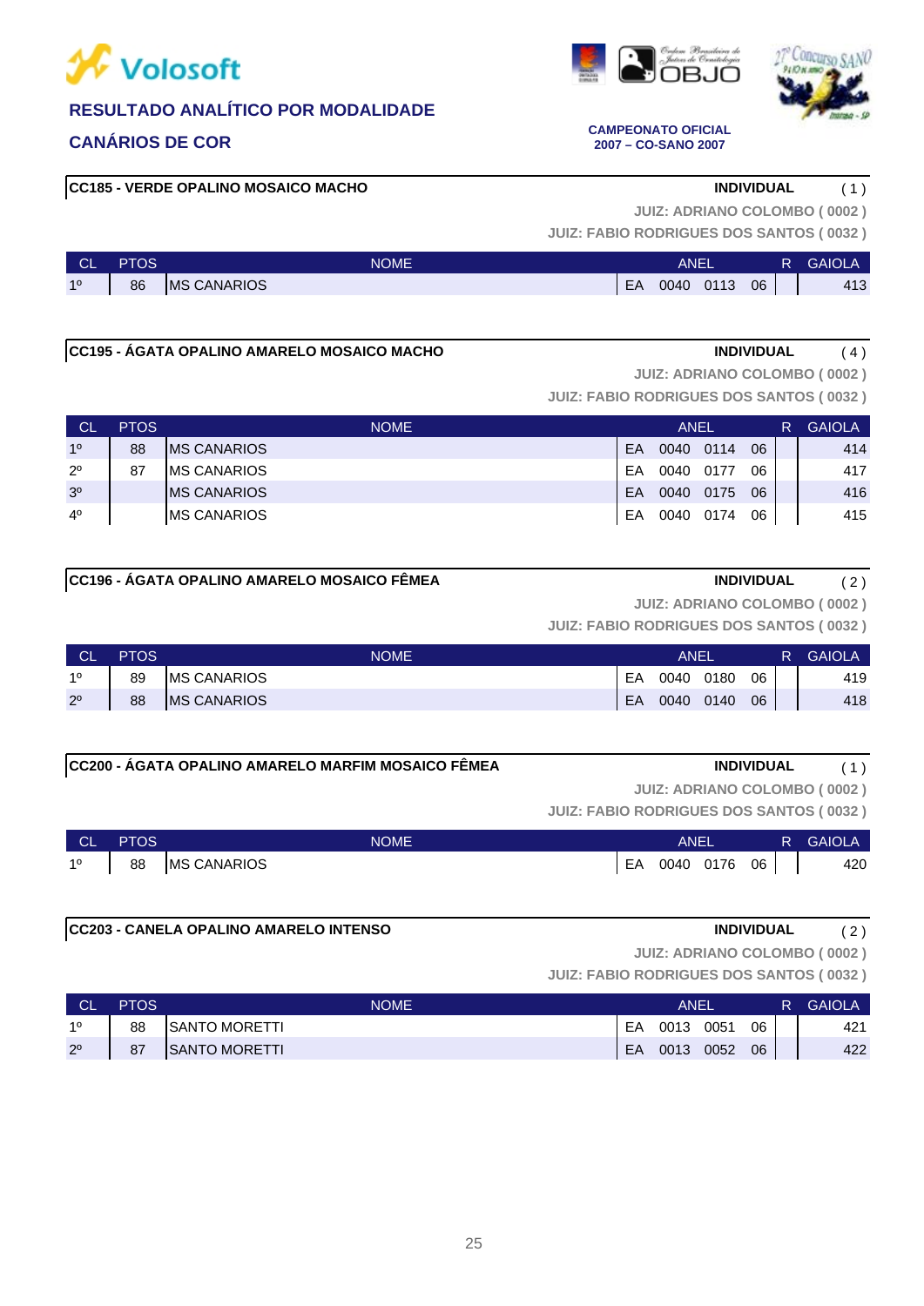## RESULTADO ANALÍTICO POR MODALIDADE

## CANÁRIOS DE COR

**CAMPEONATO OFICIAL 2007 – CO-SANO 2007**

**CC185 - VERDE OPALINO MOSAICO MACHO** — **INDIVIDUAL** ( 1 )

**JUIZ: ADRIANO COLOMBO ( 0002 )**
**JUIZ: FABIO RODRIGUES DOS SANTOS ( 0032 )**

| CL | PTOS | NOME | ANEL | | | | R | GAIOLA |
|---|---|---|---|---|---|---|---|---|
| 1º | 86 | MS CANARIOS | EA | 0040 | 0113 | 06 | | 413 |

**CC195 - ÁGATA OPALINO AMARELO MOSAICO MACHO** — **INDIVIDUAL** ( 4 )

**JUIZ: ADRIANO COLOMBO ( 0002 )**
**JUIZ: FABIO RODRIGUES DOS SANTOS ( 0032 )**

| CL | PTOS | NOME | ANEL | | | | R | GAIOLA |
|---|---|---|---|---|---|---|---|---|
| 1º | 88 | MS CANARIOS | EA | 0040 | 0114 | 06 | | 414 |
| 2º | 87 | MS CANARIOS | EA | 0040 | 0177 | 06 | | 417 |
| 3º | | MS CANARIOS | EA | 0040 | 0175 | 06 | | 416 |
| 4º | | MS CANARIOS | EA | 0040 | 0174 | 06 | | 415 |

**CC196 - ÁGATA OPALINO AMARELO MOSAICO FÊMEA** — **INDIVIDUAL** ( 2 )

**JUIZ: ADRIANO COLOMBO ( 0002 )**
**JUIZ: FABIO RODRIGUES DOS SANTOS ( 0032 )**

| CL | PTOS | NOME | ANEL | | | | R | GAIOLA |
|---|---|---|---|---|---|---|---|---|
| 1º | 89 | MS CANARIOS | EA | 0040 | 0180 | 06 | | 419 |
| 2º | 88 | MS CANARIOS | EA | 0040 | 0140 | 06 | | 418 |

**CC200 - ÁGATA OPALINO AMARELO MARFIM MOSAICO FÊMEA** — **INDIVIDUAL** ( 1 )

**JUIZ: ADRIANO COLOMBO ( 0002 )**
**JUIZ: FABIO RODRIGUES DOS SANTOS ( 0032 )**

| CL | PTOS | NOME | ANEL | | | | R | GAIOLA |
|---|---|---|---|---|---|---|---|---|
| 1º | 88 | MS CANARIOS | EA | 0040 | 0176 | 06 | | 420 |

**CC203 - CANELA OPALINO AMARELO INTENSO** — **INDIVIDUAL** ( 2 )

**JUIZ: ADRIANO COLOMBO ( 0002 )**
**JUIZ: FABIO RODRIGUES DOS SANTOS ( 0032 )**

| CL | PTOS | NOME | ANEL | | | | R | GAIOLA |
|---|---|---|---|---|---|---|---|---|
| 1º | 88 | SANTO MORETTI | EA | 0013 | 0051 | 06 | | 421 |
| 2º | 87 | SANTO MORETTI | EA | 0013 | 0052 | 06 | | 422 |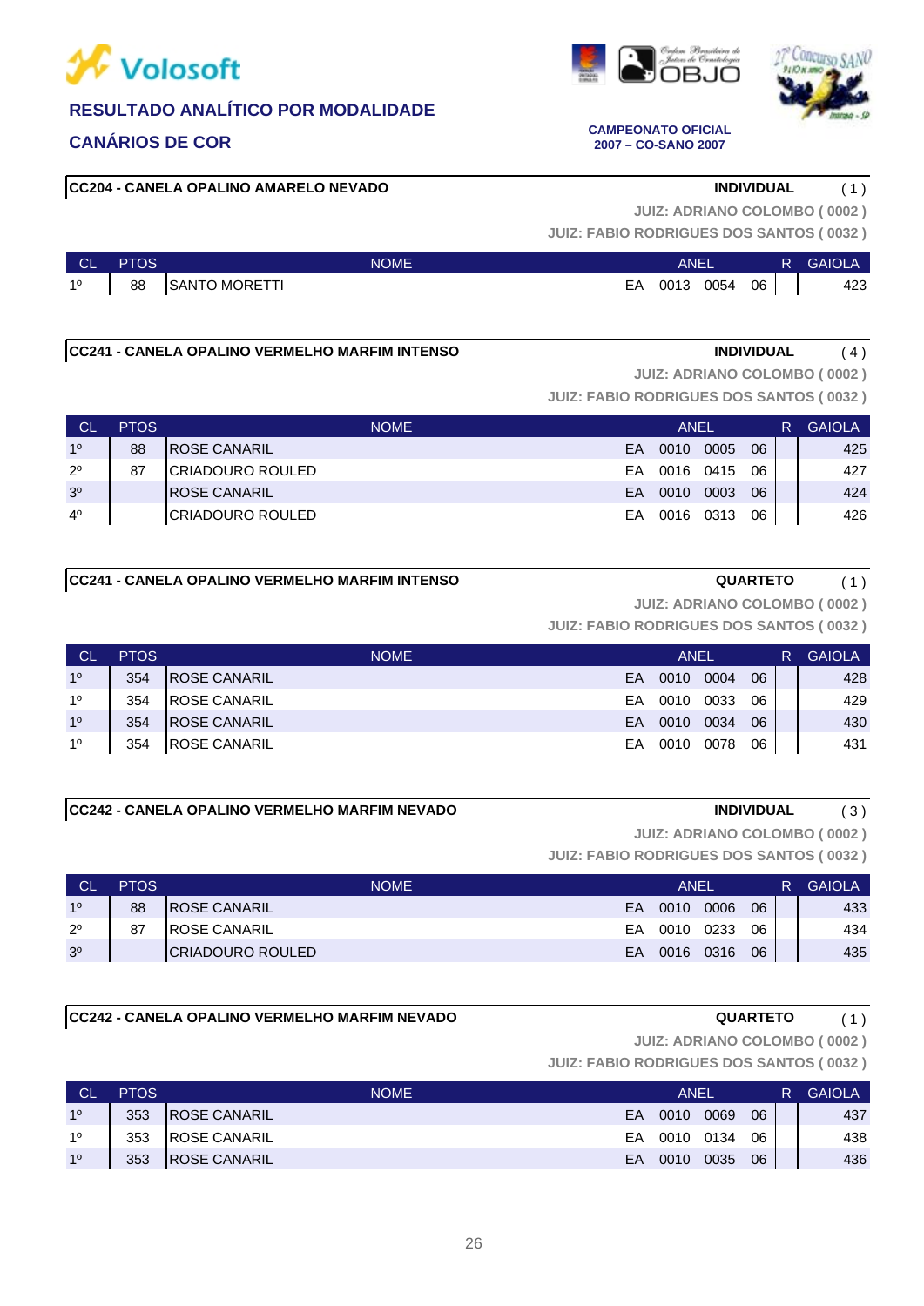**Volosoft**

## RESULTADO ANALÍTICO POR MODALIDADE

## CANÁRIOS DE COR

**CAMPEONATO OFICIAL**
**2007 – CO-SANO 2007**

### CC204 - CANELA OPALINO AMARELO NEVADO

**INDIVIDUAL** ( 1 )

JUIZ: ADRIANO COLOMBO ( 0002 )
JUIZ: FABIO RODRIGUES DOS SANTOS ( 0032 )

| CL | PTOS | NOME | ANEL | | | | R | GAIOLA |
|---|---|---|---|---|---|---|---|---|
| 1º | 88 | SANTO MORETTI | EA | 0013 | 0054 | 06 | | 423 |

### CC241 - CANELA OPALINO VERMELHO MARFIM INTENSO

**INDIVIDUAL** ( 4 )

JUIZ: ADRIANO COLOMBO ( 0002 )
JUIZ: FABIO RODRIGUES DOS SANTOS ( 0032 )

| CL | PTOS | NOME | ANEL | | | | R | GAIOLA |
|---|---|---|---|---|---|---|---|---|
| 1º | 88 | ROSE CANARIL | EA | 0010 | 0005 | 06 | | 425 |
| 2º | 87 | CRIADOURO ROULED | EA | 0016 | 0415 | 06 | | 427 |
| 3º | | ROSE CANARIL | EA | 0010 | 0003 | 06 | | 424 |
| 4º | | CRIADOURO ROULED | EA | 0016 | 0313 | 06 | | 426 |

### CC241 - CANELA OPALINO VERMELHO MARFIM INTENSO

**QUARTETO** ( 1 )

JUIZ: ADRIANO COLOMBO ( 0002 )
JUIZ: FABIO RODRIGUES DOS SANTOS ( 0032 )

| CL | PTOS | NOME | ANEL | | | | R | GAIOLA |
|---|---|---|---|---|---|---|---|---|
| 1º | 354 | ROSE CANARIL | EA | 0010 | 0004 | 06 | | 428 |
| 1º | 354 | ROSE CANARIL | EA | 0010 | 0033 | 06 | | 429 |
| 1º | 354 | ROSE CANARIL | EA | 0010 | 0034 | 06 | | 430 |
| 1º | 354 | ROSE CANARIL | EA | 0010 | 0078 | 06 | | 431 |

### CC242 - CANELA OPALINO VERMELHO MARFIM NEVADO

**INDIVIDUAL** ( 3 )

JUIZ: ADRIANO COLOMBO ( 0002 )
JUIZ: FABIO RODRIGUES DOS SANTOS ( 0032 )

| CL | PTOS | NOME | ANEL | | | | R | GAIOLA |
|---|---|---|---|---|---|---|---|---|
| 1º | 88 | ROSE CANARIL | EA | 0010 | 0006 | 06 | | 433 |
| 2º | 87 | ROSE CANARIL | EA | 0010 | 0233 | 06 | | 434 |
| 3º | | CRIADOURO ROULED | EA | 0016 | 0316 | 06 | | 435 |

### CC242 - CANELA OPALINO VERMELHO MARFIM NEVADO

**QUARTETO** ( 1 )

JUIZ: ADRIANO COLOMBO ( 0002 )
JUIZ: FABIO RODRIGUES DOS SANTOS ( 0032 )

| CL | PTOS | NOME | ANEL | | | | R | GAIOLA |
|---|---|---|---|---|---|---|---|---|
| 1º | 353 | ROSE CANARIL | EA | 0010 | 0069 | 06 | | 437 |
| 1º | 353 | ROSE CANARIL | EA | 0010 | 0134 | 06 | | 438 |
| 1º | 353 | ROSE CANARIL | EA | 0010 | 0035 | 06 | | 436 |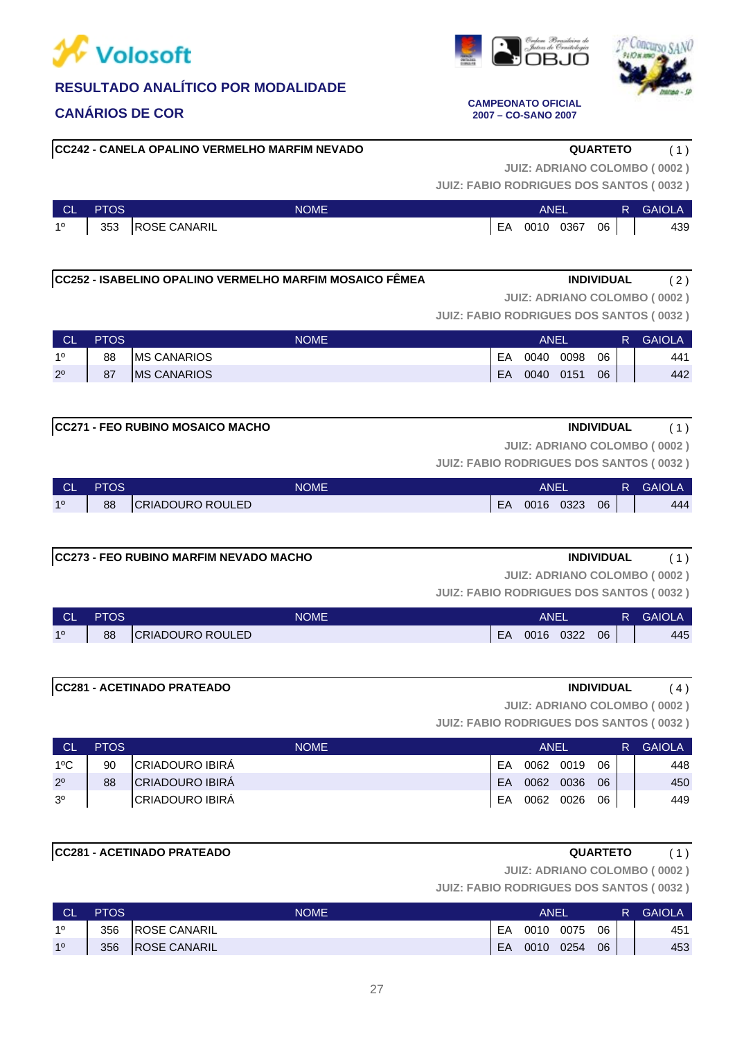**RESULTADO ANALÍTICO POR MODALIDADE**

**CANÁRIOS DE COR**

**CAMPEONATO OFICIAL 2007 – CO-SANO 2007**

**CC242 - CANELA OPALINO VERMELHO MARFIM NEVADO** — **QUARTETO** ( 1 )

JUIZ: ADRIANO COLOMBO ( 0002 )
JUIZ: FABIO RODRIGUES DOS SANTOS ( 0032 )

| CL | PTOS | NOME | ANEL | | | | R | GAIOLA |
|---|---|---|---|---|---|---|---|---|
| 1º | 353 | ROSE CANARIL | EA | 0010 | 0367 | 06 | | 439 |

**CC252 - ISABELINO OPALINO VERMELHO MARFIM MOSAICO FÊMEA** — **INDIVIDUAL** ( 2 )

JUIZ: ADRIANO COLOMBO ( 0002 )
JUIZ: FABIO RODRIGUES DOS SANTOS ( 0032 )

| CL | PTOS | NOME | ANEL | | | | R | GAIOLA |
|---|---|---|---|---|---|---|---|---|
| 1º | 88 | MS CANARIOS | EA | 0040 | 0098 | 06 | | 441 |
| 2º | 87 | MS CANARIOS | EA | 0040 | 0151 | 06 | | 442 |

**CC271 - FEO RUBINO MOSAICO MACHO** — **INDIVIDUAL** ( 1 )

JUIZ: ADRIANO COLOMBO ( 0002 )
JUIZ: FABIO RODRIGUES DOS SANTOS ( 0032 )

| CL | PTOS | NOME | ANEL | | | | R | GAIOLA |
|---|---|---|---|---|---|---|---|---|
| 1º | 88 | CRIADOURO ROULED | EA | 0016 | 0323 | 06 | | 444 |

**CC273 - FEO RUBINO MARFIM NEVADO MACHO** — **INDIVIDUAL** ( 1 )

JUIZ: ADRIANO COLOMBO ( 0002 )
JUIZ: FABIO RODRIGUES DOS SANTOS ( 0032 )

| CL | PTOS | NOME | ANEL | | | | R | GAIOLA |
|---|---|---|---|---|---|---|---|---|
| 1º | 88 | CRIADOURO ROULED | EA | 0016 | 0322 | 06 | | 445 |

**CC281 - ACETINADO PRATEADO** — **INDIVIDUAL** ( 4 )

JUIZ: ADRIANO COLOMBO ( 0002 )
JUIZ: FABIO RODRIGUES DOS SANTOS ( 0032 )

| CL | PTOS | NOME | ANEL | | | | R | GAIOLA |
|---|---|---|---|---|---|---|---|---|
| 1ºC | 90 | CRIADOURO IBIRÁ | EA | 0062 | 0019 | 06 | | 448 |
| 2º | 88 | CRIADOURO IBIRÁ | EA | 0062 | 0036 | 06 | | 450 |
| 3º | | CRIADOURO IBIRÁ | EA | 0062 | 0026 | 06 | | 449 |

**CC281 - ACETINADO PRATEADO** — **QUARTETO** ( 1 )

JUIZ: ADRIANO COLOMBO ( 0002 )
JUIZ: FABIO RODRIGUES DOS SANTOS ( 0032 )

| CL | PTOS | NOME | ANEL | | | | R | GAIOLA |
|---|---|---|---|---|---|---|---|---|
| 1º | 356 | ROSE CANARIL | EA | 0010 | 0075 | 06 | | 451 |
| 1º | 356 | ROSE CANARIL | EA | 0010 | 0254 | 06 | | 453 |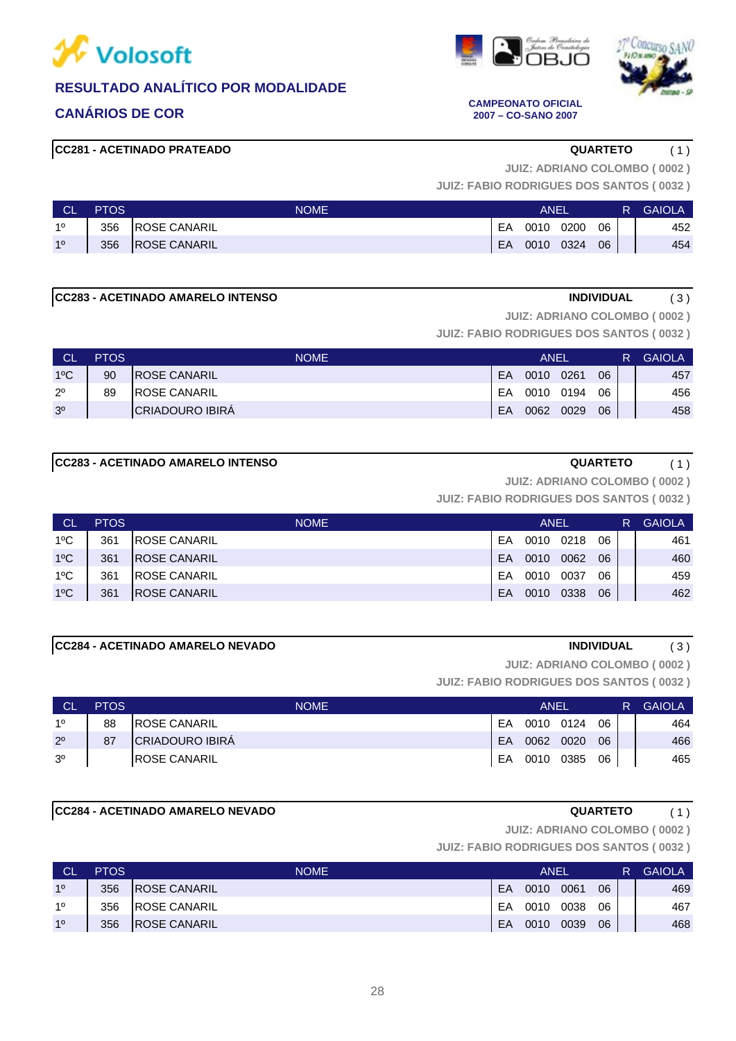Volosoft

## RESULTADO ANALÍTICO POR MODALIDADE

## CANÁRIOS DE COR

**CAMPEONATO OFICIAL 2007 – CO-SANO 2007**

### CC281 - ACETINADO PRATEADO — QUARTETO ( 1 )

JUIZ: ADRIANO COLOMBO ( 0002 )
JUIZ: FABIO RODRIGUES DOS SANTOS ( 0032 )

| CL | PTOS | NOME | ANEL | | | | R | GAIOLA |
|---|---|---|---|---|---|---|---|---|
| 1º | 356 | ROSE CANARIL | EA | 0010 | 0200 | 06 | | 452 |
| 1º | 356 | ROSE CANARIL | EA | 0010 | 0324 | 06 | | 454 |

### CC283 - ACETINADO AMARELO INTENSO — INDIVIDUAL ( 3 )

JUIZ: ADRIANO COLOMBO ( 0002 )
JUIZ: FABIO RODRIGUES DOS SANTOS ( 0032 )

| CL | PTOS | NOME | ANEL | | | | R | GAIOLA |
|---|---|---|---|---|---|---|---|---|
| 1ºC | 90 | ROSE CANARIL | EA | 0010 | 0261 | 06 | | 457 |
| 2º | 89 | ROSE CANARIL | EA | 0010 | 0194 | 06 | | 456 |
| 3º | | CRIADOURO IBIRÁ | EA | 0062 | 0029 | 06 | | 458 |

### CC283 - ACETINADO AMARELO INTENSO — QUARTETO ( 1 )

JUIZ: ADRIANO COLOMBO ( 0002 )
JUIZ: FABIO RODRIGUES DOS SANTOS ( 0032 )

| CL | PTOS | NOME | ANEL | | | | R | GAIOLA |
|---|---|---|---|---|---|---|---|---|
| 1ºC | 361 | ROSE CANARIL | EA | 0010 | 0218 | 06 | | 461 |
| 1ºC | 361 | ROSE CANARIL | EA | 0010 | 0062 | 06 | | 460 |
| 1ºC | 361 | ROSE CANARIL | EA | 0010 | 0037 | 06 | | 459 |
| 1ºC | 361 | ROSE CANARIL | EA | 0010 | 0338 | 06 | | 462 |

### CC284 - ACETINADO AMARELO NEVADO — INDIVIDUAL ( 3 )

JUIZ: ADRIANO COLOMBO ( 0002 )
JUIZ: FABIO RODRIGUES DOS SANTOS ( 0032 )

| CL | PTOS | NOME | ANEL | | | | R | GAIOLA |
|---|---|---|---|---|---|---|---|---|
| 1º | 88 | ROSE CANARIL | EA | 0010 | 0124 | 06 | | 464 |
| 2º | 87 | CRIADOURO IBIRÁ | EA | 0062 | 0020 | 06 | | 466 |
| 3º | | ROSE CANARIL | EA | 0010 | 0385 | 06 | | 465 |

### CC284 - ACETINADO AMARELO NEVADO — QUARTETO ( 1 )

JUIZ: ADRIANO COLOMBO ( 0002 )
JUIZ: FABIO RODRIGUES DOS SANTOS ( 0032 )

| CL | PTOS | NOME | ANEL | | | | R | GAIOLA |
|---|---|---|---|---|---|---|---|---|
| 1º | 356 | ROSE CANARIL | EA | 0010 | 0061 | 06 | | 469 |
| 1º | 356 | ROSE CANARIL | EA | 0010 | 0038 | 06 | | 467 |
| 1º | 356 | ROSE CANARIL | EA | 0010 | 0039 | 06 | | 468 |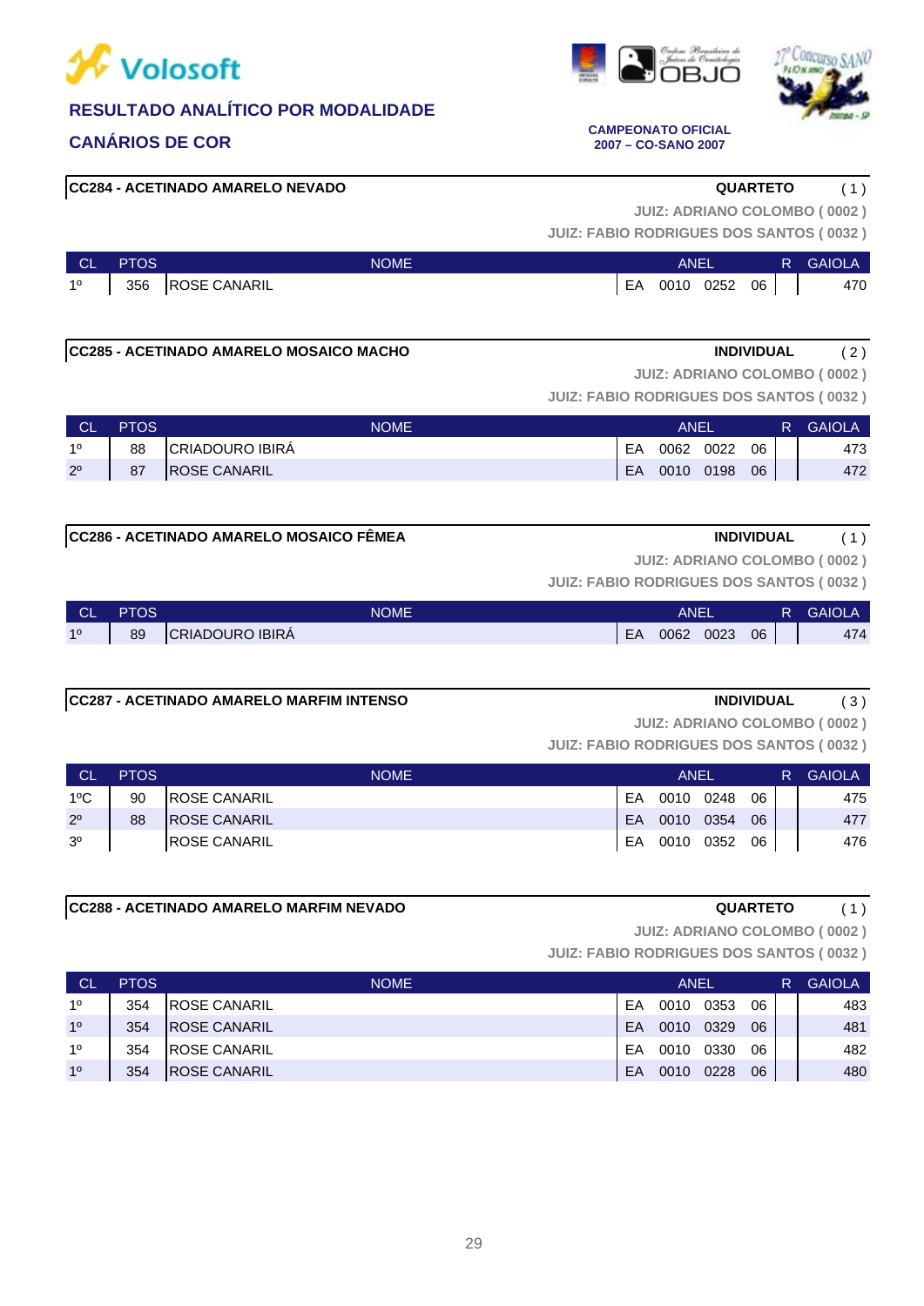# Volosoft

## RESULTADO ANALÍTICO POR MODALIDADE

## CANÁRIOS DE COR

**CAMPEONATO OFICIAL**
**2007 – CO-SANO 2007**

### CC284 - ACETINADO AMARELO NEVADO

**QUARTETO** ( 1 )

**JUIZ: ADRIANO COLOMBO ( 0002 )**
**JUIZ: FABIO RODRIGUES DOS SANTOS ( 0032 )**

| CL | PTOS | NOME | ANEL | | | | R | GAIOLA |
|---|---|---|---|---|---|---|---|---|
| 1º | 356 | ROSE CANARIL | EA | 0010 | 0252 | 06 | | 470 |

### CC285 - ACETINADO AMARELO MOSAICO MACHO

**INDIVIDUAL** ( 2 )

**JUIZ: ADRIANO COLOMBO ( 0002 )**
**JUIZ: FABIO RODRIGUES DOS SANTOS ( 0032 )**

| CL | PTOS | NOME | ANEL | | | | R | GAIOLA |
|---|---|---|---|---|---|---|---|---|
| 1º | 88 | CRIADOURO IBIRÁ | EA | 0062 | 0022 | 06 | | 473 |
| 2º | 87 | ROSE CANARIL | EA | 0010 | 0198 | 06 | | 472 |

### CC286 - ACETINADO AMARELO MOSAICO FÊMEA

**INDIVIDUAL** ( 1 )

**JUIZ: ADRIANO COLOMBO ( 0002 )**
**JUIZ: FABIO RODRIGUES DOS SANTOS ( 0032 )**

| CL | PTOS | NOME | ANEL | | | | R | GAIOLA |
|---|---|---|---|---|---|---|---|---|
| 1º | 89 | CRIADOURO IBIRÁ | EA | 0062 | 0023 | 06 | | 474 |

### CC287 - ACETINADO AMARELO MARFIM INTENSO

**INDIVIDUAL** ( 3 )

**JUIZ: ADRIANO COLOMBO ( 0002 )**
**JUIZ: FABIO RODRIGUES DOS SANTOS ( 0032 )**

| CL | PTOS | NOME | ANEL | | | | R | GAIOLA |
|---|---|---|---|---|---|---|---|---|
| 1ºC | 90 | ROSE CANARIL | EA | 0010 | 0248 | 06 | | 475 |
| 2º | 88 | ROSE CANARIL | EA | 0010 | 0354 | 06 | | 477 |
| 3º | | ROSE CANARIL | EA | 0010 | 0352 | 06 | | 476 |

### CC288 - ACETINADO AMARELO MARFIM NEVADO

**QUARTETO** ( 1 )

**JUIZ: ADRIANO COLOMBO ( 0002 )**
**JUIZ: FABIO RODRIGUES DOS SANTOS ( 0032 )**

| CL | PTOS | NOME | ANEL | | | | R | GAIOLA |
|---|---|---|---|---|---|---|---|---|
| 1º | 354 | ROSE CANARIL | EA | 0010 | 0353 | 06 | | 483 |
| 1º | 354 | ROSE CANARIL | EA | 0010 | 0329 | 06 | | 481 |
| 1º | 354 | ROSE CANARIL | EA | 0010 | 0330 | 06 | | 482 |
| 1º | 354 | ROSE CANARIL | EA | 0010 | 0228 | 06 | | 480 |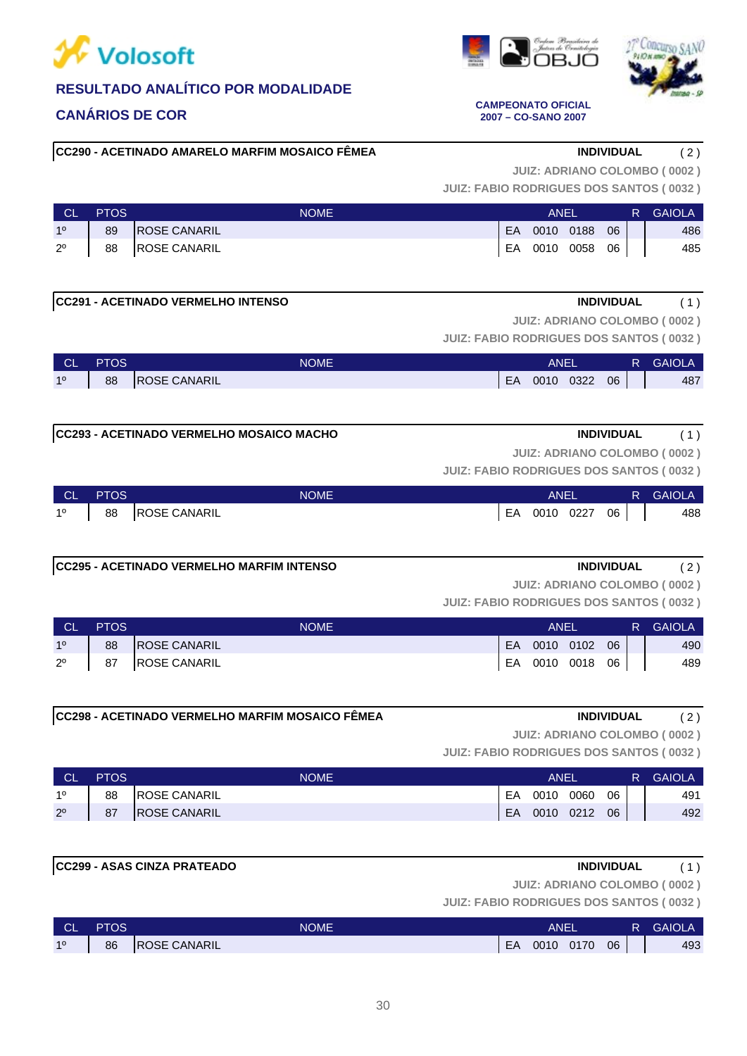**RESULTADO ANALÍTICO POR MODALIDADE**

**CANÁRIOS DE COR**

**CAMPEONATO OFICIAL 2007 – CO-SANO 2007**

### CC290 - ACETINADO AMARELO MARFIM MOSAICO FÊMEA — INDIVIDUAL ( 2 )

JUIZ: ADRIANO COLOMBO ( 0002 )
JUIZ: FABIO RODRIGUES DOS SANTOS ( 0032 )

| CL | PTOS | NOME | ANEL | R | GAIOLA |
|---|---|---|---|---|---|
| 1º | 89 | ROSE CANARIL | EA 0010 0188 06 | | 486 |
| 2º | 88 | ROSE CANARIL | EA 0010 0058 06 | | 485 |

### CC291 - ACETINADO VERMELHO INTENSO — INDIVIDUAL ( 1 )

JUIZ: ADRIANO COLOMBO ( 0002 )
JUIZ: FABIO RODRIGUES DOS SANTOS ( 0032 )

| CL | PTOS | NOME | ANEL | R | GAIOLA |
|---|---|---|---|---|---|
| 1º | 88 | ROSE CANARIL | EA 0010 0322 06 | | 487 |

### CC293 - ACETINADO VERMELHO MOSAICO MACHO — INDIVIDUAL ( 1 )

JUIZ: ADRIANO COLOMBO ( 0002 )
JUIZ: FABIO RODRIGUES DOS SANTOS ( 0032 )

| CL | PTOS | NOME | ANEL | R | GAIOLA |
|---|---|---|---|---|---|
| 1º | 88 | ROSE CANARIL | EA 0010 0227 06 | | 488 |

### CC295 - ACETINADO VERMELHO MARFIM INTENSO — INDIVIDUAL ( 2 )

JUIZ: ADRIANO COLOMBO ( 0002 )
JUIZ: FABIO RODRIGUES DOS SANTOS ( 0032 )

| CL | PTOS | NOME | ANEL | R | GAIOLA |
|---|---|---|---|---|---|
| 1º | 88 | ROSE CANARIL | EA 0010 0102 06 | | 490 |
| 2º | 87 | ROSE CANARIL | EA 0010 0018 06 | | 489 |

### CC298 - ACETINADO VERMELHO MARFIM MOSAICO FÊMEA — INDIVIDUAL ( 2 )

JUIZ: ADRIANO COLOMBO ( 0002 )
JUIZ: FABIO RODRIGUES DOS SANTOS ( 0032 )

| CL | PTOS | NOME | ANEL | R | GAIOLA |
|---|---|---|---|---|---|
| 1º | 88 | ROSE CANARIL | EA 0010 0060 06 | | 491 |
| 2º | 87 | ROSE CANARIL | EA 0010 0212 06 | | 492 |

### CC299 - ASAS CINZA PRATEADO — INDIVIDUAL ( 1 )

JUIZ: ADRIANO COLOMBO ( 0002 )
JUIZ: FABIO RODRIGUES DOS SANTOS ( 0032 )

| CL | PTOS | NOME | ANEL | R | GAIOLA |
|---|---|---|---|---|---|
| 1º | 86 | ROSE CANARIL | EA 0010 0170 06 | | 493 |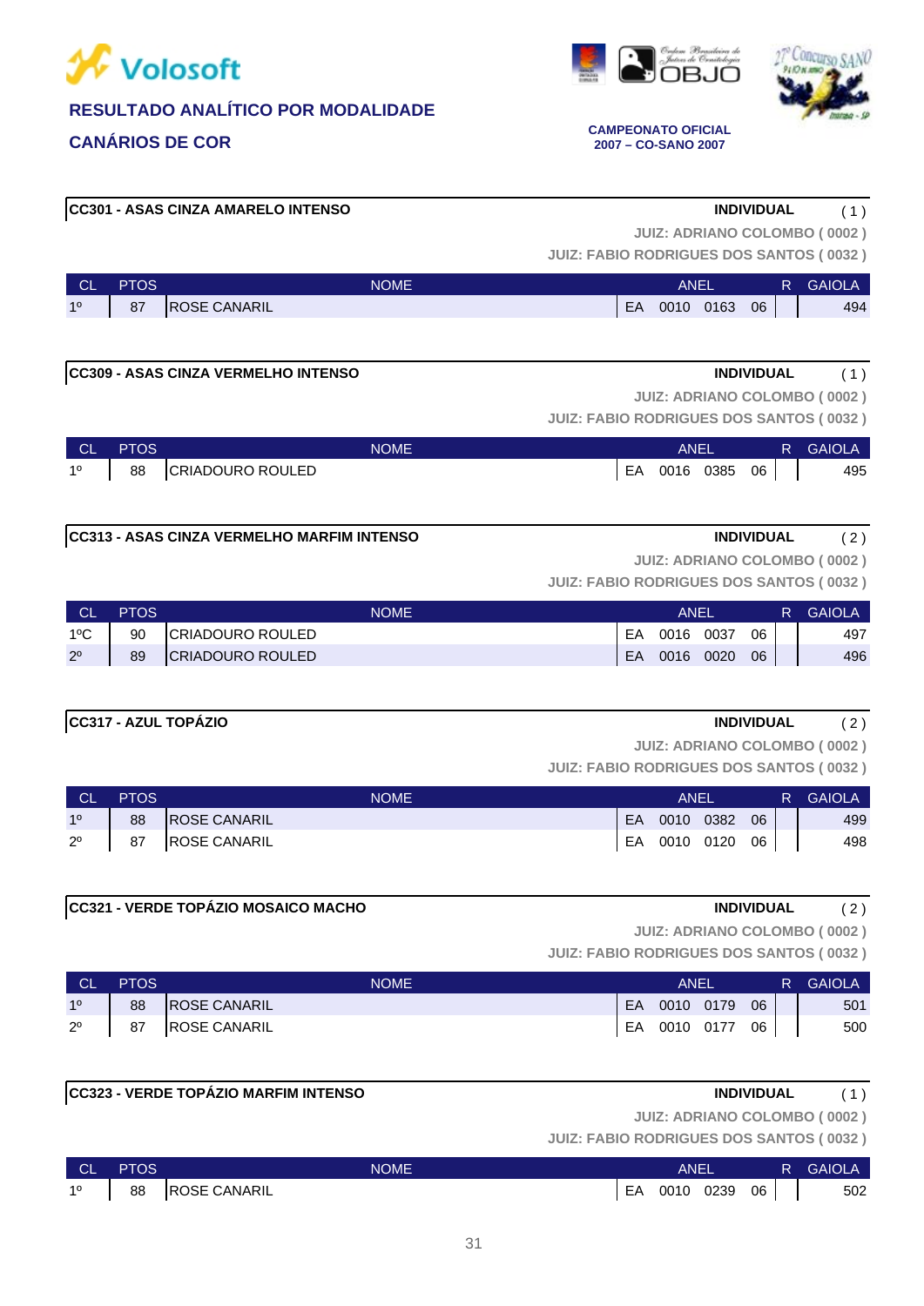**Volosoft**

## RESULTADO ANALÍTICO POR MODALIDADE

## CANÁRIOS DE COR

**CAMPEONATO OFICIAL**
**2007 – CO-SANO 2007**

### CC301 - ASAS CINZA AMARELO INTENSO

**INDIVIDUAL** ( 1 )

**JUIZ: ADRIANO COLOMBO ( 0002 )**
**JUIZ: FABIO RODRIGUES DOS SANTOS ( 0032 )**

| CL | PTOS | NOME | ANEL | R | GAIOLA |
|---|---|---|---|---|---|
| 1º | 87 | ROSE CANARIL | EA 0010 0163 06 | | 494 |

### CC309 - ASAS CINZA VERMELHO INTENSO

**INDIVIDUAL** ( 1 )

**JUIZ: ADRIANO COLOMBO ( 0002 )**
**JUIZ: FABIO RODRIGUES DOS SANTOS ( 0032 )**

| CL | PTOS | NOME | ANEL | R | GAIOLA |
|---|---|---|---|---|---|
| 1º | 88 | CRIADOURO ROULED | EA 0016 0385 06 | | 495 |

### CC313 - ASAS CINZA VERMELHO MARFIM INTENSO

**INDIVIDUAL** ( 2 )

**JUIZ: ADRIANO COLOMBO ( 0002 )**
**JUIZ: FABIO RODRIGUES DOS SANTOS ( 0032 )**

| CL | PTOS | NOME | ANEL | R | GAIOLA |
|---|---|---|---|---|---|
| 1ºC | 90 | CRIADOURO ROULED | EA 0016 0037 06 | | 497 |
| 2º | 89 | CRIADOURO ROULED | EA 0016 0020 06 | | 496 |

### CC317 - AZUL TOPÁZIO

**INDIVIDUAL** ( 2 )

**JUIZ: ADRIANO COLOMBO ( 0002 )**
**JUIZ: FABIO RODRIGUES DOS SANTOS ( 0032 )**

| CL | PTOS | NOME | ANEL | R | GAIOLA |
|---|---|---|---|---|---|
| 1º | 88 | ROSE CANARIL | EA 0010 0382 06 | | 499 |
| 2º | 87 | ROSE CANARIL | EA 0010 0120 06 | | 498 |

### CC321 - VERDE TOPÁZIO MOSAICO MACHO

**INDIVIDUAL** ( 2 )

**JUIZ: ADRIANO COLOMBO ( 0002 )**
**JUIZ: FABIO RODRIGUES DOS SANTOS ( 0032 )**

| CL | PTOS | NOME | ANEL | R | GAIOLA |
|---|---|---|---|---|---|
| 1º | 88 | ROSE CANARIL | EA 0010 0179 06 | | 501 |
| 2º | 87 | ROSE CANARIL | EA 0010 0177 06 | | 500 |

### CC323 - VERDE TOPÁZIO MARFIM INTENSO

**INDIVIDUAL** ( 1 )

**JUIZ: ADRIANO COLOMBO ( 0002 )**
**JUIZ: FABIO RODRIGUES DOS SANTOS ( 0032 )**

| CL | PTOS | NOME | ANEL | R | GAIOLA |
|---|---|---|---|---|---|
| 1º | 88 | ROSE CANARIL | EA 0010 0239 06 | | 502 |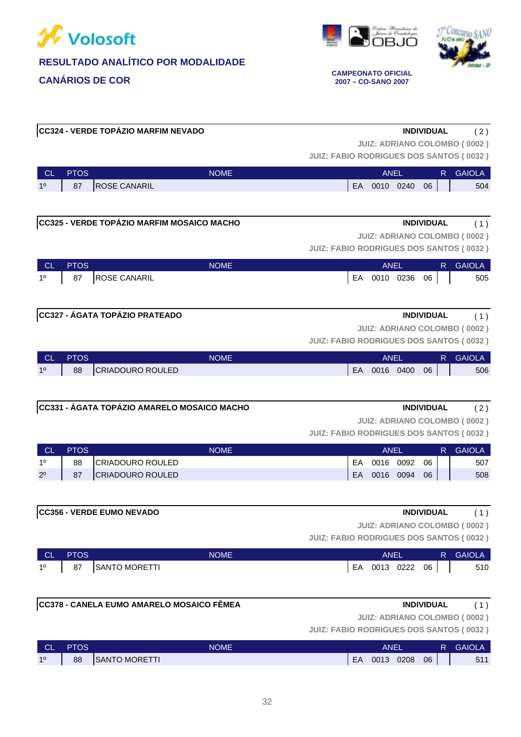**Volosoft**

## RESULTADO ANALÍTICO POR MODALIDADE

## CANÁRIOS DE COR

**CAMPEONATO OFICIAL 2007 – CO-SANO 2007**

### CC324 - VERDE TOPÁZIO MARFIM NEVADO

**INDIVIDUAL** ( 2 )

**JUIZ: ADRIANO COLOMBO ( 0002 )**
**JUIZ: FABIO RODRIGUES DOS SANTOS ( 0032 )**

| CL | PTOS | NOME | ANEL | | | | R | GAIOLA |
|---|---|---|---|---|---|---|---|---|
| 1º | 87 | ROSE CANARIL | EA | 0010 | 0240 | 06 | | 504 |

### CC325 - VERDE TOPÁZIO MARFIM MOSAICO MACHO

**INDIVIDUAL** ( 1 )

**JUIZ: ADRIANO COLOMBO ( 0002 )**
**JUIZ: FABIO RODRIGUES DOS SANTOS ( 0032 )**

| CL | PTOS | NOME | ANEL | | | | R | GAIOLA |
|---|---|---|---|---|---|---|---|---|
| 1º | 87 | ROSE CANARIL | EA | 0010 | 0236 | 06 | | 505 |

### CC327 - ÁGATA TOPÁZIO PRATEADO

**INDIVIDUAL** ( 1 )

**JUIZ: ADRIANO COLOMBO ( 0002 )**
**JUIZ: FABIO RODRIGUES DOS SANTOS ( 0032 )**

| CL | PTOS | NOME | ANEL | | | | R | GAIOLA |
|---|---|---|---|---|---|---|---|---|
| 1º | 88 | CRIADOURO ROULED | EA | 0016 | 0400 | 06 | | 506 |

### CC331 - ÁGATA TOPÁZIO AMARELO MOSAICO MACHO

**INDIVIDUAL** ( 2 )

**JUIZ: ADRIANO COLOMBO ( 0002 )**
**JUIZ: FABIO RODRIGUES DOS SANTOS ( 0032 )**

| CL | PTOS | NOME | ANEL | | | | R | GAIOLA |
|---|---|---|---|---|---|---|---|---|
| 1º | 88 | CRIADOURO ROULED | EA | 0016 | 0092 | 06 | | 507 |
| 2º | 87 | CRIADOURO ROULED | EA | 0016 | 0094 | 06 | | 508 |

### CC356 - VERDE EUMO NEVADO

**INDIVIDUAL** ( 1 )

**JUIZ: ADRIANO COLOMBO ( 0002 )**
**JUIZ: FABIO RODRIGUES DOS SANTOS ( 0032 )**

| CL | PTOS | NOME | ANEL | | | | R | GAIOLA |
|---|---|---|---|---|---|---|---|---|
| 1º | 87 | SANTO MORETTI | EA | 0013 | 0222 | 06 | | 510 |

### CC378 - CANELA EUMO AMARELO MOSAICO FÊMEA

**INDIVIDUAL** ( 1 )

**JUIZ: ADRIANO COLOMBO ( 0002 )**
**JUIZ: FABIO RODRIGUES DOS SANTOS ( 0032 )**

| CL | PTOS | NOME | ANEL | | | | R | GAIOLA |
|---|---|---|---|---|---|---|---|---|
| 1º | 88 | SANTO MORETTI | EA | 0013 | 0208 | 06 | | 511 |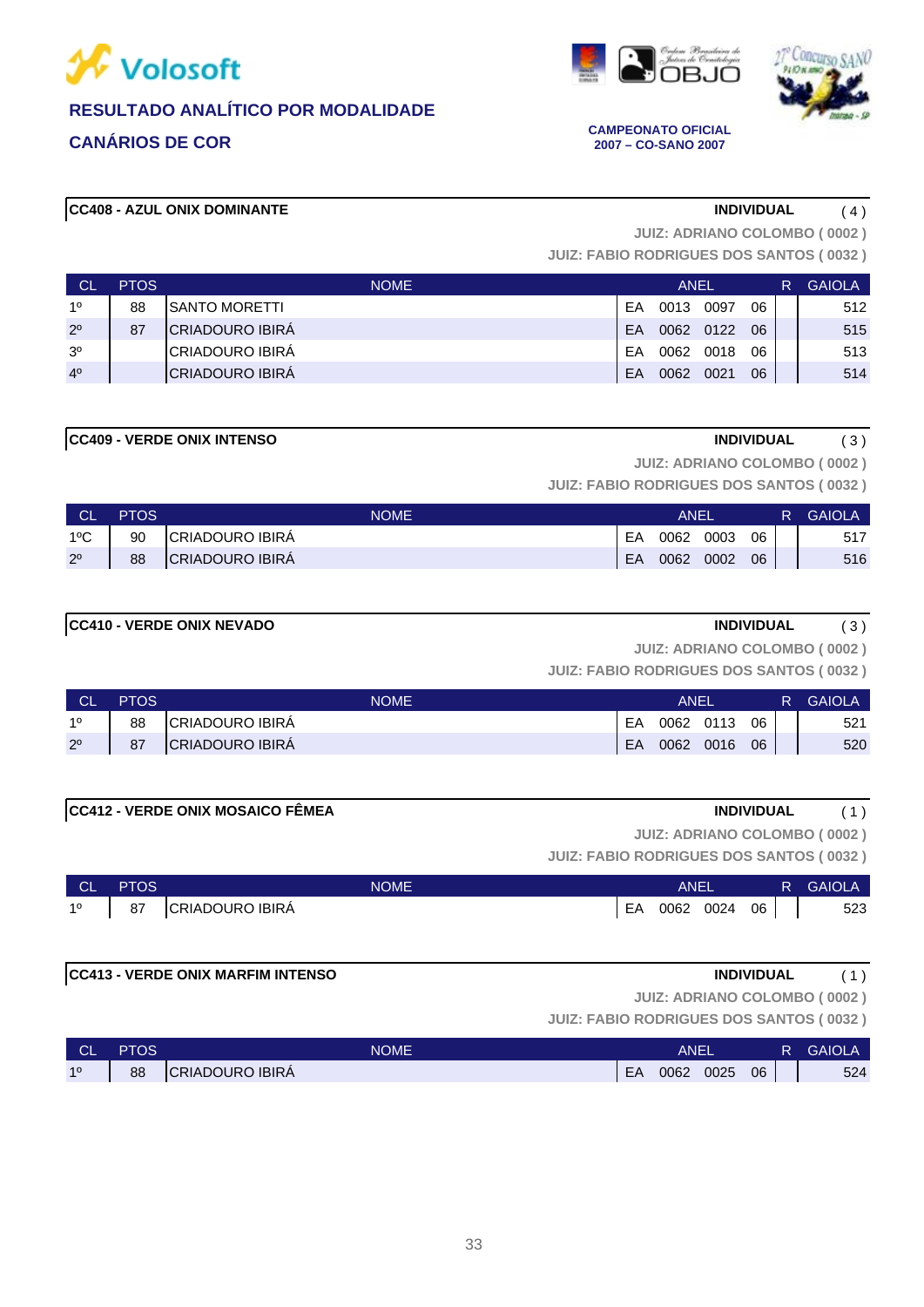Volosoft

**RESULTADO ANALÍTICO POR MODALIDADE**

**CANÁRIOS DE COR**

**CAMPEONATO OFICIAL 2007 – CO-SANO 2007**

### CC408 - AZUL ONIX DOMINANTE

**INDIVIDUAL** ( 4 )

**JUIZ: ADRIANO COLOMBO ( 0002 )**

**JUIZ: FABIO RODRIGUES DOS SANTOS ( 0032 )**

| CL | PTOS | NOME | ANEL | | | | R | GAIOLA |
|---|---|---|---|---|---|---|---|---|
| 1º | 88 | SANTO MORETTI | EA | 0013 | 0097 | 06 | | 512 |
| 2º | 87 | CRIADOURO IBIRÁ | EA | 0062 | 0122 | 06 | | 515 |
| 3º | | CRIADOURO IBIRÁ | EA | 0062 | 0018 | 06 | | 513 |
| 4º | | CRIADOURO IBIRÁ | EA | 0062 | 0021 | 06 | | 514 |

### CC409 - VERDE ONIX INTENSO

**INDIVIDUAL** ( 3 )

**JUIZ: ADRIANO COLOMBO ( 0002 )**

**JUIZ: FABIO RODRIGUES DOS SANTOS ( 0032 )**

| CL | PTOS | NOME | ANEL | | | | R | GAIOLA |
|---|---|---|---|---|---|---|---|---|
| 1ºC | 90 | CRIADOURO IBIRÁ | EA | 0062 | 0003 | 06 | | 517 |
| 2º | 88 | CRIADOURO IBIRÁ | EA | 0062 | 0002 | 06 | | 516 |

### CC410 - VERDE ONIX NEVADO

**INDIVIDUAL** ( 3 )

**JUIZ: ADRIANO COLOMBO ( 0002 )**

**JUIZ: FABIO RODRIGUES DOS SANTOS ( 0032 )**

| CL | PTOS | NOME | ANEL | | | | R | GAIOLA |
|---|---|---|---|---|---|---|---|---|
| 1º | 88 | CRIADOURO IBIRÁ | EA | 0062 | 0113 | 06 | | 521 |
| 2º | 87 | CRIADOURO IBIRÁ | EA | 0062 | 0016 | 06 | | 520 |

### CC412 - VERDE ONIX MOSAICO FÊMEA

**INDIVIDUAL** ( 1 )

**JUIZ: ADRIANO COLOMBO ( 0002 )**

**JUIZ: FABIO RODRIGUES DOS SANTOS ( 0032 )**

| CL | PTOS | NOME | ANEL | | | | R | GAIOLA |
|---|---|---|---|---|---|---|---|---|
| 1º | 87 | CRIADOURO IBIRÁ | EA | 0062 | 0024 | 06 | | 523 |

### CC413 - VERDE ONIX MARFIM INTENSO

**INDIVIDUAL** ( 1 )

**JUIZ: ADRIANO COLOMBO ( 0002 )**

**JUIZ: FABIO RODRIGUES DOS SANTOS ( 0032 )**

| CL | PTOS | NOME | ANEL | | | | R | GAIOLA |
|---|---|---|---|---|---|---|---|---|
| 1º | 88 | CRIADOURO IBIRÁ | EA | 0062 | 0025 | 06 | | 524 |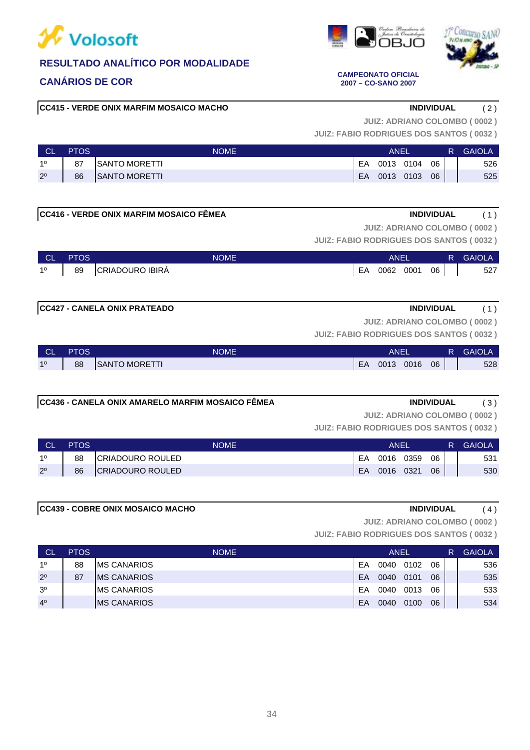## RESULTADO ANALÍTICO POR MODALIDADE

## CANÁRIOS DE COR

**CAMPEONATO OFICIAL 2007 – CO-SANO 2007**

### CC415 - VERDE ONIX MARFIM MOSAICO MACHO

**INDIVIDUAL** ( 2 )

JUIZ: ADRIANO COLOMBO ( 0002 )
JUIZ: FABIO RODRIGUES DOS SANTOS ( 0032 )

| CL | PTOS | NOME | ANEL | | | | R | GAIOLA |
|---|---|---|---|---|---|---|---|---|
| 1º | 87 | SANTO MORETTI | EA | 0013 | 0104 | 06 | | 526 |
| 2º | 86 | SANTO MORETTI | EA | 0013 | 0103 | 06 | | 525 |

### CC416 - VERDE ONIX MARFIM MOSAICO FÊMEA

**INDIVIDUAL** ( 1 )

JUIZ: ADRIANO COLOMBO ( 0002 )
JUIZ: FABIO RODRIGUES DOS SANTOS ( 0032 )

| CL | PTOS | NOME | ANEL | | | | R | GAIOLA |
|---|---|---|---|---|---|---|---|---|
| 1º | 89 | CRIADOURO IBIRÁ | EA | 0062 | 0001 | 06 | | 527 |

### CC427 - CANELA ONIX PRATEADO

**INDIVIDUAL** ( 1 )

JUIZ: ADRIANO COLOMBO ( 0002 )
JUIZ: FABIO RODRIGUES DOS SANTOS ( 0032 )

| CL | PTOS | NOME | ANEL | | | | R | GAIOLA |
|---|---|---|---|---|---|---|---|---|
| 1º | 88 | SANTO MORETTI | EA | 0013 | 0016 | 06 | | 528 |

### CC436 - CANELA ONIX AMARELO MARFIM MOSAICO FÊMEA

**INDIVIDUAL** ( 3 )

JUIZ: ADRIANO COLOMBO ( 0002 )
JUIZ: FABIO RODRIGUES DOS SANTOS ( 0032 )

| CL | PTOS | NOME | ANEL | | | | R | GAIOLA |
|---|---|---|---|---|---|---|---|---|
| 1º | 88 | CRIADOURO ROULED | EA | 0016 | 0359 | 06 | | 531 |
| 2º | 86 | CRIADOURO ROULED | EA | 0016 | 0321 | 06 | | 530 |

### CC439 - COBRE ONIX MOSAICO MACHO

**INDIVIDUAL** ( 4 )

JUIZ: ADRIANO COLOMBO ( 0002 )
JUIZ: FABIO RODRIGUES DOS SANTOS ( 0032 )

| CL | PTOS | NOME | ANEL | | | | R | GAIOLA |
|---|---|---|---|---|---|---|---|---|
| 1º | 88 | MS CANARIOS | EA | 0040 | 0102 | 06 | | 536 |
| 2º | 87 | MS CANARIOS | EA | 0040 | 0101 | 06 | | 535 |
| 3º | | MS CANARIOS | EA | 0040 | 0013 | 06 | | 533 |
| 4º | | MS CANARIOS | EA | 0040 | 0100 | 06 | | 534 |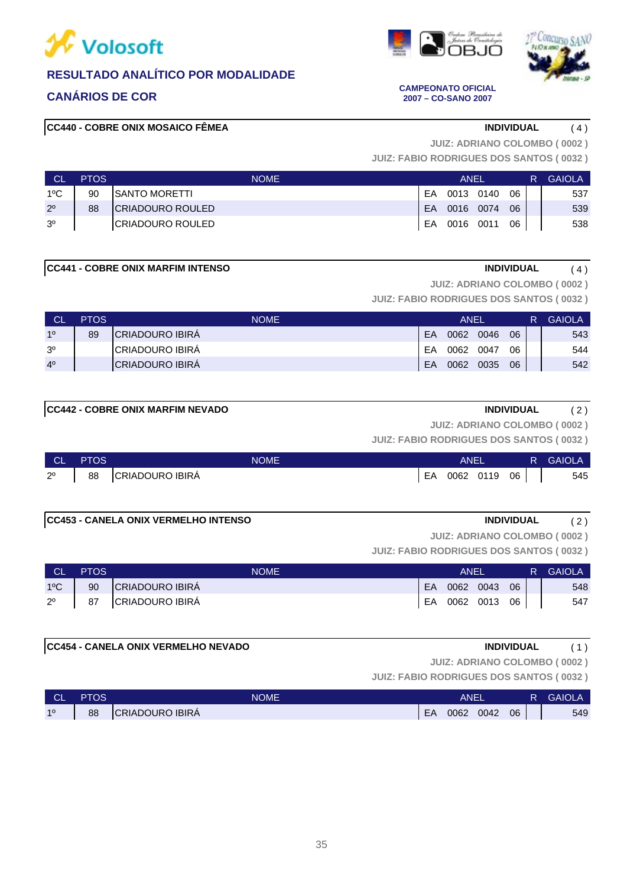# Volosoft

**RESULTADO ANALÍTICO POR MODALIDADE**

**CANÁRIOS DE COR**

**CAMPEONATO OFICIAL**
**2007 – CO-SANO 2007**

**CC440 - COBRE ONIX MOSAICO FÊMEA** — **INDIVIDUAL** ( 4 )

**JUIZ: ADRIANO COLOMBO ( 0002 )**
**JUIZ: FABIO RODRIGUES DOS SANTOS ( 0032 )**

| CL | PTOS | NOME | ANEL | | | | R | GAIOLA |
|---|---|---|---|---|---|---|---|---|
| 1ºC | 90 | SANTO MORETTI | EA | 0013 | 0140 | 06 | | 537 |
| 2º | 88 | CRIADOURO ROULED | EA | 0016 | 0074 | 06 | | 539 |
| 3º | | CRIADOURO ROULED | EA | 0016 | 0011 | 06 | | 538 |

**CC441 - COBRE ONIX MARFIM INTENSO** — **INDIVIDUAL** ( 4 )

**JUIZ: ADRIANO COLOMBO ( 0002 )**
**JUIZ: FABIO RODRIGUES DOS SANTOS ( 0032 )**

| CL | PTOS | NOME | ANEL | | | | R | GAIOLA |
|---|---|---|---|---|---|---|---|---|
| 1º | 89 | CRIADOURO IBIRÁ | EA | 0062 | 0046 | 06 | | 543 |
| 3º | | CRIADOURO IBIRÁ | EA | 0062 | 0047 | 06 | | 544 |
| 4º | | CRIADOURO IBIRÁ | EA | 0062 | 0035 | 06 | | 542 |

**CC442 - COBRE ONIX MARFIM NEVADO** — **INDIVIDUAL** ( 2 )

**JUIZ: ADRIANO COLOMBO ( 0002 )**
**JUIZ: FABIO RODRIGUES DOS SANTOS ( 0032 )**

| CL | PTOS | NOME | ANEL | | | | R | GAIOLA |
|---|---|---|---|---|---|---|---|---|
| 2º | 88 | CRIADOURO IBIRÁ | EA | 0062 | 0119 | 06 | | 545 |

**CC453 - CANELA ONIX VERMELHO INTENSO** — **INDIVIDUAL** ( 2 )

**JUIZ: ADRIANO COLOMBO ( 0002 )**
**JUIZ: FABIO RODRIGUES DOS SANTOS ( 0032 )**

| CL | PTOS | NOME | ANEL | | | | R | GAIOLA |
|---|---|---|---|---|---|---|---|---|
| 1ºC | 90 | CRIADOURO IBIRÁ | EA | 0062 | 0043 | 06 | | 548 |
| 2º | 87 | CRIADOURO IBIRÁ | EA | 0062 | 0013 | 06 | | 547 |

**CC454 - CANELA ONIX VERMELHO NEVADO** — **INDIVIDUAL** ( 1 )

**JUIZ: ADRIANO COLOMBO ( 0002 )**
**JUIZ: FABIO RODRIGUES DOS SANTOS ( 0032 )**

| CL | PTOS | NOME | ANEL | | | | R | GAIOLA |
|---|---|---|---|---|---|---|---|---|
| 1º | 88 | CRIADOURO IBIRÁ | EA | 0062 | 0042 | 06 | | 549 |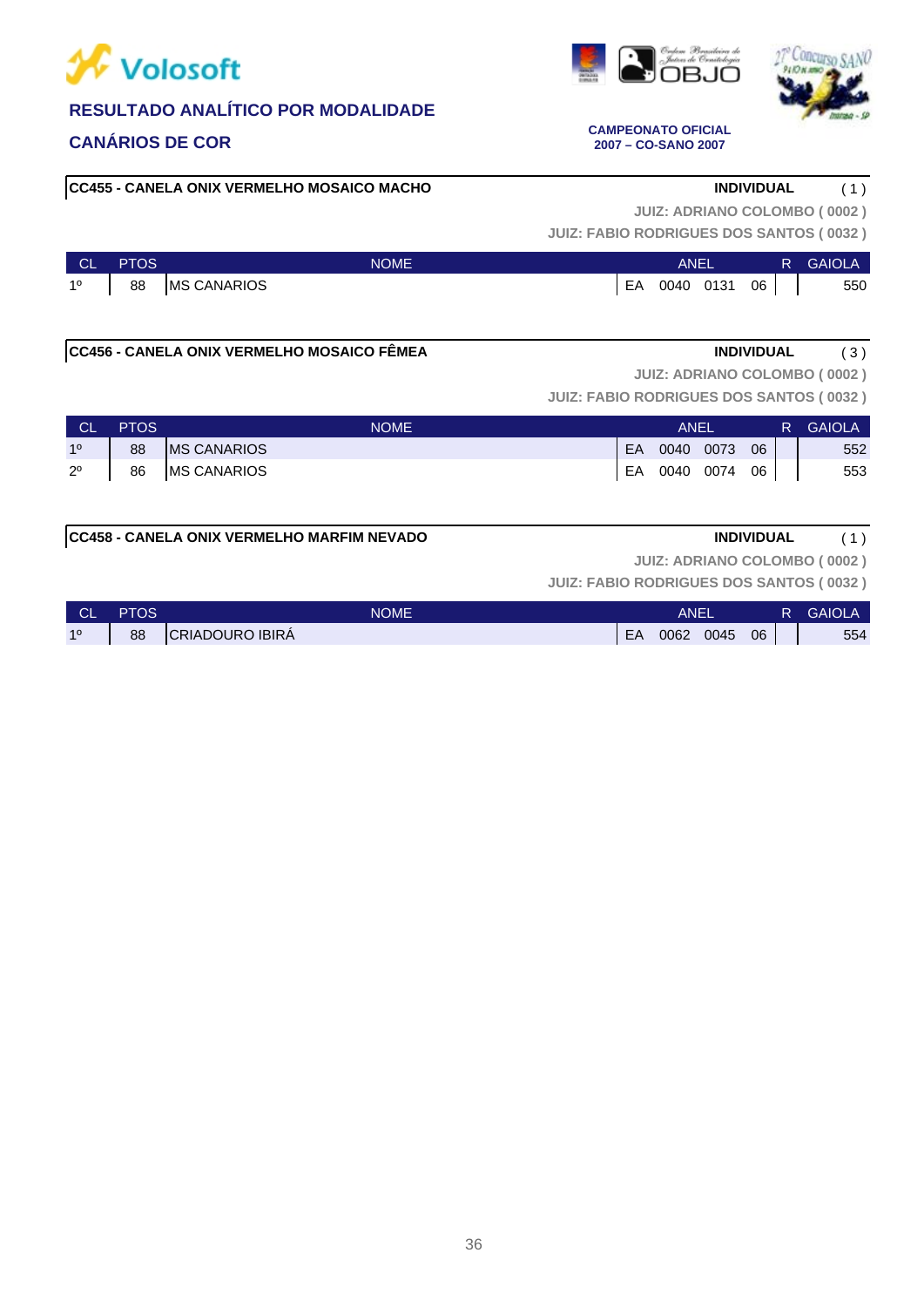Volosoft

## RESULTADO ANALÍTICO POR MODALIDADE

## CANÁRIOS DE COR

**CAMPEONATO OFICIAL**
**2007 – CO-SANO 2007**

### CC455 - CANELA ONIX VERMELHO MOSAICO MACHO

**INDIVIDUAL** ( 1 )

**JUIZ: ADRIANO COLOMBO ( 0002 )**
**JUIZ: FABIO RODRIGUES DOS SANTOS ( 0032 )**

| CL | PTOS | NOME | ANEL | | | | R | GAIOLA |
|---|---|---|---|---|---|---|---|---|
| 1º | 88 | MS CANARIOS | EA | 0040 | 0131 | 06 | | 550 |

### CC456 - CANELA ONIX VERMELHO MOSAICO FÊMEA

**INDIVIDUAL** ( 3 )

**JUIZ: ADRIANO COLOMBO ( 0002 )**
**JUIZ: FABIO RODRIGUES DOS SANTOS ( 0032 )**

| CL | PTOS | NOME | ANEL | | | | R | GAIOLA |
|---|---|---|---|---|---|---|---|---|
| 1º | 88 | MS CANARIOS | EA | 0040 | 0073 | 06 | | 552 |
| 2º | 86 | MS CANARIOS | EA | 0040 | 0074 | 06 | | 553 |

### CC458 - CANELA ONIX VERMELHO MARFIM NEVADO

**INDIVIDUAL** ( 1 )

**JUIZ: ADRIANO COLOMBO ( 0002 )**
**JUIZ: FABIO RODRIGUES DOS SANTOS ( 0032 )**

| CL | PTOS | NOME | ANEL | | | | R | GAIOLA |
|---|---|---|---|---|---|---|---|---|
| 1º | 88 | CRIADOURO IBIRÁ | EA | 0062 | 0045 | 06 | | 554 |